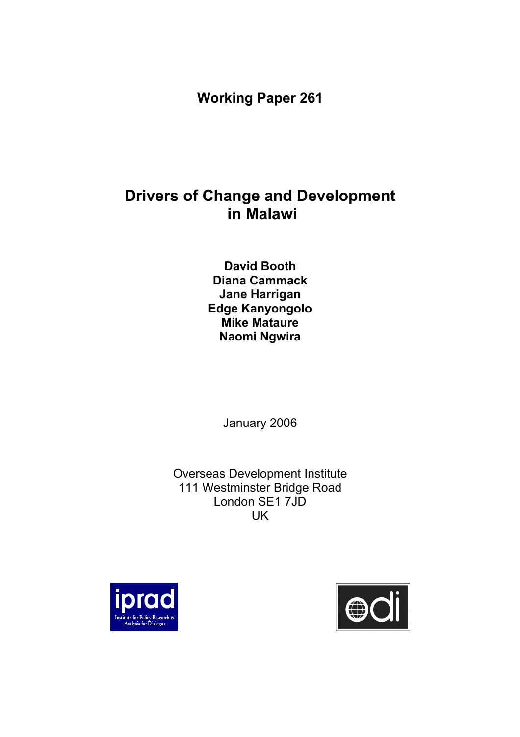**Working Paper 261**

# Drivers of Change and Development in Malawi

**David Booth**
**Diana Cammack**
**Jane Harrigan**
**Edge Kanyongolo**
**Mike Mataure**
**Naomi Ngwira**

January 2006

Overseas Development Institute
111 Westminster Bridge Road
London SE1 7JD
UK

iprad
Institute for Policy Research & Analysis for Dialogue

odi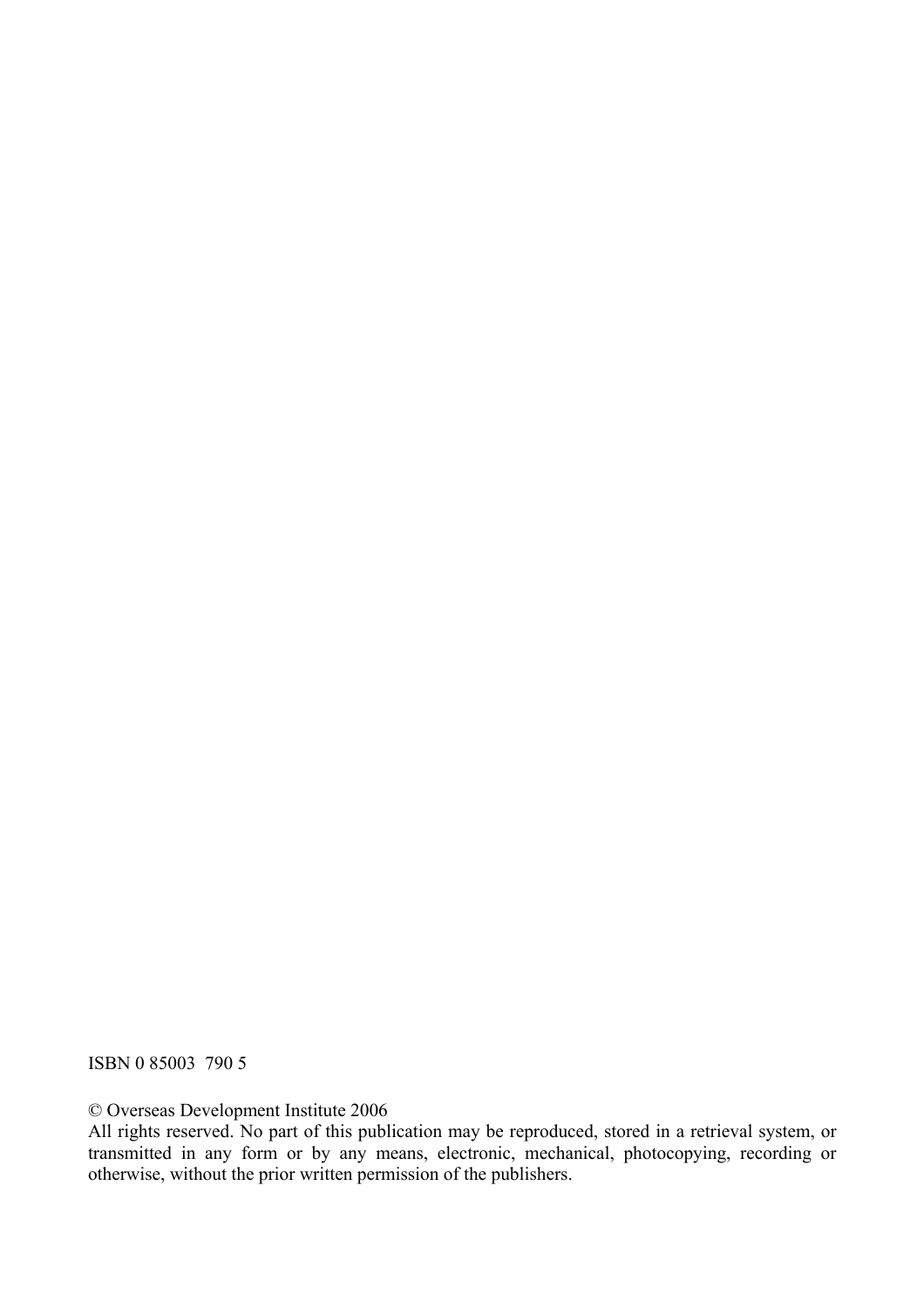ISBN 0 85003 790 5

© Overseas Development Institute 2006
All rights reserved. No part of this publication may be reproduced, stored in a retrieval system, or transmitted in any form or by any means, electronic, mechanical, photocopying, recording or otherwise, without the prior written permission of the publishers.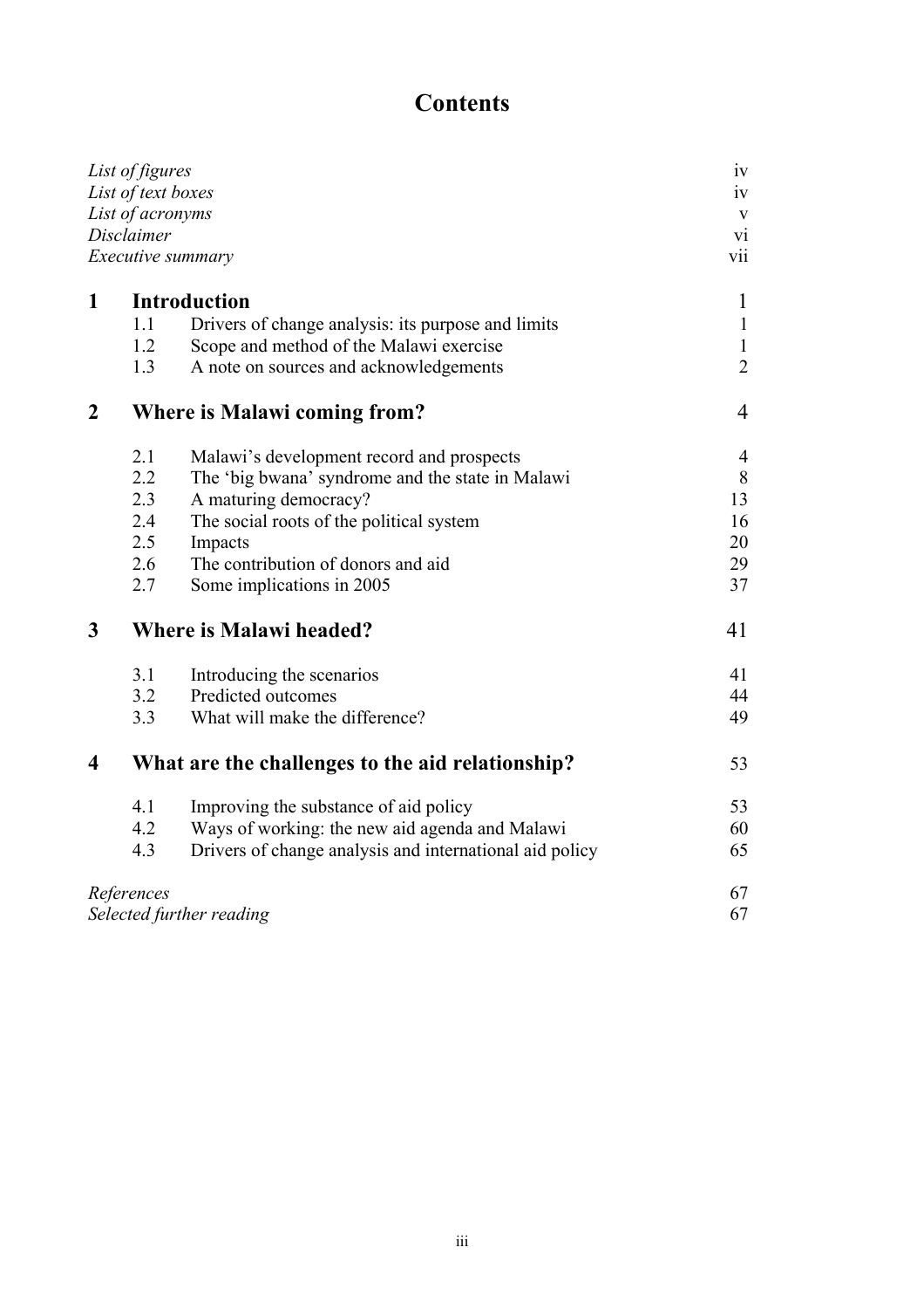# Contents

| | | |
|---|---|---|
| *List of figures* | | iv |
| *List of text boxes* | | iv |
| *List of acronyms* | | v |
| *Disclaimer* | | vi |
| *Executive summary* | | vii |
| **1** | **Introduction** | 1 |
| 1.1 | Drivers of change analysis: its purpose and limits | 1 |
| 1.2 | Scope and method of the Malawi exercise | 1 |
| 1.3 | A note on sources and acknowledgements | 2 |
| **2** | **Where is Malawi coming from?** | 4 |
| 2.1 | Malawi's development record and prospects | 4 |
| 2.2 | The 'big bwana' syndrome and the state in Malawi | 8 |
| 2.3 | A maturing democracy? | 13 |
| 2.4 | The social roots of the political system | 16 |
| 2.5 | Impacts | 20 |
| 2.6 | The contribution of donors and aid | 29 |
| 2.7 | Some implications in 2005 | 37 |
| **3** | **Where is Malawi headed?** | 41 |
| 3.1 | Introducing the scenarios | 41 |
| 3.2 | Predicted outcomes | 44 |
| 3.3 | What will make the difference? | 49 |
| **4** | **What are the challenges to the aid relationship?** | 53 |
| 4.1 | Improving the substance of aid policy | 53 |
| 4.2 | Ways of working: the new aid agenda and Malawi | 60 |
| 4.3 | Drivers of change analysis and international aid policy | 65 |
| *References* | | 67 |
| *Selected further reading* | | 67 |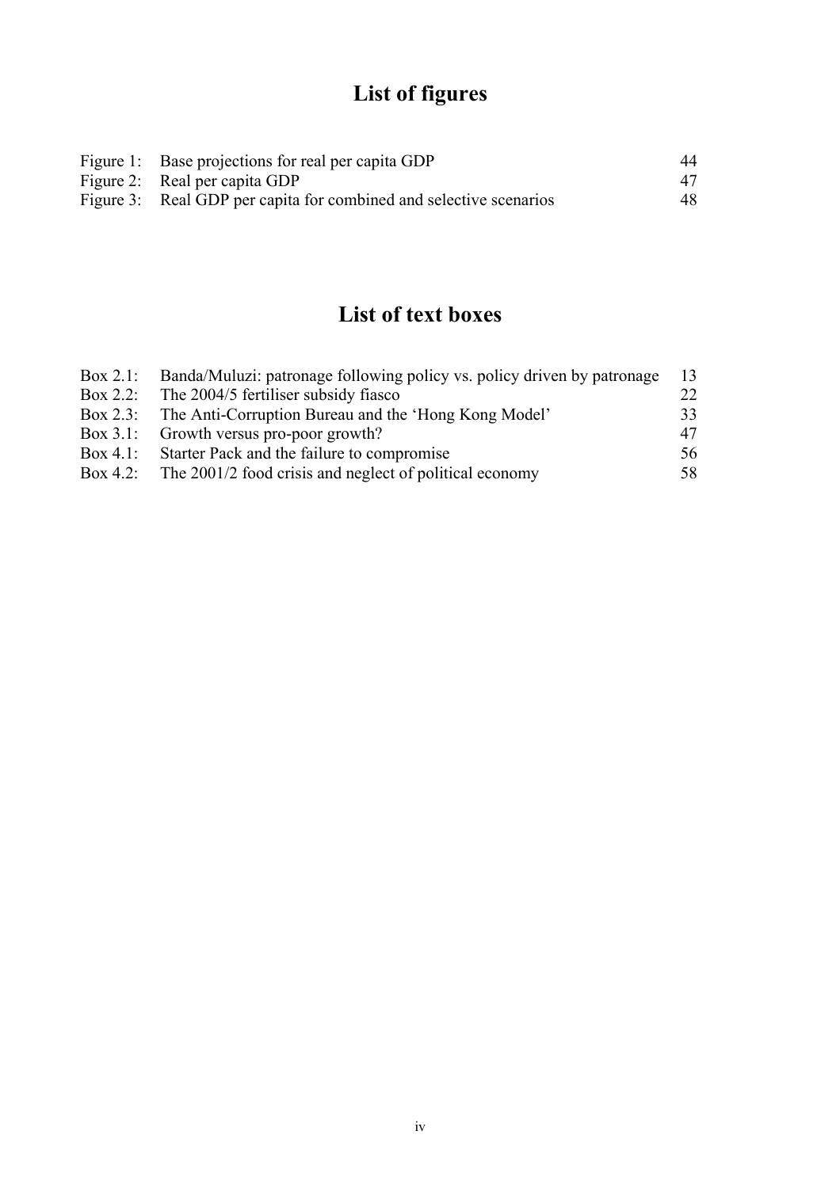# List of figures

| | | |
|---|---|---|
| Figure 1: | Base projections for real per capita GDP | 44 |
| Figure 2: | Real per capita GDP | 47 |
| Figure 3: | Real GDP per capita for combined and selective scenarios | 48 |

# List of text boxes

| | | |
|---|---|---|
| Box 2.1: | Banda/Muluzi: patronage following policy vs. policy driven by patronage | 13 |
| Box 2.2: | The 2004/5 fertiliser subsidy fiasco | 22 |
| Box 2.3: | The Anti-Corruption Bureau and the 'Hong Kong Model' | 33 |
| Box 3.1: | Growth versus pro-poor growth? | 47 |
| Box 4.1: | Starter Pack and the failure to compromise | 56 |
| Box 4.2: | The 2001/2 food crisis and neglect of political economy | 58 |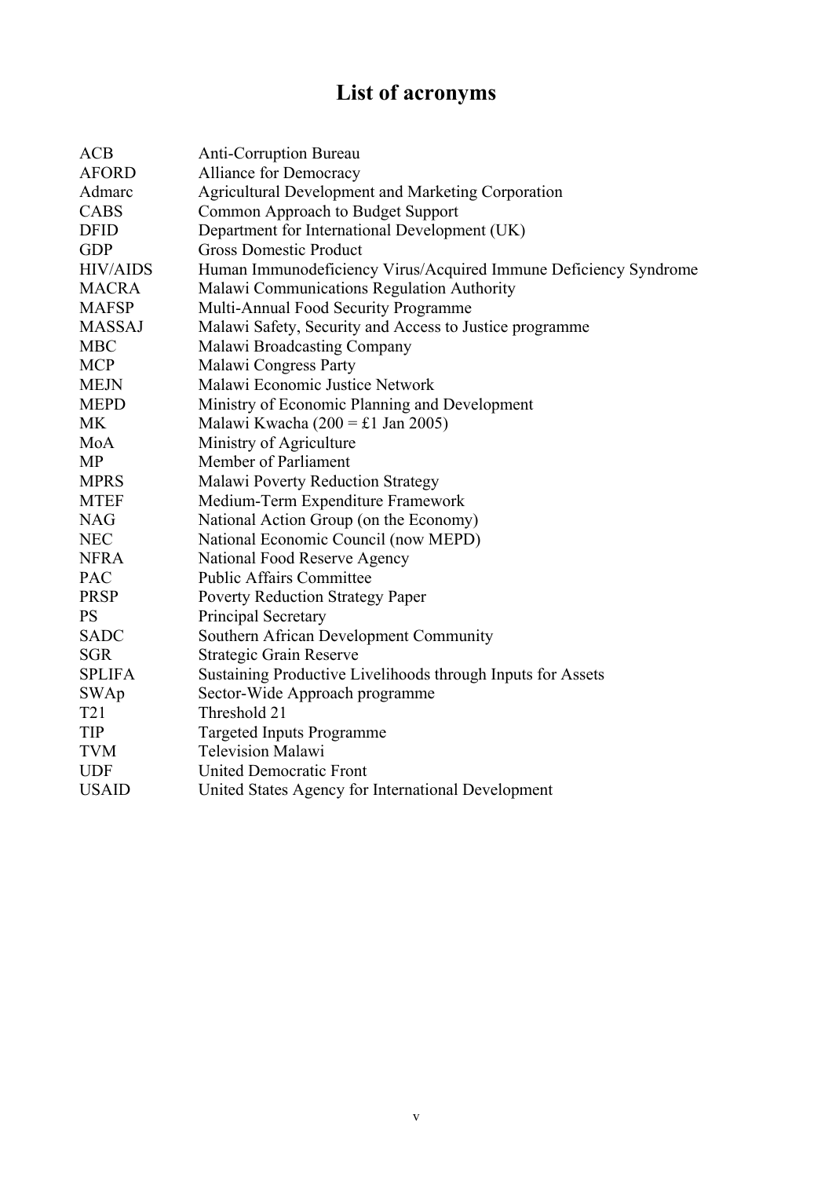# List of acronyms

| | |
|---|---|
| ACB | Anti-Corruption Bureau |
| AFORD | Alliance for Democracy |
| Admarc | Agricultural Development and Marketing Corporation |
| CABS | Common Approach to Budget Support |
| DFID | Department for International Development (UK) |
| GDP | Gross Domestic Product |
| HIV/AIDS | Human Immunodeficiency Virus/Acquired Immune Deficiency Syndrome |
| MACRA | Malawi Communications Regulation Authority |
| MAFSP | Multi-Annual Food Security Programme |
| MASSAJ | Malawi Safety, Security and Access to Justice programme |
| MBC | Malawi Broadcasting Company |
| MCP | Malawi Congress Party |
| MEJN | Malawi Economic Justice Network |
| MEPD | Ministry of Economic Planning and Development |
| MK | Malawi Kwacha (200 = £1 Jan 2005) |
| MoA | Ministry of Agriculture |
| MP | Member of Parliament |
| MPRS | Malawi Poverty Reduction Strategy |
| MTEF | Medium-Term Expenditure Framework |
| NAG | National Action Group (on the Economy) |
| NEC | National Economic Council (now MEPD) |
| NFRA | National Food Reserve Agency |
| PAC | Public Affairs Committee |
| PRSP | Poverty Reduction Strategy Paper |
| PS | Principal Secretary |
| SADC | Southern African Development Community |
| SGR | Strategic Grain Reserve |
| SPLIFA | Sustaining Productive Livelihoods through Inputs for Assets |
| SWAp | Sector-Wide Approach programme |
| T21 | Threshold 21 |
| TIP | Targeted Inputs Programme |
| TVM | Television Malawi |
| UDF | United Democratic Front |
| USAID | United States Agency for International Development |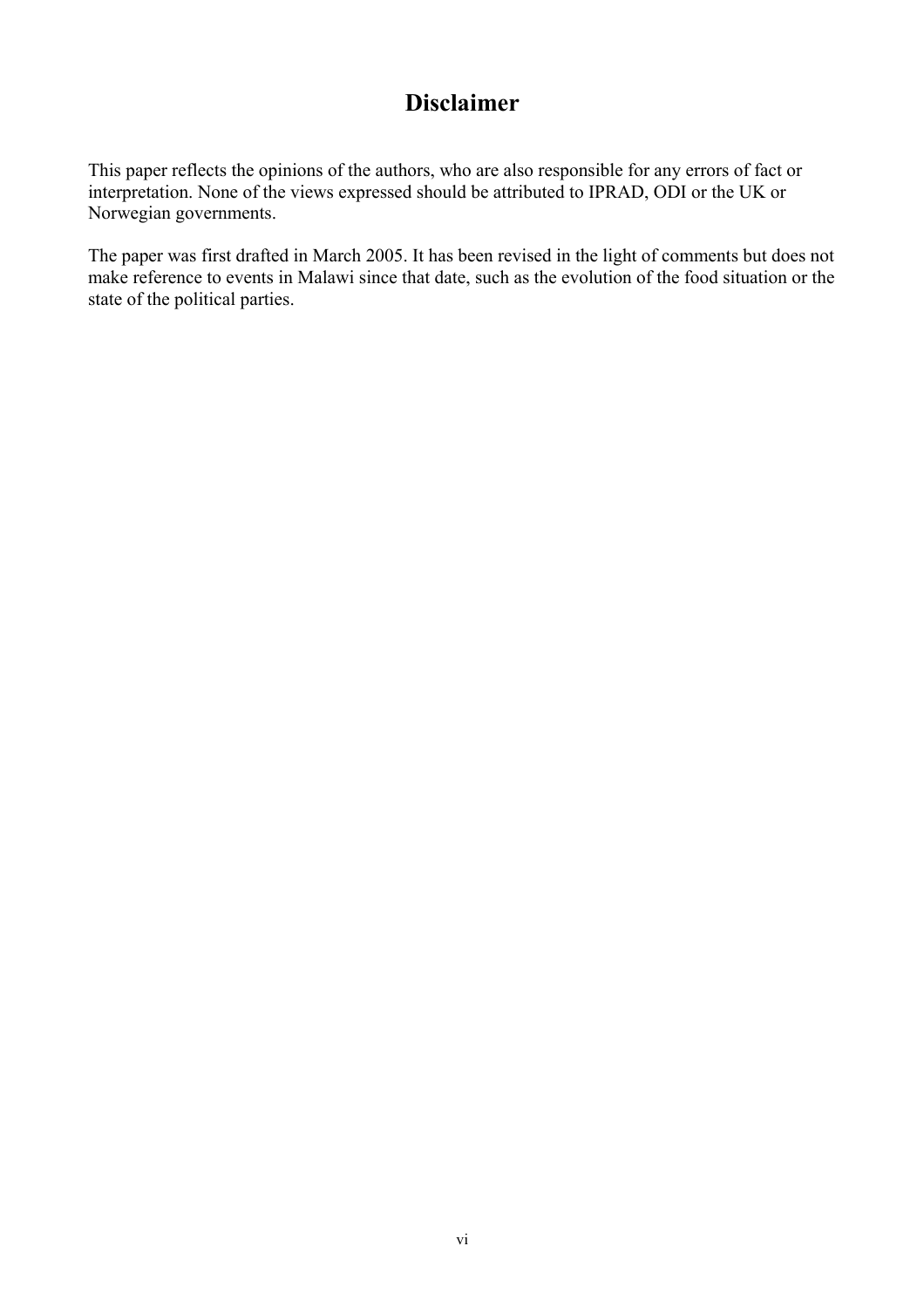# Disclaimer

This paper reflects the opinions of the authors, who are also responsible for any errors of fact or interpretation. None of the views expressed should be attributed to IPRAD, ODI or the UK or Norwegian governments.

The paper was first drafted in March 2005. It has been revised in the light of comments but does not make reference to events in Malawi since that date, such as the evolution of the food situation or the state of the political parties.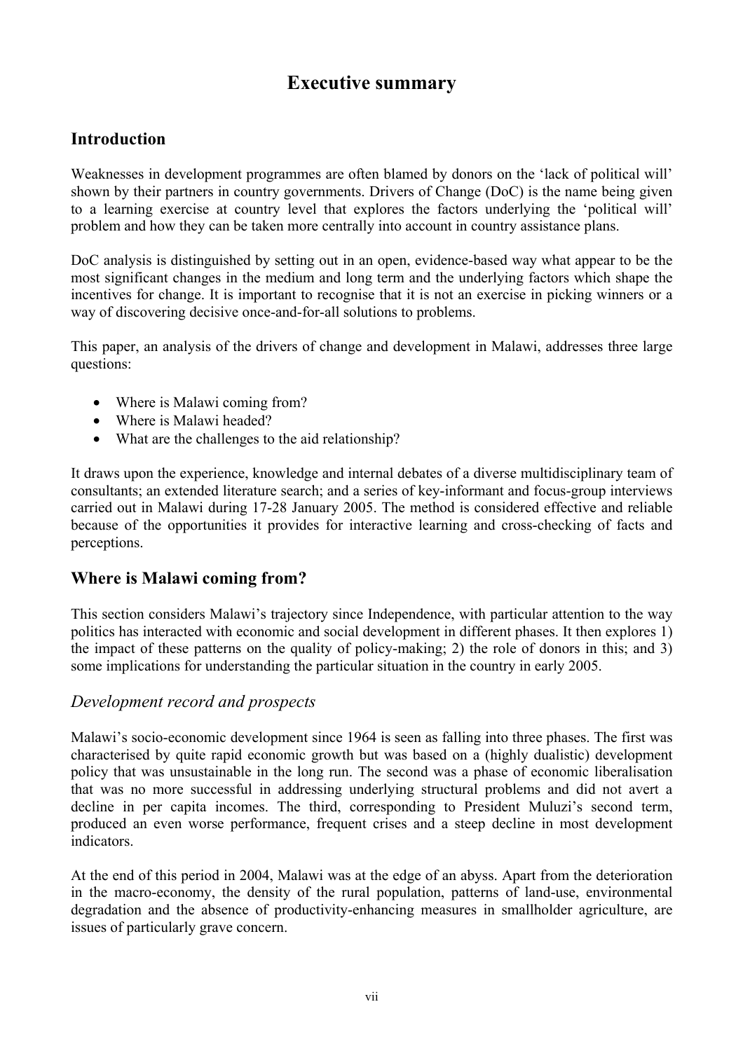# Executive summary

## Introduction

Weaknesses in development programmes are often blamed by donors on the 'lack of political will' shown by their partners in country governments. Drivers of Change (DoC) is the name being given to a learning exercise at country level that explores the factors underlying the 'political will' problem and how they can be taken more centrally into account in country assistance plans.

DoC analysis is distinguished by setting out in an open, evidence-based way what appear to be the most significant changes in the medium and long term and the underlying factors which shape the incentives for change. It is important to recognise that it is not an exercise in picking winners or a way of discovering decisive once-and-for-all solutions to problems.

This paper, an analysis of the drivers of change and development in Malawi, addresses three large questions:

- Where is Malawi coming from?
- Where is Malawi headed?
- What are the challenges to the aid relationship?

It draws upon the experience, knowledge and internal debates of a diverse multidisciplinary team of consultants; an extended literature search; and a series of key-informant and focus-group interviews carried out in Malawi during 17-28 January 2005. The method is considered effective and reliable because of the opportunities it provides for interactive learning and cross-checking of facts and perceptions.

## Where is Malawi coming from?

This section considers Malawi's trajectory since Independence, with particular attention to the way politics has interacted with economic and social development in different phases. It then explores 1) the impact of these patterns on the quality of policy-making; 2) the role of donors in this; and 3) some implications for understanding the particular situation in the country in early 2005.

### *Development record and prospects*

Malawi's socio-economic development since 1964 is seen as falling into three phases. The first was characterised by quite rapid economic growth but was based on a (highly dualistic) development policy that was unsustainable in the long run. The second was a phase of economic liberalisation that was no more successful in addressing underlying structural problems and did not avert a decline in per capita incomes. The third, corresponding to President Muluzi's second term, produced an even worse performance, frequent crises and a steep decline in most development indicators.

At the end of this period in 2004, Malawi was at the edge of an abyss. Apart from the deterioration in the macro-economy, the density of the rural population, patterns of land-use, environmental degradation and the absence of productivity-enhancing measures in smallholder agriculture, are issues of particularly grave concern.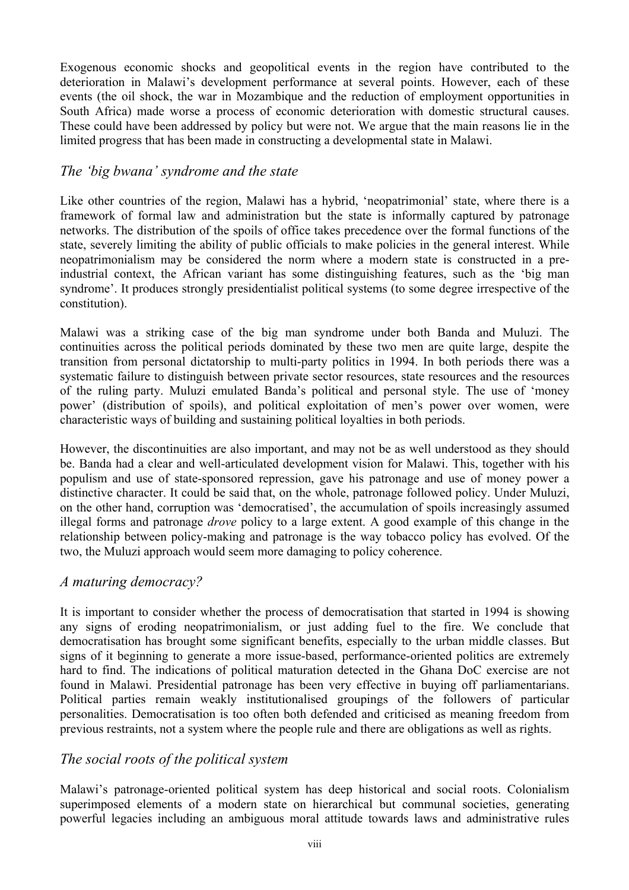Exogenous economic shocks and geopolitical events in the region have contributed to the deterioration in Malawi's development performance at several points. However, each of these events (the oil shock, the war in Mozambique and the reduction of employment opportunities in South Africa) made worse a process of economic deterioration with domestic structural causes. These could have been addressed by policy but were not. We argue that the main reasons lie in the limited progress that has been made in constructing a developmental state in Malawi.

### *The 'big bwana' syndrome and the state*

Like other countries of the region, Malawi has a hybrid, 'neopatrimonial' state, where there is a framework of formal law and administration but the state is informally captured by patronage networks. The distribution of the spoils of office takes precedence over the formal functions of the state, severely limiting the ability of public officials to make policies in the general interest. While neopatrimonialism may be considered the norm where a modern state is constructed in a pre-industrial context, the African variant has some distinguishing features, such as the 'big man syndrome'. It produces strongly presidentialist political systems (to some degree irrespective of the constitution).

Malawi was a striking case of the big man syndrome under both Banda and Muluzi. The continuities across the political periods dominated by these two men are quite large, despite the transition from personal dictatorship to multi-party politics in 1994. In both periods there was a systematic failure to distinguish between private sector resources, state resources and the resources of the ruling party. Muluzi emulated Banda's political and personal style. The use of 'money power' (distribution of spoils), and political exploitation of men's power over women, were characteristic ways of building and sustaining political loyalties in both periods.

However, the discontinuities are also important, and may not be as well understood as they should be. Banda had a clear and well-articulated development vision for Malawi. This, together with his populism and use of state-sponsored repression, gave his patronage and use of money power a distinctive character. It could be said that, on the whole, patronage followed policy. Under Muluzi, on the other hand, corruption was 'democratised', the accumulation of spoils increasingly assumed illegal forms and patronage *drove* policy to a large extent. A good example of this change in the relationship between policy-making and patronage is the way tobacco policy has evolved. Of the two, the Muluzi approach would seem more damaging to policy coherence.

### *A maturing democracy?*

It is important to consider whether the process of democratisation that started in 1994 is showing any signs of eroding neopatrimonialism, or just adding fuel to the fire. We conclude that democratisation has brought some significant benefits, especially to the urban middle classes. But signs of it beginning to generate a more issue-based, performance-oriented politics are extremely hard to find. The indications of political maturation detected in the Ghana DoC exercise are not found in Malawi. Presidential patronage has been very effective in buying off parliamentarians. Political parties remain weakly institutionalised groupings of the followers of particular personalities. Democratisation is too often both defended and criticised as meaning freedom from previous restraints, not a system where the people rule and there are obligations as well as rights.

### *The social roots of the political system*

Malawi's patronage-oriented political system has deep historical and social roots. Colonialism superimposed elements of a modern state on hierarchical but communal societies, generating powerful legacies including an ambiguous moral attitude towards laws and administrative rules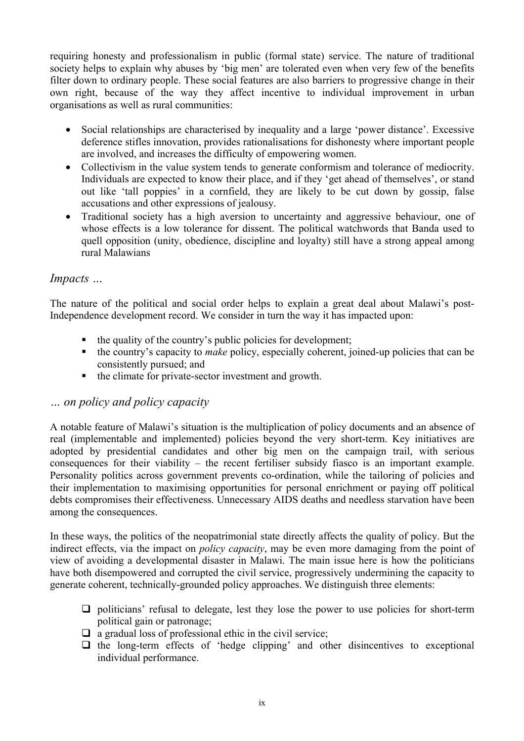requiring honesty and professionalism in public (formal state) service. The nature of traditional society helps to explain why abuses by 'big men' are tolerated even when very few of the benefits filter down to ordinary people. These social features are also barriers to progressive change in their own right, because of the way they affect incentive to individual improvement in urban organisations as well as rural communities:

- Social relationships are characterised by inequality and a large 'power distance'. Excessive deference stifles innovation, provides rationalisations for dishonesty where important people are involved, and increases the difficulty of empowering women.
- Collectivism in the value system tends to generate conformism and tolerance of mediocrity. Individuals are expected to know their place, and if they 'get ahead of themselves', or stand out like 'tall poppies' in a cornfield, they are likely to be cut down by gossip, false accusations and other expressions of jealousy.
- Traditional society has a high aversion to uncertainty and aggressive behaviour, one of whose effects is a low tolerance for dissent. The political watchwords that Banda used to quell opposition (unity, obedience, discipline and loyalty) still have a strong appeal among rural Malawians

### *Impacts …*

The nature of the political and social order helps to explain a great deal about Malawi's post-Independence development record. We consider in turn the way it has impacted upon:

- the quality of the country's public policies for development;
- the country's capacity to *make* policy, especially coherent, joined-up policies that can be consistently pursued; and
- the climate for private-sector investment and growth.

### *… on policy and policy capacity*

A notable feature of Malawi's situation is the multiplication of policy documents and an absence of real (implementable and implemented) policies beyond the very short-term. Key initiatives are adopted by presidential candidates and other big men on the campaign trail, with serious consequences for their viability – the recent fertiliser subsidy fiasco is an important example. Personality politics across government prevents co-ordination, while the tailoring of policies and their implementation to maximising opportunities for personal enrichment or paying off political debts compromises their effectiveness. Unnecessary AIDS deaths and needless starvation have been among the consequences.

In these ways, the politics of the neopatrimonial state directly affects the quality of policy. But the indirect effects, via the impact on *policy capacity*, may be even more damaging from the point of view of avoiding a developmental disaster in Malawi. The main issue here is how the politicians have both disempowered and corrupted the civil service, progressively undermining the capacity to generate coherent, technically-grounded policy approaches. We distinguish three elements:

- politicians' refusal to delegate, lest they lose the power to use policies for short-term political gain or patronage;
- a gradual loss of professional ethic in the civil service;
- the long-term effects of 'hedge clipping' and other disincentives to exceptional individual performance.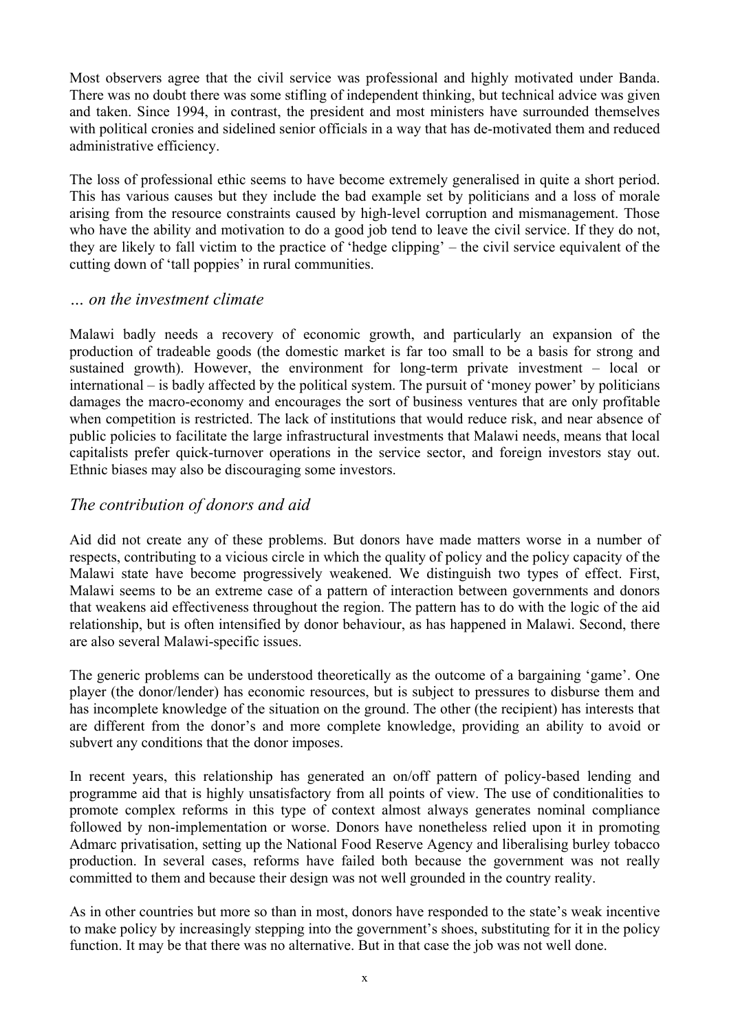Most observers agree that the civil service was professional and highly motivated under Banda. There was no doubt there was some stifling of independent thinking, but technical advice was given and taken. Since 1994, in contrast, the president and most ministers have surrounded themselves with political cronies and sidelined senior officials in a way that has de-motivated them and reduced administrative efficiency.

The loss of professional ethic seems to have become extremely generalised in quite a short period. This has various causes but they include the bad example set by politicians and a loss of morale arising from the resource constraints caused by high-level corruption and mismanagement. Those who have the ability and motivation to do a good job tend to leave the civil service. If they do not, they are likely to fall victim to the practice of 'hedge clipping' – the civil service equivalent of the cutting down of 'tall poppies' in rural communities.

### *… on the investment climate*

Malawi badly needs a recovery of economic growth, and particularly an expansion of the production of tradeable goods (the domestic market is far too small to be a basis for strong and sustained growth). However, the environment for long-term private investment – local or international – is badly affected by the political system. The pursuit of 'money power' by politicians damages the macro-economy and encourages the sort of business ventures that are only profitable when competition is restricted. The lack of institutions that would reduce risk, and near absence of public policies to facilitate the large infrastructural investments that Malawi needs, means that local capitalists prefer quick-turnover operations in the service sector, and foreign investors stay out. Ethnic biases may also be discouraging some investors.

## *The contribution of donors and aid*

Aid did not create any of these problems. But donors have made matters worse in a number of respects, contributing to a vicious circle in which the quality of policy and the policy capacity of the Malawi state have become progressively weakened. We distinguish two types of effect. First, Malawi seems to be an extreme case of a pattern of interaction between governments and donors that weakens aid effectiveness throughout the region. The pattern has to do with the logic of the aid relationship, but is often intensified by donor behaviour, as has happened in Malawi. Second, there are also several Malawi-specific issues.

The generic problems can be understood theoretically as the outcome of a bargaining 'game'. One player (the donor/lender) has economic resources, but is subject to pressures to disburse them and has incomplete knowledge of the situation on the ground. The other (the recipient) has interests that are different from the donor's and more complete knowledge, providing an ability to avoid or subvert any conditions that the donor imposes.

In recent years, this relationship has generated an on/off pattern of policy-based lending and programme aid that is highly unsatisfactory from all points of view. The use of conditionalities to promote complex reforms in this type of context almost always generates nominal compliance followed by non-implementation or worse. Donors have nonetheless relied upon it in promoting Admarc privatisation, setting up the National Food Reserve Agency and liberalising burley tobacco production. In several cases, reforms have failed both because the government was not really committed to them and because their design was not well grounded in the country reality.

As in other countries but more so than in most, donors have responded to the state's weak incentive to make policy by increasingly stepping into the government's shoes, substituting for it in the policy function. It may be that there was no alternative. But in that case the job was not well done.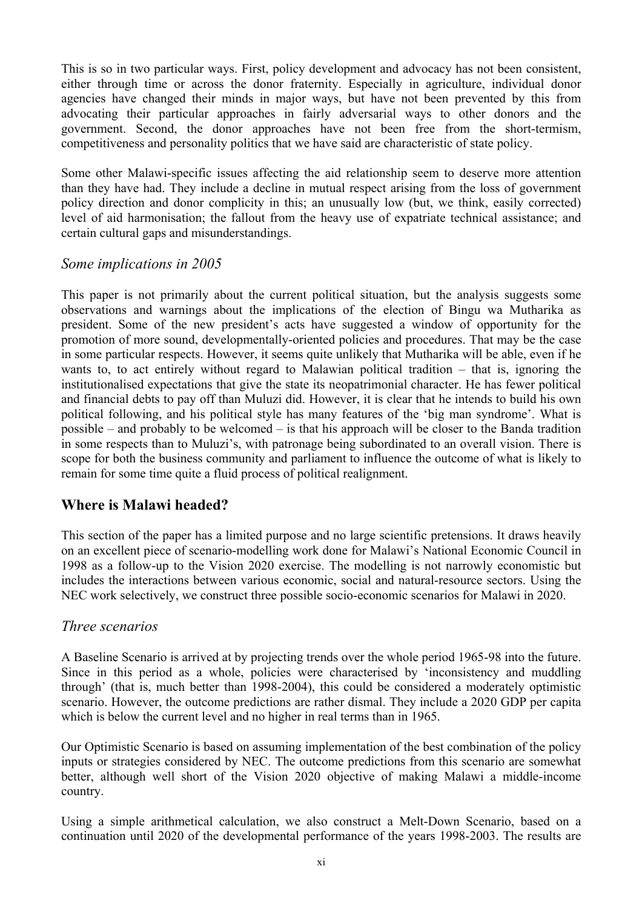This is so in two particular ways. First, policy development and advocacy has not been consistent, either through time or across the donor fraternity. Especially in agriculture, individual donor agencies have changed their minds in major ways, but have not been prevented by this from advocating their particular approaches in fairly adversarial ways to other donors and the government. Second, the donor approaches have not been free from the short-termism, competitiveness and personality politics that we have said are characteristic of state policy.

Some other Malawi-specific issues affecting the aid relationship seem to deserve more attention than they have had. They include a decline in mutual respect arising from the loss of government policy direction and donor complicity in this; an unusually low (but, we think, easily corrected) level of aid harmonisation; the fallout from the heavy use of expatriate technical assistance; and certain cultural gaps and misunderstandings.

### *Some implications in 2005*

This paper is not primarily about the current political situation, but the analysis suggests some observations and warnings about the implications of the election of Bingu wa Mutharika as president. Some of the new president's acts have suggested a window of opportunity for the promotion of more sound, developmentally-oriented policies and procedures. That may be the case in some particular respects. However, it seems quite unlikely that Mutharika will be able, even if he wants to, to act entirely without regard to Malawian political tradition – that is, ignoring the institutionalised expectations that give the state its neopatrimonial character. He has fewer political and financial debts to pay off than Muluzi did. However, it is clear that he intends to build his own political following, and his political style has many features of the 'big man syndrome'. What is possible – and probably to be welcomed – is that his approach will be closer to the Banda tradition in some respects than to Muluzi's, with patronage being subordinated to an overall vision. There is scope for both the business community and parliament to influence the outcome of what is likely to remain for some time quite a fluid process of political realignment.

## Where is Malawi headed?

This section of the paper has a limited purpose and no large scientific pretensions. It draws heavily on an excellent piece of scenario-modelling work done for Malawi's National Economic Council in 1998 as a follow-up to the Vision 2020 exercise. The modelling is not narrowly economistic but includes the interactions between various economic, social and natural-resource sectors. Using the NEC work selectively, we construct three possible socio-economic scenarios for Malawi in 2020.

### *Three scenarios*

A Baseline Scenario is arrived at by projecting trends over the whole period 1965-98 into the future. Since in this period as a whole, policies were characterised by 'inconsistency and muddling through' (that is, much better than 1998-2004), this could be considered a moderately optimistic scenario. However, the outcome predictions are rather dismal. They include a 2020 GDP per capita which is below the current level and no higher in real terms than in 1965.

Our Optimistic Scenario is based on assuming implementation of the best combination of the policy inputs or strategies considered by NEC. The outcome predictions from this scenario are somewhat better, although well short of the Vision 2020 objective of making Malawi a middle-income country.

Using a simple arithmetical calculation, we also construct a Melt-Down Scenario, based on a continuation until 2020 of the developmental performance of the years 1998-2003. The results are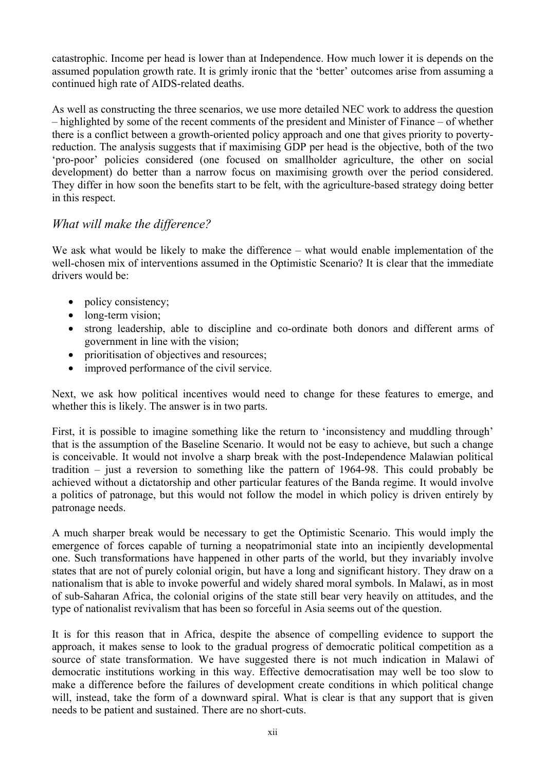catastrophic. Income per head is lower than at Independence. How much lower it is depends on the assumed population growth rate. It is grimly ironic that the 'better' outcomes arise from assuming a continued high rate of AIDS-related deaths.

As well as constructing the three scenarios, we use more detailed NEC work to address the question – highlighted by some of the recent comments of the president and Minister of Finance – of whether there is a conflict between a growth-oriented policy approach and one that gives priority to poverty-reduction. The analysis suggests that if maximising GDP per head is the objective, both of the two 'pro-poor' policies considered (one focused on smallholder agriculture, the other on social development) do better than a narrow focus on maximising growth over the period considered. They differ in how soon the benefits start to be felt, with the agriculture-based strategy doing better in this respect.

## *What will make the difference?*

We ask what would be likely to make the difference – what would enable implementation of the well-chosen mix of interventions assumed in the Optimistic Scenario? It is clear that the immediate drivers would be:

- policy consistency;
- long-term vision;
- strong leadership, able to discipline and co-ordinate both donors and different arms of government in line with the vision;
- prioritisation of objectives and resources;
- improved performance of the civil service.

Next, we ask how political incentives would need to change for these features to emerge, and whether this is likely. The answer is in two parts.

First, it is possible to imagine something like the return to 'inconsistency and muddling through' that is the assumption of the Baseline Scenario. It would not be easy to achieve, but such a change is conceivable. It would not involve a sharp break with the post-Independence Malawian political tradition – just a reversion to something like the pattern of 1964-98. This could probably be achieved without a dictatorship and other particular features of the Banda regime. It would involve a politics of patronage, but this would not follow the model in which policy is driven entirely by patronage needs.

A much sharper break would be necessary to get the Optimistic Scenario. This would imply the emergence of forces capable of turning a neopatrimonial state into an incipiently developmental one. Such transformations have happened in other parts of the world, but they invariably involve states that are not of purely colonial origin, but have a long and significant history. They draw on a nationalism that is able to invoke powerful and widely shared moral symbols. In Malawi, as in most of sub-Saharan Africa, the colonial origins of the state still bear very heavily on attitudes, and the type of nationalist revivalism that has been so forceful in Asia seems out of the question.

It is for this reason that in Africa, despite the absence of compelling evidence to support the approach, it makes sense to look to the gradual progress of democratic political competition as a source of state transformation. We have suggested there is not much indication in Malawi of democratic institutions working in this way. Effective democratisation may well be too slow to make a difference before the failures of development create conditions in which political change will, instead, take the form of a downward spiral. What is clear is that any support that is given needs to be patient and sustained. There are no short-cuts.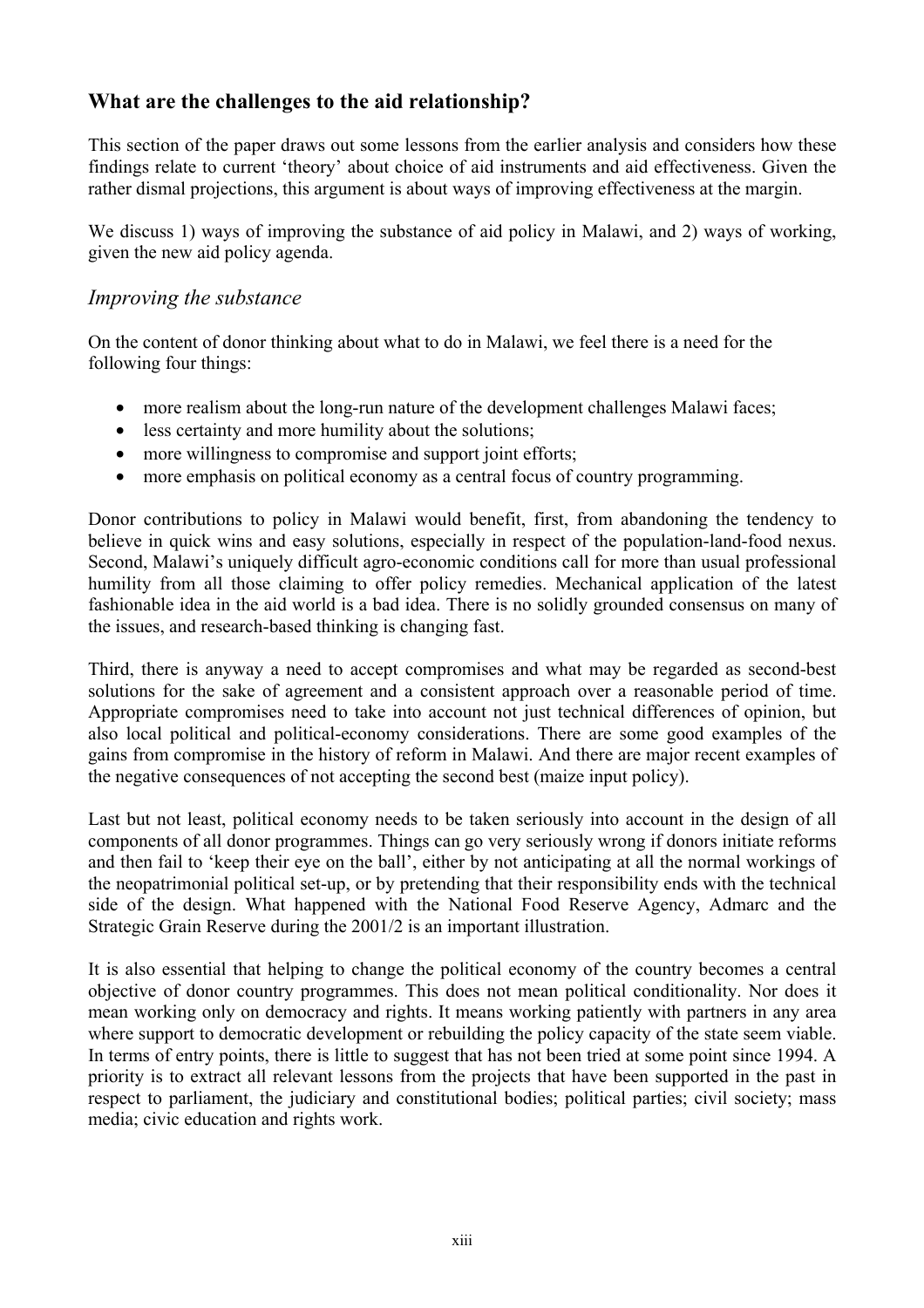## What are the challenges to the aid relationship?

This section of the paper draws out some lessons from the earlier analysis and considers how these findings relate to current 'theory' about choice of aid instruments and aid effectiveness. Given the rather dismal projections, this argument is about ways of improving effectiveness at the margin.

We discuss 1) ways of improving the substance of aid policy in Malawi, and 2) ways of working, given the new aid policy agenda.

### *Improving the substance*

On the content of donor thinking about what to do in Malawi, we feel there is a need for the following four things:

- more realism about the long-run nature of the development challenges Malawi faces;
- less certainty and more humility about the solutions;
- more willingness to compromise and support joint efforts;
- more emphasis on political economy as a central focus of country programming.

Donor contributions to policy in Malawi would benefit, first, from abandoning the tendency to believe in quick wins and easy solutions, especially in respect of the population-land-food nexus. Second, Malawi's uniquely difficult agro-economic conditions call for more than usual professional humility from all those claiming to offer policy remedies. Mechanical application of the latest fashionable idea in the aid world is a bad idea. There is no solidly grounded consensus on many of the issues, and research-based thinking is changing fast.

Third, there is anyway a need to accept compromises and what may be regarded as second-best solutions for the sake of agreement and a consistent approach over a reasonable period of time. Appropriate compromises need to take into account not just technical differences of opinion, but also local political and political-economy considerations. There are some good examples of the gains from compromise in the history of reform in Malawi. And there are major recent examples of the negative consequences of not accepting the second best (maize input policy).

Last but not least, political economy needs to be taken seriously into account in the design of all components of all donor programmes. Things can go very seriously wrong if donors initiate reforms and then fail to 'keep their eye on the ball', either by not anticipating at all the normal workings of the neopatrimonial political set-up, or by pretending that their responsibility ends with the technical side of the design. What happened with the National Food Reserve Agency, Admarc and the Strategic Grain Reserve during the 2001/2 is an important illustration.

It is also essential that helping to change the political economy of the country becomes a central objective of donor country programmes. This does not mean political conditionality. Nor does it mean working only on democracy and rights. It means working patiently with partners in any area where support to democratic development or rebuilding the policy capacity of the state seem viable. In terms of entry points, there is little to suggest that has not been tried at some point since 1994. A priority is to extract all relevant lessons from the projects that have been supported in the past in respect to parliament, the judiciary and constitutional bodies; political parties; civil society; mass media; civic education and rights work.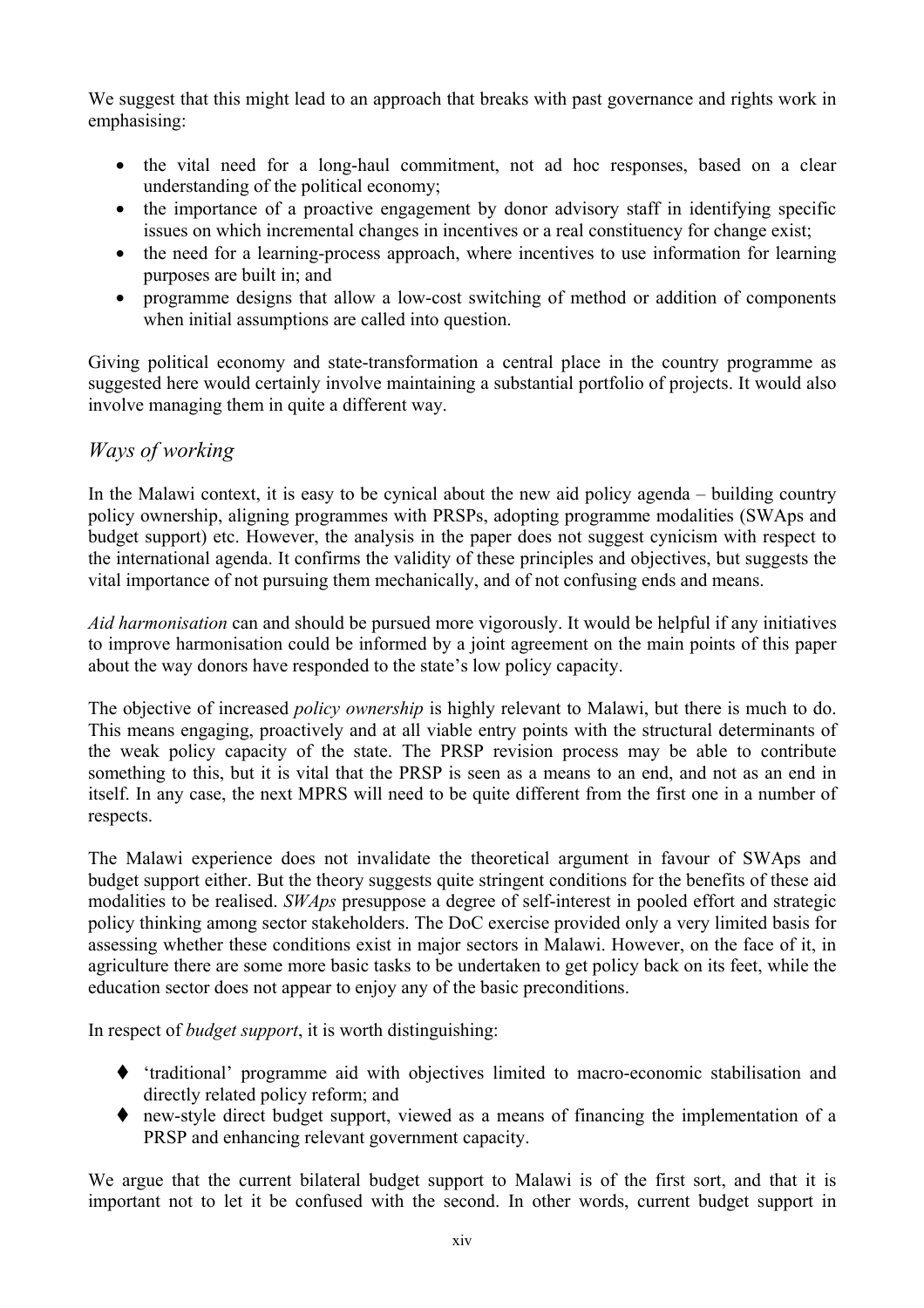We suggest that this might lead to an approach that breaks with past governance and rights work in emphasising:

- the vital need for a long-haul commitment, not ad hoc responses, based on a clear understanding of the political economy;
- the importance of a proactive engagement by donor advisory staff in identifying specific issues on which incremental changes in incentives or a real constituency for change exist;
- the need for a learning-process approach, where incentives to use information for learning purposes are built in; and
- programme designs that allow a low-cost switching of method or addition of components when initial assumptions are called into question.

Giving political economy and state-transformation a central place in the country programme as suggested here would certainly involve maintaining a substantial portfolio of projects. It would also involve managing them in quite a different way.

### *Ways of working*

In the Malawi context, it is easy to be cynical about the new aid policy agenda – building country policy ownership, aligning programmes with PRSPs, adopting programme modalities (SWAps and budget support) etc. However, the analysis in the paper does not suggest cynicism with respect to the international agenda. It confirms the validity of these principles and objectives, but suggests the vital importance of not pursuing them mechanically, and of not confusing ends and means.

*Aid harmonisation* can and should be pursued more vigorously. It would be helpful if any initiatives to improve harmonisation could be informed by a joint agreement on the main points of this paper about the way donors have responded to the state's low policy capacity.

The objective of increased *policy ownership* is highly relevant to Malawi, but there is much to do. This means engaging, proactively and at all viable entry points with the structural determinants of the weak policy capacity of the state. The PRSP revision process may be able to contribute something to this, but it is vital that the PRSP is seen as a means to an end, and not as an end in itself. In any case, the next MPRS will need to be quite different from the first one in a number of respects.

The Malawi experience does not invalidate the theoretical argument in favour of SWAps and budget support either. But the theory suggests quite stringent conditions for the benefits of these aid modalities to be realised. *SWAps* presuppose a degree of self-interest in pooled effort and strategic policy thinking among sector stakeholders. The DoC exercise provided only a very limited basis for assessing whether these conditions exist in major sectors in Malawi. However, on the face of it, in agriculture there are some more basic tasks to be undertaken to get policy back on its feet, while the education sector does not appear to enjoy any of the basic preconditions.

In respect of *budget support*, it is worth distinguishing:

- 'traditional' programme aid with objectives limited to macro-economic stabilisation and directly related policy reform; and
- new-style direct budget support, viewed as a means of financing the implementation of a PRSP and enhancing relevant government capacity.

We argue that the current bilateral budget support to Malawi is of the first sort, and that it is important not to let it be confused with the second. In other words, current budget support in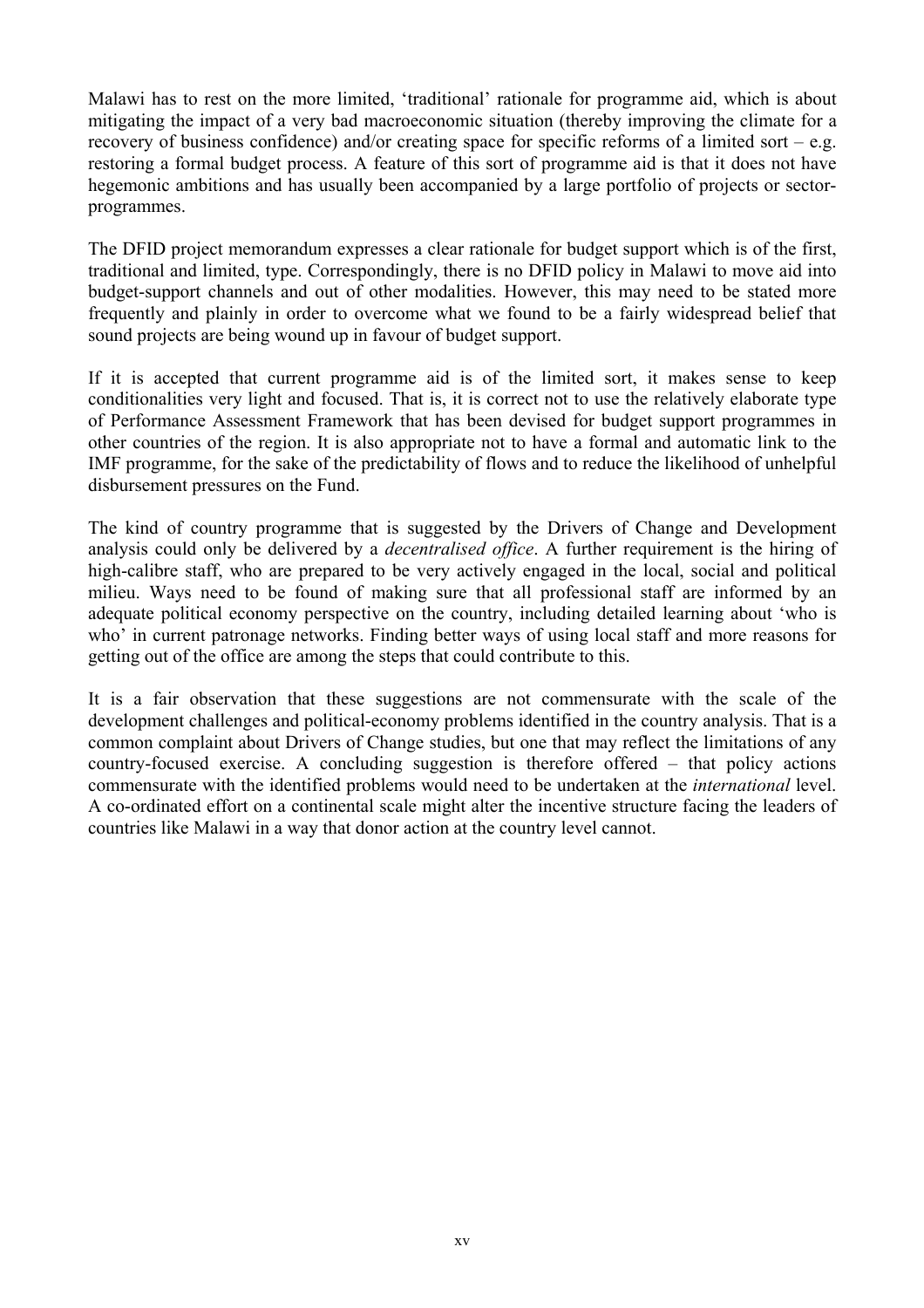Malawi has to rest on the more limited, 'traditional' rationale for programme aid, which is about mitigating the impact of a very bad macroeconomic situation (thereby improving the climate for a recovery of business confidence) and/or creating space for specific reforms of a limited sort – e.g. restoring a formal budget process. A feature of this sort of programme aid is that it does not have hegemonic ambitions and has usually been accompanied by a large portfolio of projects or sector-programmes.

The DFID project memorandum expresses a clear rationale for budget support which is of the first, traditional and limited, type. Correspondingly, there is no DFID policy in Malawi to move aid into budget-support channels and out of other modalities. However, this may need to be stated more frequently and plainly in order to overcome what we found to be a fairly widespread belief that sound projects are being wound up in favour of budget support.

If it is accepted that current programme aid is of the limited sort, it makes sense to keep conditionalities very light and focused. That is, it is correct not to use the relatively elaborate type of Performance Assessment Framework that has been devised for budget support programmes in other countries of the region. It is also appropriate not to have a formal and automatic link to the IMF programme, for the sake of the predictability of flows and to reduce the likelihood of unhelpful disbursement pressures on the Fund.

The kind of country programme that is suggested by the Drivers of Change and Development analysis could only be delivered by a *decentralised office*. A further requirement is the hiring of high-calibre staff, who are prepared to be very actively engaged in the local, social and political milieu. Ways need to be found of making sure that all professional staff are informed by an adequate political economy perspective on the country, including detailed learning about 'who is who' in current patronage networks. Finding better ways of using local staff and more reasons for getting out of the office are among the steps that could contribute to this.

It is a fair observation that these suggestions are not commensurate with the scale of the development challenges and political-economy problems identified in the country analysis. That is a common complaint about Drivers of Change studies, but one that may reflect the limitations of any country-focused exercise. A concluding suggestion is therefore offered – that policy actions commensurate with the identified problems would need to be undertaken at the *international* level. A co-ordinated effort on a continental scale might alter the incentive structure facing the leaders of countries like Malawi in a way that donor action at the country level cannot.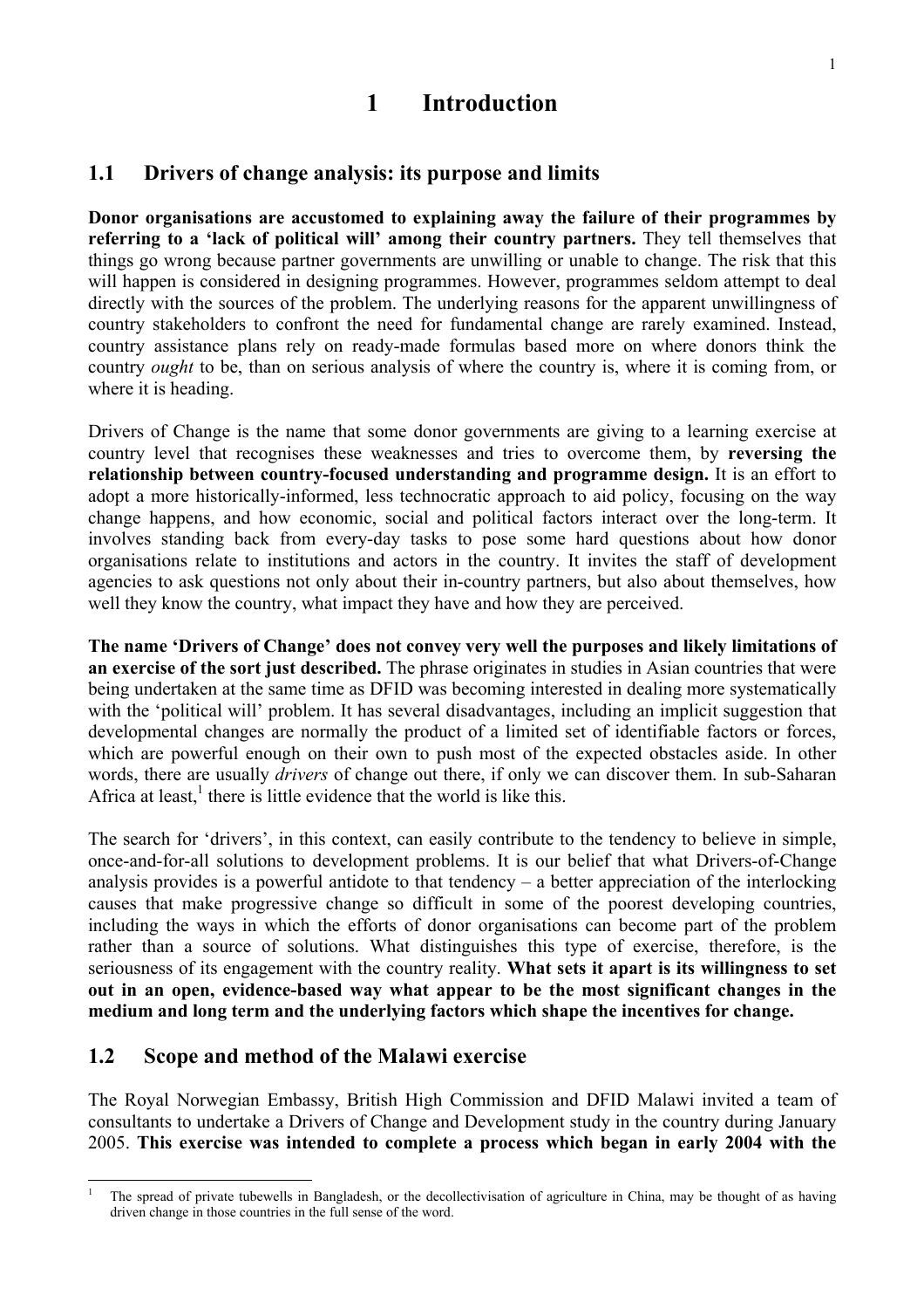# 1 Introduction

## 1.1 Drivers of change analysis: its purpose and limits

**Donor organisations are accustomed to explaining away the failure of their programmes by referring to a 'lack of political will' among their country partners.** They tell themselves that things go wrong because partner governments are unwilling or unable to change. The risk that this will happen is considered in designing programmes. However, programmes seldom attempt to deal directly with the sources of the problem. The underlying reasons for the apparent unwillingness of country stakeholders to confront the need for fundamental change are rarely examined. Instead, country assistance plans rely on ready-made formulas based more on where donors think the country *ought* to be, than on serious analysis of where the country is, where it is coming from, or where it is heading.

Drivers of Change is the name that some donor governments are giving to a learning exercise at country level that recognises these weaknesses and tries to overcome them, by **reversing the relationship between country-focused understanding and programme design.** It is an effort to adopt a more historically-informed, less technocratic approach to aid policy, focusing on the way change happens, and how economic, social and political factors interact over the long-term. It involves standing back from every-day tasks to pose some hard questions about how donor organisations relate to institutions and actors in the country. It invites the staff of development agencies to ask questions not only about their in-country partners, but also about themselves, how well they know the country, what impact they have and how they are perceived.

**The name 'Drivers of Change' does not convey very well the purposes and likely limitations of an exercise of the sort just described.** The phrase originates in studies in Asian countries that were being undertaken at the same time as DFID was becoming interested in dealing more systematically with the 'political will' problem. It has several disadvantages, including an implicit suggestion that developmental changes are normally the product of a limited set of identifiable factors or forces, which are powerful enough on their own to push most of the expected obstacles aside. In other words, there are usually *drivers* of change out there, if only we can discover them. In sub-Saharan Africa at least,[1] there is little evidence that the world is like this.

The search for 'drivers', in this context, can easily contribute to the tendency to believe in simple, once-and-for-all solutions to development problems. It is our belief that what Drivers-of-Change analysis provides is a powerful antidote to that tendency – a better appreciation of the interlocking causes that make progressive change so difficult in some of the poorest developing countries, including the ways in which the efforts of donor organisations can become part of the problem rather than a source of solutions. What distinguishes this type of exercise, therefore, is the seriousness of its engagement with the country reality. **What sets it apart is its willingness to set out in an open, evidence-based way what appear to be the most significant changes in the medium and long term and the underlying factors which shape the incentives for change.**

## 1.2 Scope and method of the Malawi exercise

The Royal Norwegian Embassy, British High Commission and DFID Malawi invited a team of consultants to undertake a Drivers of Change and Development study in the country during January 2005. **This exercise was intended to complete a process which began in early 2004 with the**

[1] The spread of private tubewells in Bangladesh, or the decollectivisation of agriculture in China, may be thought of as having driven change in those countries in the full sense of the word.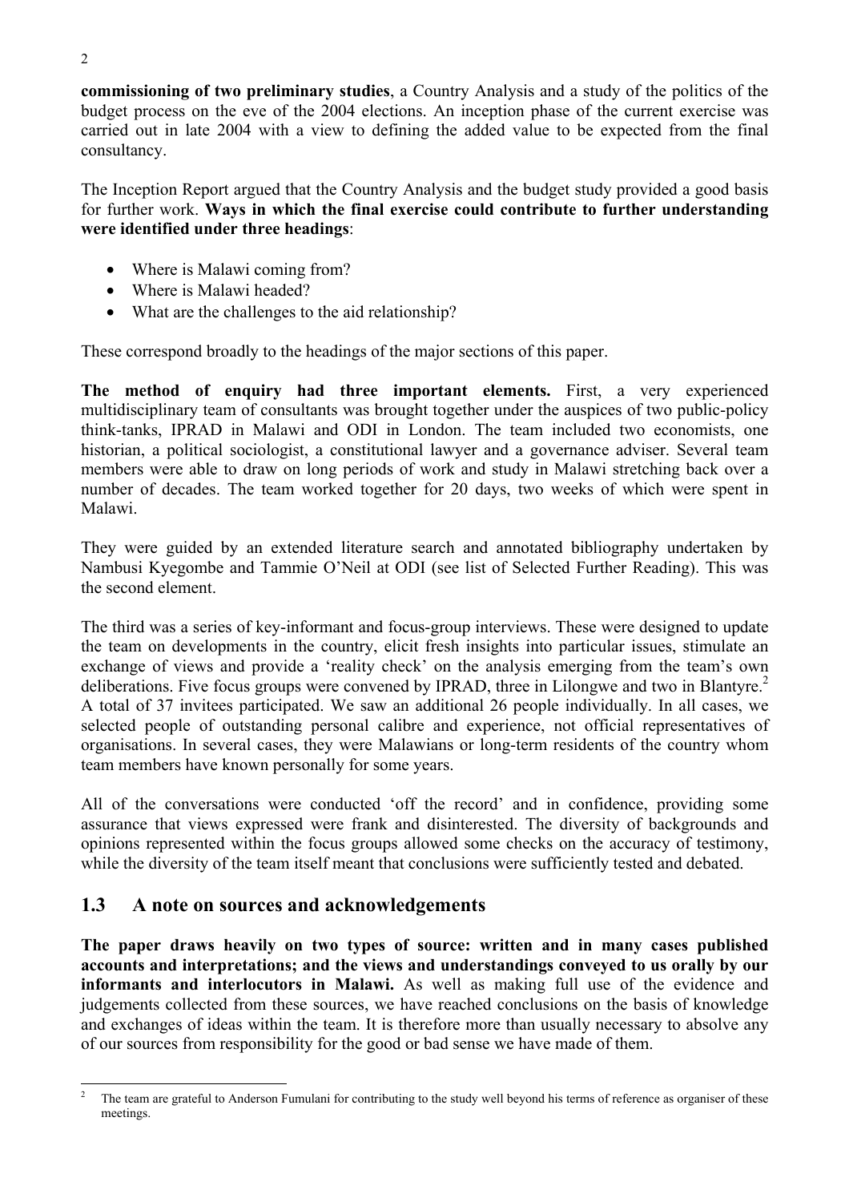**commissioning of two preliminary studies**, a Country Analysis and a study of the politics of the budget process on the eve of the 2004 elections. An inception phase of the current exercise was carried out in late 2004 with a view to defining the added value to be expected from the final consultancy.

The Inception Report argued that the Country Analysis and the budget study provided a good basis for further work. **Ways in which the final exercise could contribute to further understanding were identified under three headings**:

- Where is Malawi coming from?
- Where is Malawi headed?
- What are the challenges to the aid relationship?

These correspond broadly to the headings of the major sections of this paper.

**The method of enquiry had three important elements.** First, a very experienced multidisciplinary team of consultants was brought together under the auspices of two public-policy think-tanks, IPRAD in Malawi and ODI in London. The team included two economists, one historian, a political sociologist, a constitutional lawyer and a governance adviser. Several team members were able to draw on long periods of work and study in Malawi stretching back over a number of decades. The team worked together for 20 days, two weeks of which were spent in Malawi.

They were guided by an extended literature search and annotated bibliography undertaken by Nambusi Kyegombe and Tammie O'Neil at ODI (see list of Selected Further Reading). This was the second element.

The third was a series of key-informant and focus-group interviews. These were designed to update the team on developments in the country, elicit fresh insights into particular issues, stimulate an exchange of views and provide a 'reality check' on the analysis emerging from the team's own deliberations. Five focus groups were convened by IPRAD, three in Lilongwe and two in Blantyre.[2] A total of 37 invitees participated. We saw an additional 26 people individually. In all cases, we selected people of outstanding personal calibre and experience, not official representatives of organisations. In several cases, they were Malawians or long-term residents of the country whom team members have known personally for some years.

All of the conversations were conducted 'off the record' and in confidence, providing some assurance that views expressed were frank and disinterested. The diversity of backgrounds and opinions represented within the focus groups allowed some checks on the accuracy of testimony, while the diversity of the team itself meant that conclusions were sufficiently tested and debated.

## 1.3 A note on sources and acknowledgements

**The paper draws heavily on two types of source: written and in many cases published accounts and interpretations; and the views and understandings conveyed to us orally by our informants and interlocutors in Malawi.** As well as making full use of the evidence and judgements collected from these sources, we have reached conclusions on the basis of knowledge and exchanges of ideas within the team. It is therefore more than usually necessary to absolve any of our sources from responsibility for the good or bad sense we have made of them.

---

[2] The team are grateful to Anderson Fumulani for contributing to the study well beyond his terms of reference as organiser of these meetings.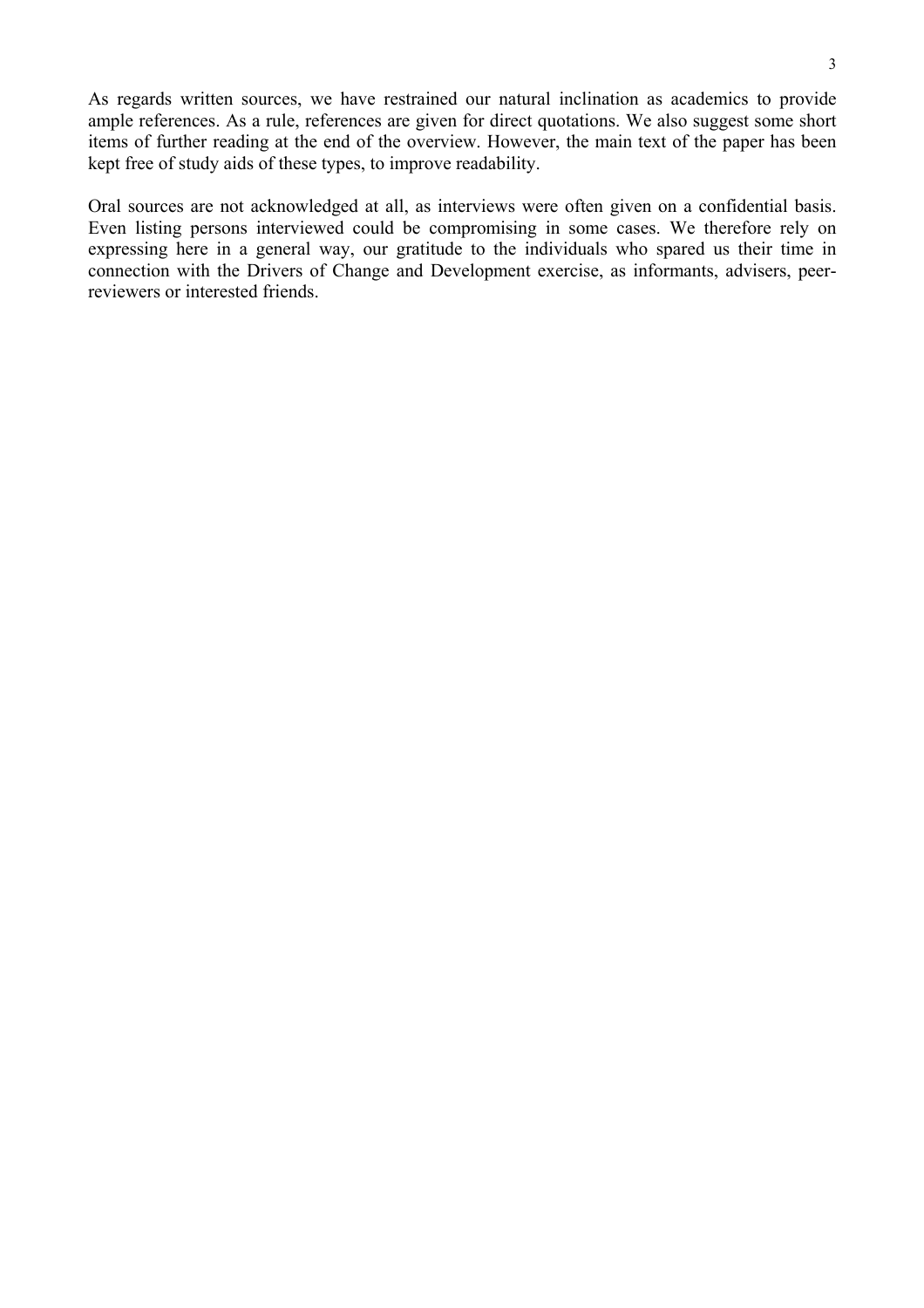As regards written sources, we have restrained our natural inclination as academics to provide ample references. As a rule, references are given for direct quotations. We also suggest some short items of further reading at the end of the overview. However, the main text of the paper has been kept free of study aids of these types, to improve readability.

Oral sources are not acknowledged at all, as interviews were often given on a confidential basis. Even listing persons interviewed could be compromising in some cases. We therefore rely on expressing here in a general way, our gratitude to the individuals who spared us their time in connection with the Drivers of Change and Development exercise, as informants, advisers, peer-reviewers or interested friends.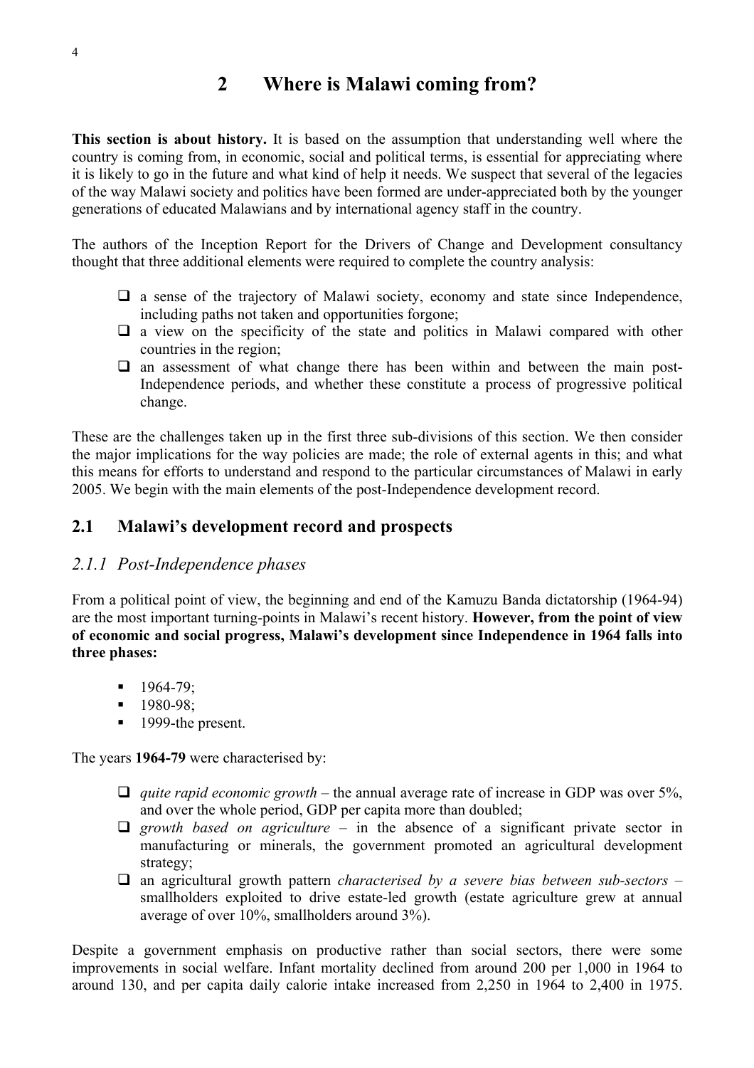# 2 Where is Malawi coming from?

**This section is about history.** It is based on the assumption that understanding well where the country is coming from, in economic, social and political terms, is essential for appreciating where it is likely to go in the future and what kind of help it needs. We suspect that several of the legacies of the way Malawi society and politics have been formed are under-appreciated both by the younger generations of educated Malawians and by international agency staff in the country.

The authors of the Inception Report for the Drivers of Change and Development consultancy thought that three additional elements were required to complete the country analysis:

- a sense of the trajectory of Malawi society, economy and state since Independence, including paths not taken and opportunities forgone;
- a view on the specificity of the state and politics in Malawi compared with other countries in the region;
- an assessment of what change there has been within and between the main post-Independence periods, and whether these constitute a process of progressive political change.

These are the challenges taken up in the first three sub-divisions of this section. We then consider the major implications for the way policies are made; the role of external agents in this; and what this means for efforts to understand and respond to the particular circumstances of Malawi in early 2005. We begin with the main elements of the post-Independence development record.

## 2.1 Malawi's development record and prospects

### *2.1.1 Post-Independence phases*

From a political point of view, the beginning and end of the Kamuzu Banda dictatorship (1964-94) are the most important turning-points in Malawi's recent history. **However, from the point of view of economic and social progress, Malawi's development since Independence in 1964 falls into three phases:**

- 1964-79;
- 1980-98;
- 1999-the present.

The years **1964-79** were characterised by:

- *quite rapid economic growth* – the annual average rate of increase in GDP was over 5%, and over the whole period, GDP per capita more than doubled;
- *growth based on agriculture* – in the absence of a significant private sector in manufacturing or minerals, the government promoted an agricultural development strategy;
- an agricultural growth pattern *characterised by a severe bias between sub-sectors* – smallholders exploited to drive estate-led growth (estate agriculture grew at annual average of over 10%, smallholders around 3%).

Despite a government emphasis on productive rather than social sectors, there were some improvements in social welfare. Infant mortality declined from around 200 per 1,000 in 1964 to around 130, and per capita daily calorie intake increased from 2,250 in 1964 to 2,400 in 1975.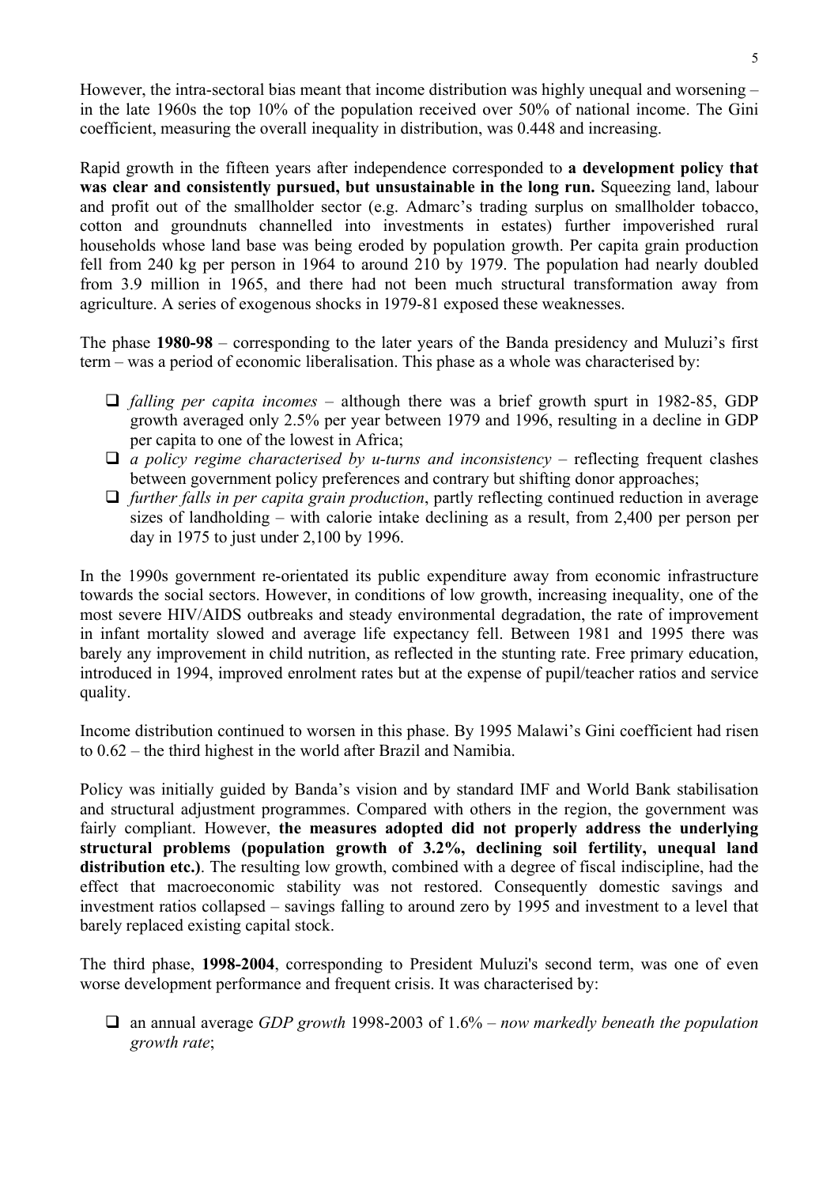However, the intra-sectoral bias meant that income distribution was highly unequal and worsening – in the late 1960s the top 10% of the population received over 50% of national income. The Gini coefficient, measuring the overall inequality in distribution, was 0.448 and increasing.

Rapid growth in the fifteen years after independence corresponded to **a development policy that was clear and consistently pursued, but unsustainable in the long run.** Squeezing land, labour and profit out of the smallholder sector (e.g. Admarc's trading surplus on smallholder tobacco, cotton and groundnuts channelled into investments in estates) further impoverished rural households whose land base was being eroded by population growth. Per capita grain production fell from 240 kg per person in 1964 to around 210 by 1979. The population had nearly doubled from 3.9 million in 1965, and there had not been much structural transformation away from agriculture. A series of exogenous shocks in 1979-81 exposed these weaknesses.

The phase **1980-98** – corresponding to the later years of the Banda presidency and Muluzi's first term – was a period of economic liberalisation. This phase as a whole was characterised by:

- *falling per capita incomes* – although there was a brief growth spurt in 1982-85, GDP growth averaged only 2.5% per year between 1979 and 1996, resulting in a decline in GDP per capita to one of the lowest in Africa;
- *a policy regime characterised by u-turns and inconsistency* – reflecting frequent clashes between government policy preferences and contrary but shifting donor approaches;
- *further falls in per capita grain production*, partly reflecting continued reduction in average sizes of landholding – with calorie intake declining as a result, from 2,400 per person per day in 1975 to just under 2,100 by 1996.

In the 1990s government re-orientated its public expenditure away from economic infrastructure towards the social sectors. However, in conditions of low growth, increasing inequality, one of the most severe HIV/AIDS outbreaks and steady environmental degradation, the rate of improvement in infant mortality slowed and average life expectancy fell. Between 1981 and 1995 there was barely any improvement in child nutrition, as reflected in the stunting rate. Free primary education, introduced in 1994, improved enrolment rates but at the expense of pupil/teacher ratios and service quality.

Income distribution continued to worsen in this phase. By 1995 Malawi's Gini coefficient had risen to 0.62 – the third highest in the world after Brazil and Namibia.

Policy was initially guided by Banda's vision and by standard IMF and World Bank stabilisation and structural adjustment programmes. Compared with others in the region, the government was fairly compliant. However, **the measures adopted did not properly address the underlying structural problems (population growth of 3.2%, declining soil fertility, unequal land distribution etc.)**. The resulting low growth, combined with a degree of fiscal indiscipline, had the effect that macroeconomic stability was not restored. Consequently domestic savings and investment ratios collapsed – savings falling to around zero by 1995 and investment to a level that barely replaced existing capital stock.

The third phase, **1998-2004**, corresponding to President Muluzi's second term, was one of even worse development performance and frequent crisis. It was characterised by:

- an annual average *GDP growth* 1998-2003 of 1.6% – *now markedly beneath the population growth rate*;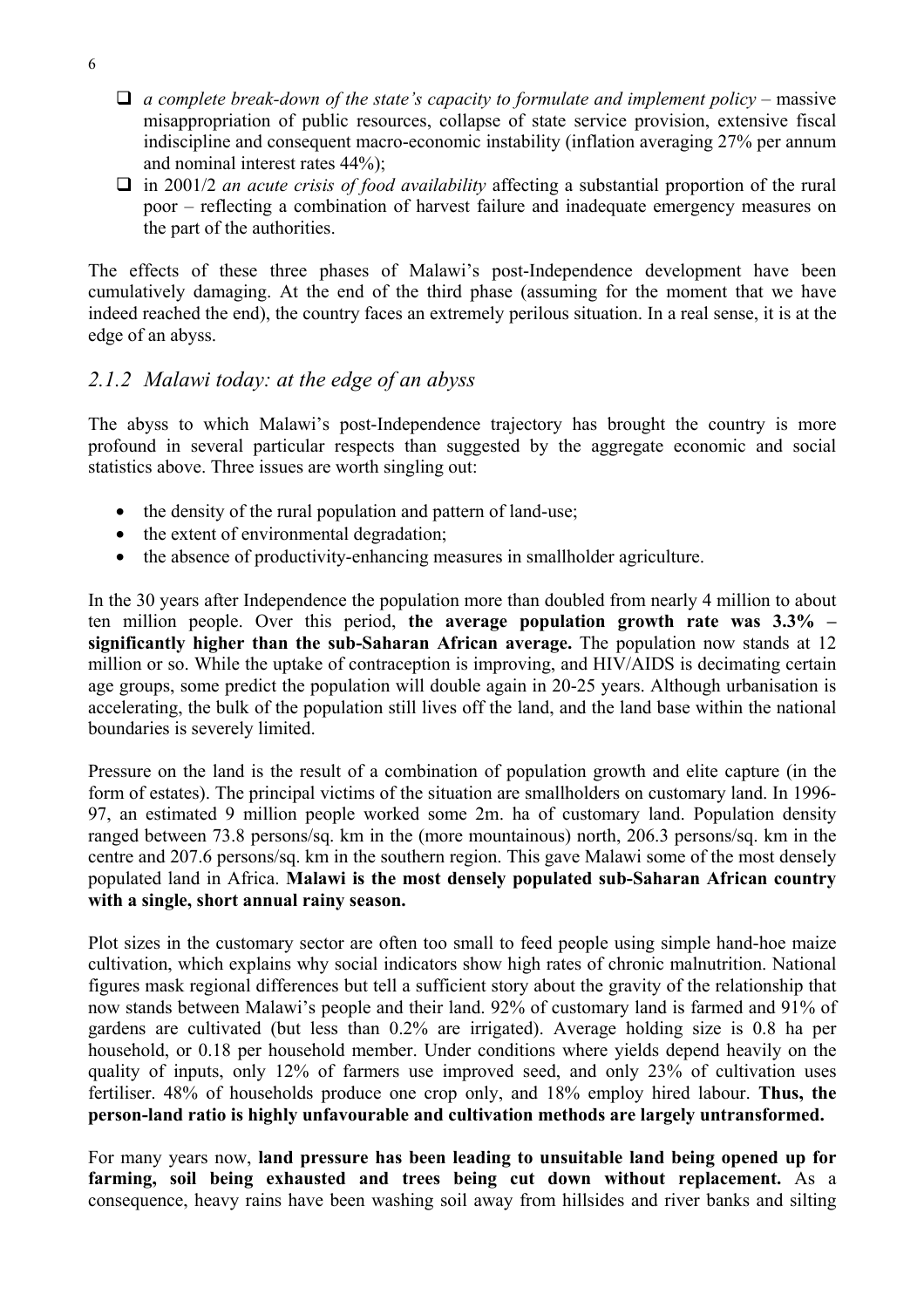- *a complete break-down of the state's capacity to formulate and implement policy* – massive misappropriation of public resources, collapse of state service provision, extensive fiscal indiscipline and consequent macro-economic instability (inflation averaging 27% per annum and nominal interest rates 44%);
- in 2001/2 *an acute crisis of food availability* affecting a substantial proportion of the rural poor – reflecting a combination of harvest failure and inadequate emergency measures on the part of the authorities.

The effects of these three phases of Malawi's post-Independence development have been cumulatively damaging. At the end of the third phase (assuming for the moment that we have indeed reached the end), the country faces an extremely perilous situation. In a real sense, it is at the edge of an abyss.

### *2.1.2 Malawi today: at the edge of an abyss*

The abyss to which Malawi's post-Independence trajectory has brought the country is more profound in several particular respects than suggested by the aggregate economic and social statistics above. Three issues are worth singling out:

- the density of the rural population and pattern of land-use;
- the extent of environmental degradation;
- the absence of productivity-enhancing measures in smallholder agriculture.

In the 30 years after Independence the population more than doubled from nearly 4 million to about ten million people. Over this period, **the average population growth rate was 3.3% – significantly higher than the sub-Saharan African average.** The population now stands at 12 million or so. While the uptake of contraception is improving, and HIV/AIDS is decimating certain age groups, some predict the population will double again in 20-25 years. Although urbanisation is accelerating, the bulk of the population still lives off the land, and the land base within the national boundaries is severely limited.

Pressure on the land is the result of a combination of population growth and elite capture (in the form of estates). The principal victims of the situation are smallholders on customary land. In 1996-97, an estimated 9 million people worked some 2m. ha of customary land. Population density ranged between 73.8 persons/sq. km in the (more mountainous) north, 206.3 persons/sq. km in the centre and 207.6 persons/sq. km in the southern region. This gave Malawi some of the most densely populated land in Africa. **Malawi is the most densely populated sub-Saharan African country with a single, short annual rainy season.**

Plot sizes in the customary sector are often too small to feed people using simple hand-hoe maize cultivation, which explains why social indicators show high rates of chronic malnutrition. National figures mask regional differences but tell a sufficient story about the gravity of the relationship that now stands between Malawi's people and their land. 92% of customary land is farmed and 91% of gardens are cultivated (but less than 0.2% are irrigated). Average holding size is 0.8 ha per household, or 0.18 per household member. Under conditions where yields depend heavily on the quality of inputs, only 12% of farmers use improved seed, and only 23% of cultivation uses fertiliser. 48% of households produce one crop only, and 18% employ hired labour. **Thus, the person-land ratio is highly unfavourable and cultivation methods are largely untransformed.**

For many years now, **land pressure has been leading to unsuitable land being opened up for farming, soil being exhausted and trees being cut down without replacement.** As a consequence, heavy rains have been washing soil away from hillsides and river banks and silting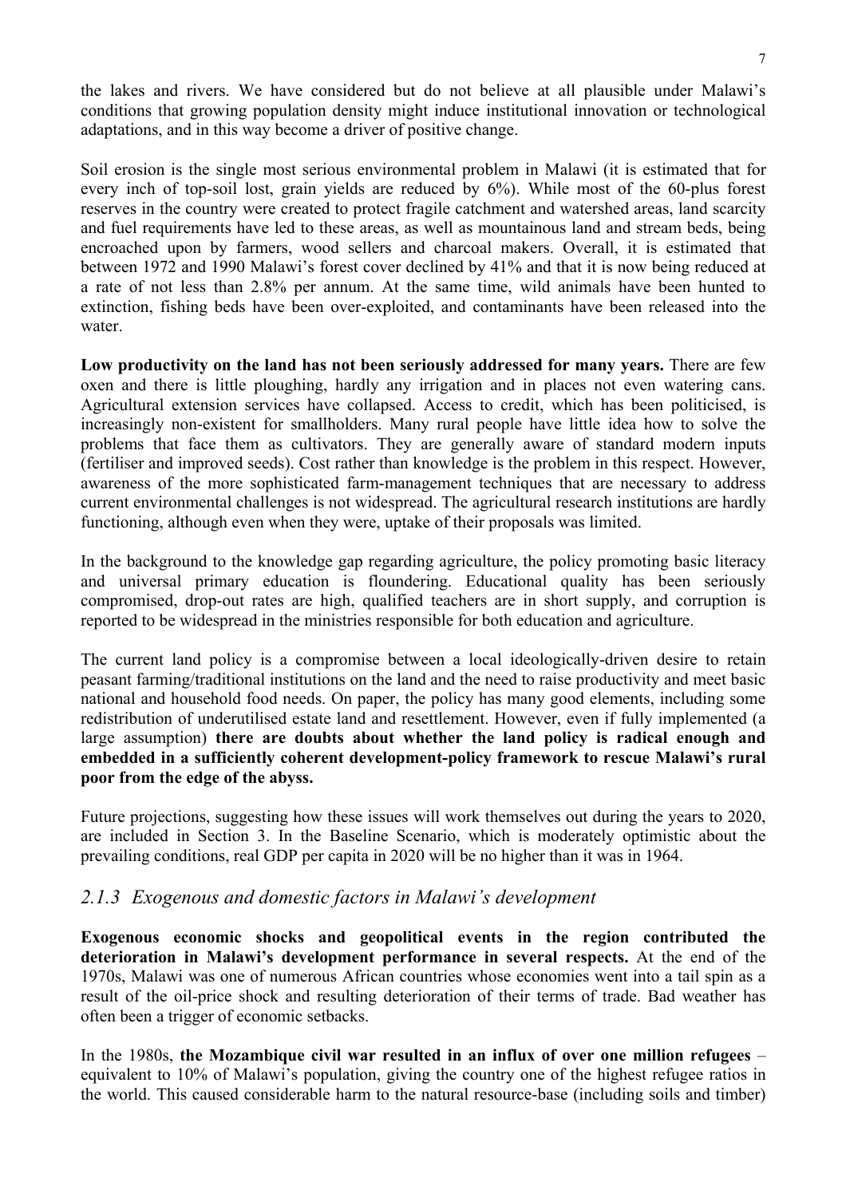the lakes and rivers. We have considered but do not believe at all plausible under Malawi's conditions that growing population density might induce institutional innovation or technological adaptations, and in this way become a driver of positive change.

Soil erosion is the single most serious environmental problem in Malawi (it is estimated that for every inch of top-soil lost, grain yields are reduced by 6%). While most of the 60-plus forest reserves in the country were created to protect fragile catchment and watershed areas, land scarcity and fuel requirements have led to these areas, as well as mountainous land and stream beds, being encroached upon by farmers, wood sellers and charcoal makers. Overall, it is estimated that between 1972 and 1990 Malawi's forest cover declined by 41% and that it is now being reduced at a rate of not less than 2.8% per annum. At the same time, wild animals have been hunted to extinction, fishing beds have been over-exploited, and contaminants have been released into the water.

**Low productivity on the land has not been seriously addressed for many years.** There are few oxen and there is little ploughing, hardly any irrigation and in places not even watering cans. Agricultural extension services have collapsed. Access to credit, which has been politicised, is increasingly non-existent for smallholders. Many rural people have little idea how to solve the problems that face them as cultivators. They are generally aware of standard modern inputs (fertiliser and improved seeds). Cost rather than knowledge is the problem in this respect. However, awareness of the more sophisticated farm-management techniques that are necessary to address current environmental challenges is not widespread. The agricultural research institutions are hardly functioning, although even when they were, uptake of their proposals was limited.

In the background to the knowledge gap regarding agriculture, the policy promoting basic literacy and universal primary education is floundering. Educational quality has been seriously compromised, drop-out rates are high, qualified teachers are in short supply, and corruption is reported to be widespread in the ministries responsible for both education and agriculture.

The current land policy is a compromise between a local ideologically-driven desire to retain peasant farming/traditional institutions on the land and the need to raise productivity and meet basic national and household food needs. On paper, the policy has many good elements, including some redistribution of underutilised estate land and resettlement. However, even if fully implemented (a large assumption) **there are doubts about whether the land policy is radical enough and embedded in a sufficiently coherent development-policy framework to rescue Malawi's rural poor from the edge of the abyss.**

Future projections, suggesting how these issues will work themselves out during the years to 2020, are included in Section 3. In the Baseline Scenario, which is moderately optimistic about the prevailing conditions, real GDP per capita in 2020 will be no higher than it was in 1964.

### *2.1.3 Exogenous and domestic factors in Malawi's development*

**Exogenous economic shocks and geopolitical events in the region contributed the deterioration in Malawi's development performance in several respects.** At the end of the 1970s, Malawi was one of numerous African countries whose economies went into a tail spin as a result of the oil-price shock and resulting deterioration of their terms of trade. Bad weather has often been a trigger of economic setbacks.

In the 1980s, **the Mozambique civil war resulted in an influx of over one million refugees** – equivalent to 10% of Malawi's population, giving the country one of the highest refugee ratios in the world. This caused considerable harm to the natural resource-base (including soils and timber)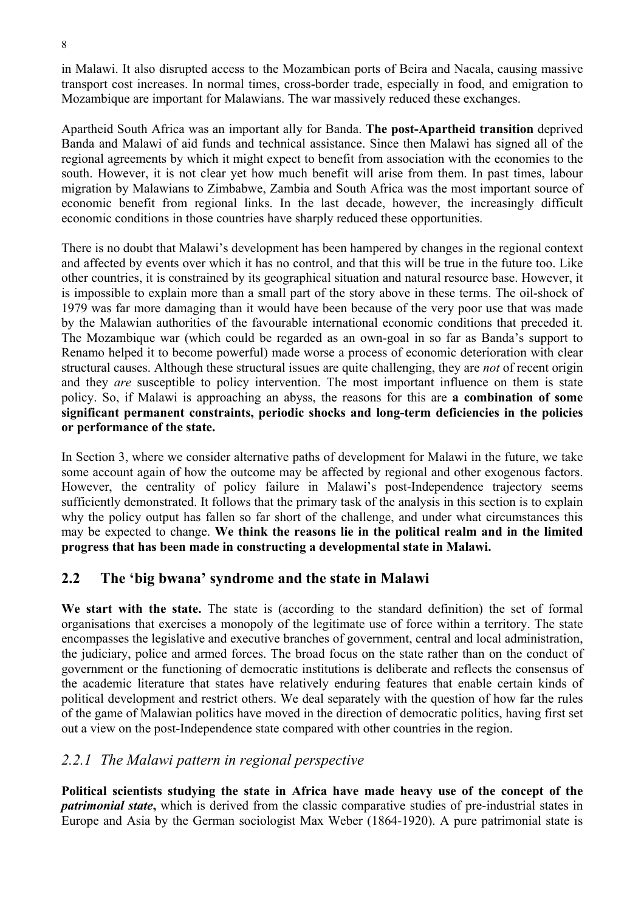in Malawi. It also disrupted access to the Mozambican ports of Beira and Nacala, causing massive transport cost increases. In normal times, cross-border trade, especially in food, and emigration to Mozambique are important for Malawians. The war massively reduced these exchanges.

Apartheid South Africa was an important ally for Banda. **The post-Apartheid transition** deprived Banda and Malawi of aid funds and technical assistance. Since then Malawi has signed all of the regional agreements by which it might expect to benefit from association with the economies to the south. However, it is not clear yet how much benefit will arise from them. In past times, labour migration by Malawians to Zimbabwe, Zambia and South Africa was the most important source of economic benefit from regional links. In the last decade, however, the increasingly difficult economic conditions in those countries have sharply reduced these opportunities.

There is no doubt that Malawi's development has been hampered by changes in the regional context and affected by events over which it has no control, and that this will be true in the future too. Like other countries, it is constrained by its geographical situation and natural resource base. However, it is impossible to explain more than a small part of the story above in these terms. The oil-shock of 1979 was far more damaging than it would have been because of the very poor use that was made by the Malawian authorities of the favourable international economic conditions that preceded it. The Mozambique war (which could be regarded as an own-goal in so far as Banda's support to Renamo helped it to become powerful) made worse a process of economic deterioration with clear structural causes. Although these structural issues are quite challenging, they are *not* of recent origin and they *are* susceptible to policy intervention. The most important influence on them is state policy. So, if Malawi is approaching an abyss, the reasons for this are **a combination of some significant permanent constraints, periodic shocks and long-term deficiencies in the policies or performance of the state.**

In Section 3, where we consider alternative paths of development for Malawi in the future, we take some account again of how the outcome may be affected by regional and other exogenous factors. However, the centrality of policy failure in Malawi's post-Independence trajectory seems sufficiently demonstrated. It follows that the primary task of the analysis in this section is to explain why the policy output has fallen so far short of the challenge, and under what circumstances this may be expected to change. **We think the reasons lie in the political realm and in the limited progress that has been made in constructing a developmental state in Malawi.**

## 2.2 The 'big bwana' syndrome and the state in Malawi

**We start with the state.** The state is (according to the standard definition) the set of formal organisations that exercises a monopoly of the legitimate use of force within a territory. The state encompasses the legislative and executive branches of government, central and local administration, the judiciary, police and armed forces. The broad focus on the state rather than on the conduct of government or the functioning of democratic institutions is deliberate and reflects the consensus of the academic literature that states have relatively enduring features that enable certain kinds of political development and restrict others. We deal separately with the question of how far the rules of the game of Malawian politics have moved in the direction of democratic politics, having first set out a view on the post-Independence state compared with other countries in the region.

### *2.2.1 The Malawi pattern in regional perspective*

**Political scientists studying the state in Africa have made heavy use of the concept of the *patrimonial state*,** which is derived from the classic comparative studies of pre-industrial states in Europe and Asia by the German sociologist Max Weber (1864-1920). A pure patrimonial state is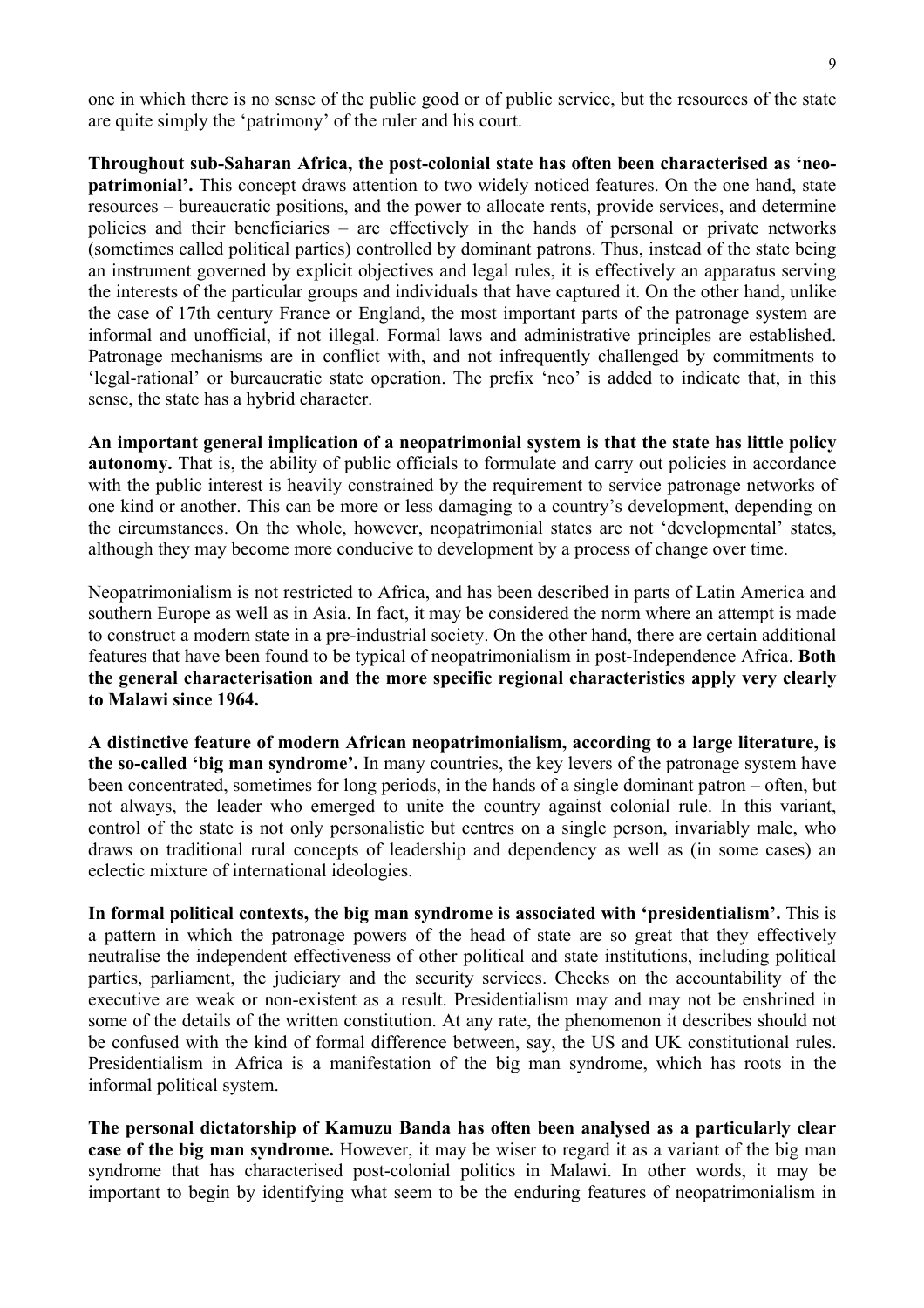one in which there is no sense of the public good or of public service, but the resources of the state are quite simply the 'patrimony' of the ruler and his court.

**Throughout sub-Saharan Africa, the post-colonial state has often been characterised as 'neo-patrimonial'.** This concept draws attention to two widely noticed features. On the one hand, state resources – bureaucratic positions, and the power to allocate rents, provide services, and determine policies and their beneficiaries – are effectively in the hands of personal or private networks (sometimes called political parties) controlled by dominant patrons. Thus, instead of the state being an instrument governed by explicit objectives and legal rules, it is effectively an apparatus serving the interests of the particular groups and individuals that have captured it. On the other hand, unlike the case of 17th century France or England, the most important parts of the patronage system are informal and unofficial, if not illegal. Formal laws and administrative principles are established. Patronage mechanisms are in conflict with, and not infrequently challenged by commitments to 'legal-rational' or bureaucratic state operation. The prefix 'neo' is added to indicate that, in this sense, the state has a hybrid character.

**An important general implication of a neopatrimonial system is that the state has little policy autonomy.** That is, the ability of public officials to formulate and carry out policies in accordance with the public interest is heavily constrained by the requirement to service patronage networks of one kind or another. This can be more or less damaging to a country's development, depending on the circumstances. On the whole, however, neopatrimonial states are not 'developmental' states, although they may become more conducive to development by a process of change over time.

Neopatrimonialism is not restricted to Africa, and has been described in parts of Latin America and southern Europe as well as in Asia. In fact, it may be considered the norm where an attempt is made to construct a modern state in a pre-industrial society. On the other hand, there are certain additional features that have been found to be typical of neopatrimonialism in post-Independence Africa. **Both the general characterisation and the more specific regional characteristics apply very clearly to Malawi since 1964.**

**A distinctive feature of modern African neopatrimonialism, according to a large literature, is the so-called 'big man syndrome'.** In many countries, the key levers of the patronage system have been concentrated, sometimes for long periods, in the hands of a single dominant patron – often, but not always, the leader who emerged to unite the country against colonial rule. In this variant, control of the state is not only personalistic but centres on a single person, invariably male, who draws on traditional rural concepts of leadership and dependency as well as (in some cases) an eclectic mixture of international ideologies.

**In formal political contexts, the big man syndrome is associated with 'presidentialism'.** This is a pattern in which the patronage powers of the head of state are so great that they effectively neutralise the independent effectiveness of other political and state institutions, including political parties, parliament, the judiciary and the security services. Checks on the accountability of the executive are weak or non-existent as a result. Presidentialism may and may not be enshrined in some of the details of the written constitution. At any rate, the phenomenon it describes should not be confused with the kind of formal difference between, say, the US and UK constitutional rules. Presidentialism in Africa is a manifestation of the big man syndrome, which has roots in the informal political system.

**The personal dictatorship of Kamuzu Banda has often been analysed as a particularly clear case of the big man syndrome.** However, it may be wiser to regard it as a variant of the big man syndrome that has characterised post-colonial politics in Malawi. In other words, it may be important to begin by identifying what seem to be the enduring features of neopatrimonialism in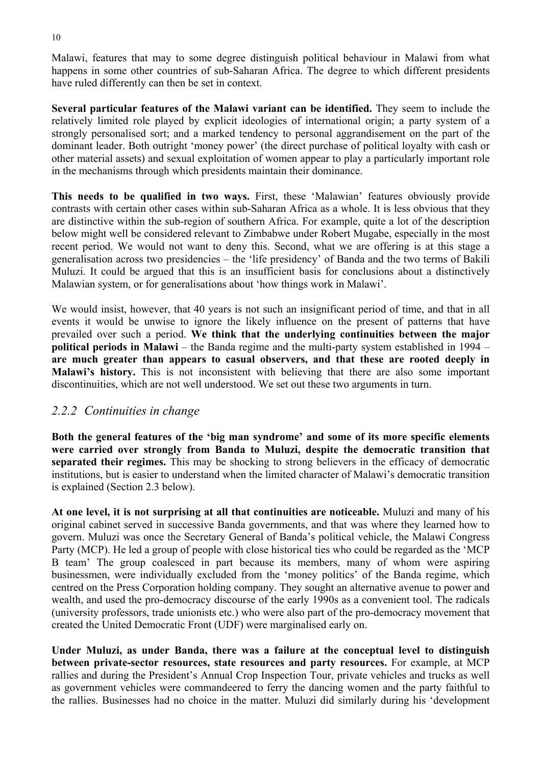Malawi, features that may to some degree distinguish political behaviour in Malawi from what happens in some other countries of sub-Saharan Africa. The degree to which different presidents have ruled differently can then be set in context.

**Several particular features of the Malawi variant can be identified.** They seem to include the relatively limited role played by explicit ideologies of international origin; a party system of a strongly personalised sort; and a marked tendency to personal aggrandisement on the part of the dominant leader. Both outright 'money power' (the direct purchase of political loyalty with cash or other material assets) and sexual exploitation of women appear to play a particularly important role in the mechanisms through which presidents maintain their dominance.

**This needs to be qualified in two ways.** First, these 'Malawian' features obviously provide contrasts with certain other cases within sub-Saharan Africa as a whole. It is less obvious that they are distinctive within the sub-region of southern Africa. For example, quite a lot of the description below might well be considered relevant to Zimbabwe under Robert Mugabe, especially in the most recent period. We would not want to deny this. Second, what we are offering is at this stage a generalisation across two presidencies – the 'life presidency' of Banda and the two terms of Bakili Muluzi. It could be argued that this is an insufficient basis for conclusions about a distinctively Malawian system, or for generalisations about 'how things work in Malawi'.

We would insist, however, that 40 years is not such an insignificant period of time, and that in all events it would be unwise to ignore the likely influence on the present of patterns that have prevailed over such a period. **We think that the underlying continuities between the major political periods in Malawi** – the Banda regime and the multi-party system established in 1994 – **are much greater than appears to casual observers, and that these are rooted deeply in Malawi's history.** This is not inconsistent with believing that there are also some important discontinuities, which are not well understood. We set out these two arguments in turn.

### *2.2.2 Continuities in change*

**Both the general features of the 'big man syndrome' and some of its more specific elements were carried over strongly from Banda to Muluzi, despite the democratic transition that separated their regimes.** This may be shocking to strong believers in the efficacy of democratic institutions, but is easier to understand when the limited character of Malawi's democratic transition is explained (Section 2.3 below).

**At one level, it is not surprising at all that continuities are noticeable.** Muluzi and many of his original cabinet served in successive Banda governments, and that was where they learned how to govern. Muluzi was once the Secretary General of Banda's political vehicle, the Malawi Congress Party (MCP). He led a group of people with close historical ties who could be regarded as the 'MCP B team' The group coalesced in part because its members, many of whom were aspiring businessmen, were individually excluded from the 'money politics' of the Banda regime, which centred on the Press Corporation holding company. They sought an alternative avenue to power and wealth, and used the pro-democracy discourse of the early 1990s as a convenient tool. The radicals (university professors, trade unionists etc.) who were also part of the pro-democracy movement that created the United Democratic Front (UDF) were marginalised early on.

**Under Muluzi, as under Banda, there was a failure at the conceptual level to distinguish between private-sector resources, state resources and party resources.** For example, at MCP rallies and during the President's Annual Crop Inspection Tour, private vehicles and trucks as well as government vehicles were commandeered to ferry the dancing women and the party faithful to the rallies. Businesses had no choice in the matter. Muluzi did similarly during his 'development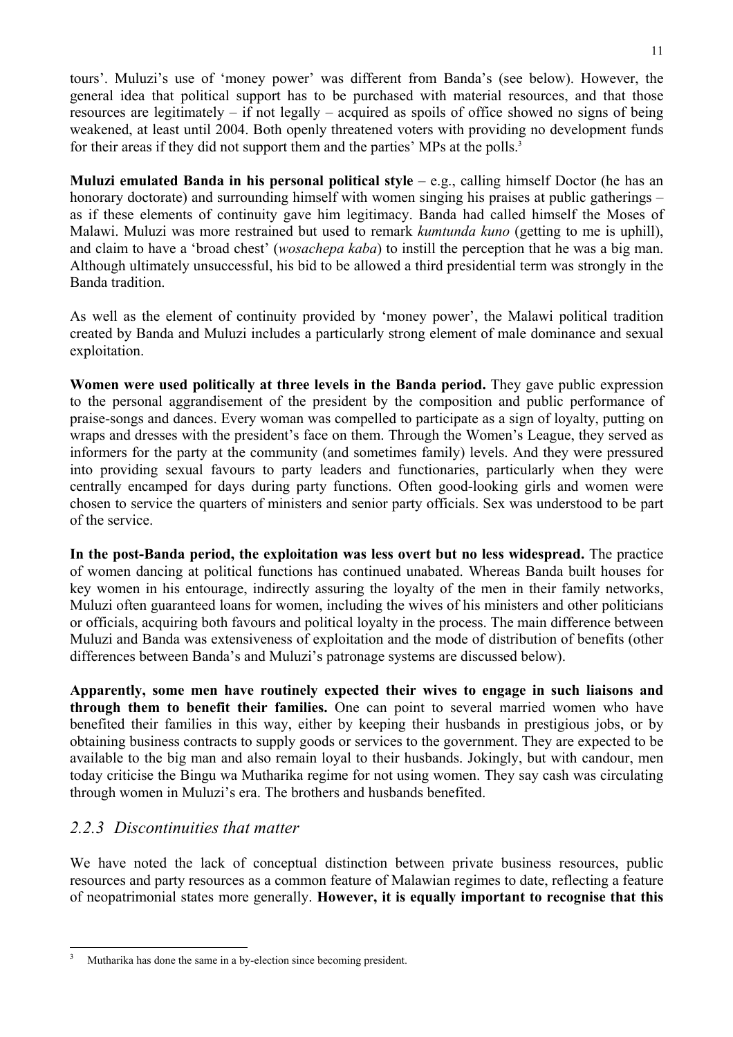tours'. Muluzi's use of 'money power' was different from Banda's (see below). However, the general idea that political support has to be purchased with material resources, and that those resources are legitimately – if not legally – acquired as spoils of office showed no signs of being weakened, at least until 2004. Both openly threatened voters with providing no development funds for their areas if they did not support them and the parties' MPs at the polls.[3]

**Muluzi emulated Banda in his personal political style** – e.g., calling himself Doctor (he has an honorary doctorate) and surrounding himself with women singing his praises at public gatherings – as if these elements of continuity gave him legitimacy. Banda had called himself the Moses of Malawi. Muluzi was more restrained but used to remark *kumtunda kuno* (getting to me is uphill), and claim to have a 'broad chest' (*wosachepa kaba*) to instill the perception that he was a big man. Although ultimately unsuccessful, his bid to be allowed a third presidential term was strongly in the Banda tradition.

As well as the element of continuity provided by 'money power', the Malawi political tradition created by Banda and Muluzi includes a particularly strong element of male dominance and sexual exploitation.

**Women were used politically at three levels in the Banda period.** They gave public expression to the personal aggrandisement of the president by the composition and public performance of praise-songs and dances. Every woman was compelled to participate as a sign of loyalty, putting on wraps and dresses with the president's face on them. Through the Women's League, they served as informers for the party at the community (and sometimes family) levels. And they were pressured into providing sexual favours to party leaders and functionaries, particularly when they were centrally encamped for days during party functions. Often good-looking girls and women were chosen to service the quarters of ministers and senior party officials. Sex was understood to be part of the service.

**In the post-Banda period, the exploitation was less overt but no less widespread.** The practice of women dancing at political functions has continued unabated. Whereas Banda built houses for key women in his entourage, indirectly assuring the loyalty of the men in their family networks, Muluzi often guaranteed loans for women, including the wives of his ministers and other politicians or officials, acquiring both favours and political loyalty in the process. The main difference between Muluzi and Banda was extensiveness of exploitation and the mode of distribution of benefits (other differences between Banda's and Muluzi's patronage systems are discussed below).

**Apparently, some men have routinely expected their wives to engage in such liaisons and through them to benefit their families.** One can point to several married women who have benefited their families in this way, either by keeping their husbands in prestigious jobs, or by obtaining business contracts to supply goods or services to the government. They are expected to be available to the big man and also remain loyal to their husbands. Jokingly, but with candour, men today criticise the Bingu wa Mutharika regime for not using women. They say cash was circulating through women in Muluzi's era. The brothers and husbands benefited.

### *2.2.3 Discontinuities that matter*

We have noted the lack of conceptual distinction between private business resources, public resources and party resources as a common feature of Malawian regimes to date, reflecting a feature of neopatrimonial states more generally. **However, it is equally important to recognise that this**

[3] Mutharika has done the same in a by-election since becoming president.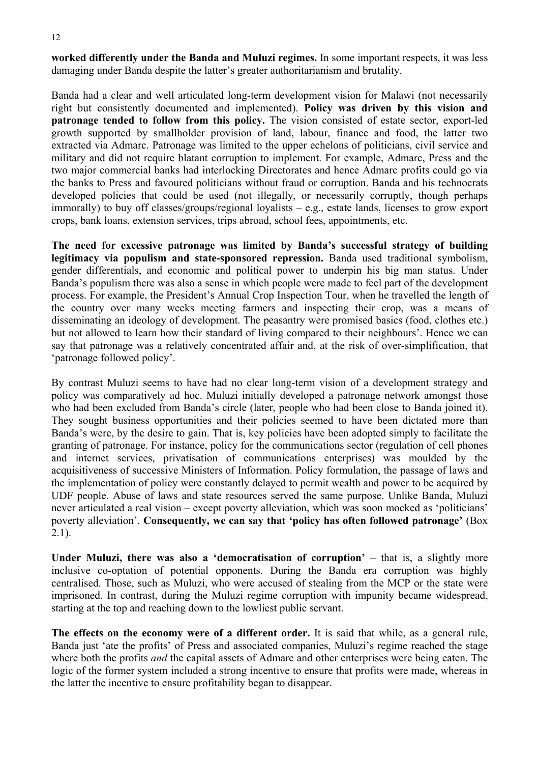**worked differently under the Banda and Muluzi regimes.** In some important respects, it was less damaging under Banda despite the latter's greater authoritarianism and brutality.

Banda had a clear and well articulated long-term development vision for Malawi (not necessarily right but consistently documented and implemented). **Policy was driven by this vision and patronage tended to follow from this policy.** The vision consisted of estate sector, export-led growth supported by smallholder provision of land, labour, finance and food, the latter two extracted via Admarc. Patronage was limited to the upper echelons of politicians, civil service and military and did not require blatant corruption to implement. For example, Admarc, Press and the two major commercial banks had interlocking Directorates and hence Admarc profits could go via the banks to Press and favoured politicians without fraud or corruption. Banda and his technocrats developed policies that could be used (not illegally, or necessarily corruptly, though perhaps immorally) to buy off classes/groups/regional loyalists – e.g., estate lands, licenses to grow export crops, bank loans, extension services, trips abroad, school fees, appointments, etc.

**The need for excessive patronage was limited by Banda's successful strategy of building legitimacy via populism and state-sponsored repression.** Banda used traditional symbolism, gender differentials, and economic and political power to underpin his big man status. Under Banda's populism there was also a sense in which people were made to feel part of the development process. For example, the President's Annual Crop Inspection Tour, when he travelled the length of the country over many weeks meeting farmers and inspecting their crop, was a means of disseminating an ideology of development. The peasantry were promised basics (food, clothes etc.) but not allowed to learn how their standard of living compared to their neighbours'. Hence we can say that patronage was a relatively concentrated affair and, at the risk of over-simplification, that 'patronage followed policy'.

By contrast Muluzi seems to have had no clear long-term vision of a development strategy and policy was comparatively ad hoc. Muluzi initially developed a patronage network amongst those who had been excluded from Banda's circle (later, people who had been close to Banda joined it). They sought business opportunities and their policies seemed to have been dictated more than Banda's were, by the desire to gain. That is, key policies have been adopted simply to facilitate the granting of patronage. For instance, policy for the communications sector (regulation of cell phones and internet services, privatisation of communications enterprises) was moulded by the acquisitiveness of successive Ministers of Information. Policy formulation, the passage of laws and the implementation of policy were constantly delayed to permit wealth and power to be acquired by UDF people. Abuse of laws and state resources served the same purpose. Unlike Banda, Muluzi never articulated a real vision – except poverty alleviation, which was soon mocked as 'politicians' poverty alleviation'. **Consequently, we can say that 'policy has often followed patronage'** (Box 2.1).

**Under Muluzi, there was also a 'democratisation of corruption'** – that is, a slightly more inclusive co-optation of potential opponents. During the Banda era corruption was highly centralised. Those, such as Muluzi, who were accused of stealing from the MCP or the state were imprisoned. In contrast, during the Muluzi regime corruption with impunity became widespread, starting at the top and reaching down to the lowliest public servant.

**The effects on the economy were of a different order.** It is said that while, as a general rule, Banda just 'ate the profits' of Press and associated companies, Muluzi's regime reached the stage where both the profits *and* the capital assets of Admarc and other enterprises were being eaten. The logic of the former system included a strong incentive to ensure that profits were made, whereas in the latter the incentive to ensure profitability began to disappear.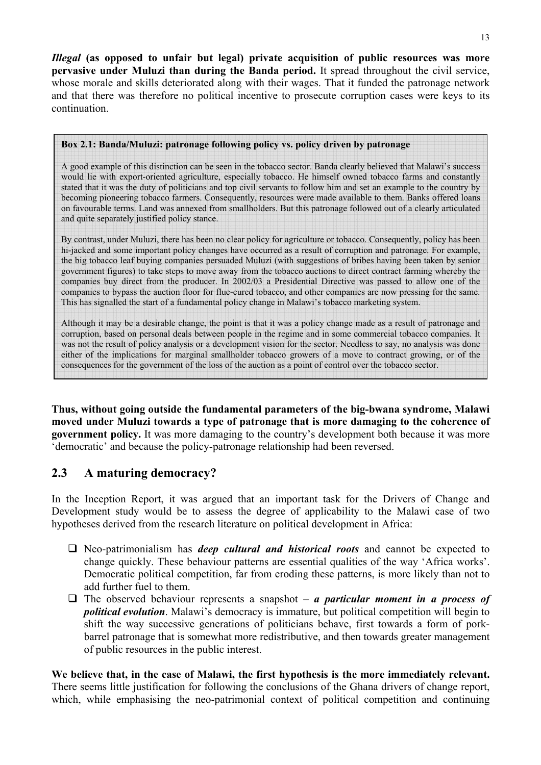***Illegal*** **(as opposed to unfair but legal) private acquisition of public resources was more pervasive under Muluzi than during the Banda period.** It spread throughout the civil service, whose morale and skills deteriorated along with their wages. That it funded the patronage network and that there was therefore no political incentive to prosecute corruption cases were keys to its continuation.

> **Box 2.1: Banda/Muluzi: patronage following policy vs. policy driven by patronage**
>
> A good example of this distinction can be seen in the tobacco sector. Banda clearly believed that Malawi's success would lie with export-oriented agriculture, especially tobacco. He himself owned tobacco farms and constantly stated that it was the duty of politicians and top civil servants to follow him and set an example to the country by becoming pioneering tobacco farmers. Consequently, resources were made available to them. Banks offered loans on favourable terms. Land was annexed from smallholders. But this patronage followed out of a clearly articulated and quite separately justified policy stance.
>
> By contrast, under Muluzi, there has been no clear policy for agriculture or tobacco. Consequently, policy has been hi-jacked and some important policy changes have occurred as a result of corruption and patronage. For example, the big tobacco leaf buying companies persuaded Muluzi (with suggestions of bribes having been taken by senior government figures) to take steps to move away from the tobacco auctions to direct contract farming whereby the companies buy direct from the producer. In 2002/03 a Presidential Directive was passed to allow one of the companies to bypass the auction floor for flue-cured tobacco, and other companies are now pressing for the same. This has signalled the start of a fundamental policy change in Malawi's tobacco marketing system.
>
> Although it may be a desirable change, the point is that it was a policy change made as a result of patronage and corruption, based on personal deals between people in the regime and in some commercial tobacco companies. It was not the result of policy analysis or a development vision for the sector. Needless to say, no analysis was done either of the implications for marginal smallholder tobacco growers of a move to contract growing, or of the consequences for the government of the loss of the auction as a point of control over the tobacco sector.

**Thus, without going outside the fundamental parameters of the big-bwana syndrome, Malawi moved under Muluzi towards a type of patronage that is more damaging to the coherence of government policy.** It was more damaging to the country's development both because it was more 'democratic' and because the policy-patronage relationship had been reversed.

## 2.3 A maturing democracy?

In the Inception Report, it was argued that an important task for the Drivers of Change and Development study would be to assess the degree of applicability to the Malawi case of two hypotheses derived from the research literature on political development in Africa:

- Neo-patrimonialism has ***deep cultural and historical roots*** and cannot be expected to change quickly. These behaviour patterns are essential qualities of the way 'Africa works'. Democratic political competition, far from eroding these patterns, is more likely than not to add further fuel to them.
- The observed behaviour represents a snapshot – ***a particular moment in a process of political evolution***. Malawi's democracy is immature, but political competition will begin to shift the way successive generations of politicians behave, first towards a form of pork-barrel patronage that is somewhat more redistributive, and then towards greater management of public resources in the public interest.

**We believe that, in the case of Malawi, the first hypothesis is the more immediately relevant.** There seems little justification for following the conclusions of the Ghana drivers of change report, which, while emphasising the neo-patrimonial context of political competition and continuing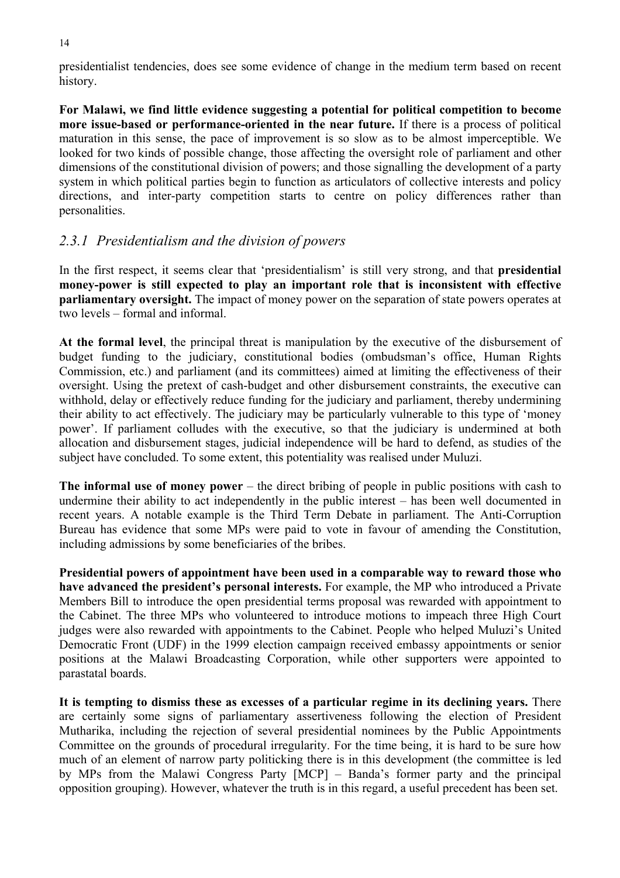presidentialist tendencies, does see some evidence of change in the medium term based on recent history.

**For Malawi, we find little evidence suggesting a potential for political competition to become more issue-based or performance-oriented in the near future.** If there is a process of political maturation in this sense, the pace of improvement is so slow as to be almost imperceptible. We looked for two kinds of possible change, those affecting the oversight role of parliament and other dimensions of the constitutional division of powers; and those signalling the development of a party system in which political parties begin to function as articulators of collective interests and policy directions, and inter-party competition starts to centre on policy differences rather than personalities.

### *2.3.1 Presidentialism and the division of powers*

In the first respect, it seems clear that 'presidentialism' is still very strong, and that **presidential money-power is still expected to play an important role that is inconsistent with effective parliamentary oversight.** The impact of money power on the separation of state powers operates at two levels – formal and informal.

**At the formal level**, the principal threat is manipulation by the executive of the disbursement of budget funding to the judiciary, constitutional bodies (ombudsman's office, Human Rights Commission, etc.) and parliament (and its committees) aimed at limiting the effectiveness of their oversight. Using the pretext of cash-budget and other disbursement constraints, the executive can withhold, delay or effectively reduce funding for the judiciary and parliament, thereby undermining their ability to act effectively. The judiciary may be particularly vulnerable to this type of 'money power'. If parliament colludes with the executive, so that the judiciary is undermined at both allocation and disbursement stages, judicial independence will be hard to defend, as studies of the subject have concluded. To some extent, this potentiality was realised under Muluzi.

**The informal use of money power** – the direct bribing of people in public positions with cash to undermine their ability to act independently in the public interest – has been well documented in recent years. A notable example is the Third Term Debate in parliament. The Anti-Corruption Bureau has evidence that some MPs were paid to vote in favour of amending the Constitution, including admissions by some beneficiaries of the bribes.

**Presidential powers of appointment have been used in a comparable way to reward those who have advanced the president's personal interests.** For example, the MP who introduced a Private Members Bill to introduce the open presidential terms proposal was rewarded with appointment to the Cabinet. The three MPs who volunteered to introduce motions to impeach three High Court judges were also rewarded with appointments to the Cabinet. People who helped Muluzi's United Democratic Front (UDF) in the 1999 election campaign received embassy appointments or senior positions at the Malawi Broadcasting Corporation, while other supporters were appointed to parastatal boards.

**It is tempting to dismiss these as excesses of a particular regime in its declining years.** There are certainly some signs of parliamentary assertiveness following the election of President Mutharika, including the rejection of several presidential nominees by the Public Appointments Committee on the grounds of procedural irregularity. For the time being, it is hard to be sure how much of an element of narrow party politicking there is in this development (the committee is led by MPs from the Malawi Congress Party [MCP] – Banda's former party and the principal opposition grouping). However, whatever the truth is in this regard, a useful precedent has been set.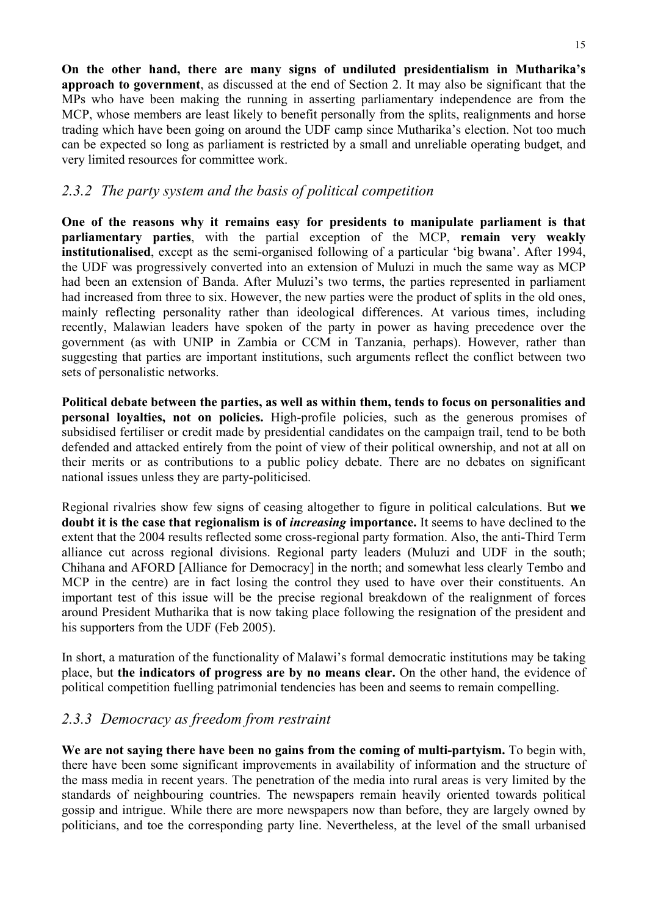**On the other hand, there are many signs of undiluted presidentialism in Mutharika's approach to government**, as discussed at the end of Section 2. It may also be significant that the MPs who have been making the running in asserting parliamentary independence are from the MCP, whose members are least likely to benefit personally from the splits, realignments and horse trading which have been going on around the UDF camp since Mutharika's election. Not too much can be expected so long as parliament is restricted by a small and unreliable operating budget, and very limited resources for committee work.

### *2.3.2 The party system and the basis of political competition*

**One of the reasons why it remains easy for presidents to manipulate parliament is that parliamentary parties**, with the partial exception of the MCP, **remain very weakly institutionalised**, except as the semi-organised following of a particular 'big bwana'. After 1994, the UDF was progressively converted into an extension of Muluzi in much the same way as MCP had been an extension of Banda. After Muluzi's two terms, the parties represented in parliament had increased from three to six. However, the new parties were the product of splits in the old ones, mainly reflecting personality rather than ideological differences. At various times, including recently, Malawian leaders have spoken of the party in power as having precedence over the government (as with UNIP in Zambia or CCM in Tanzania, perhaps). However, rather than suggesting that parties are important institutions, such arguments reflect the conflict between two sets of personalistic networks.

**Political debate between the parties, as well as within them, tends to focus on personalities and personal loyalties, not on policies.** High-profile policies, such as the generous promises of subsidised fertiliser or credit made by presidential candidates on the campaign trail, tend to be both defended and attacked entirely from the point of view of their political ownership, and not at all on their merits or as contributions to a public policy debate. There are no debates on significant national issues unless they are party-politicised.

Regional rivalries show few signs of ceasing altogether to figure in political calculations. But **we doubt it is the case that regionalism is of *increasing* importance.** It seems to have declined to the extent that the 2004 results reflected some cross-regional party formation. Also, the anti-Third Term alliance cut across regional divisions. Regional party leaders (Muluzi and UDF in the south; Chihana and AFORD [Alliance for Democracy] in the north; and somewhat less clearly Tembo and MCP in the centre) are in fact losing the control they used to have over their constituents. An important test of this issue will be the precise regional breakdown of the realignment of forces around President Mutharika that is now taking place following the resignation of the president and his supporters from the UDF (Feb 2005).

In short, a maturation of the functionality of Malawi's formal democratic institutions may be taking place, but **the indicators of progress are by no means clear.** On the other hand, the evidence of political competition fuelling patrimonial tendencies has been and seems to remain compelling.

### *2.3.3 Democracy as freedom from restraint*

**We are not saying there have been no gains from the coming of multi-partyism.** To begin with, there have been some significant improvements in availability of information and the structure of the mass media in recent years. The penetration of the media into rural areas is very limited by the standards of neighbouring countries. The newspapers remain heavily oriented towards political gossip and intrigue. While there are more newspapers now than before, they are largely owned by politicians, and toe the corresponding party line. Nevertheless, at the level of the small urbanised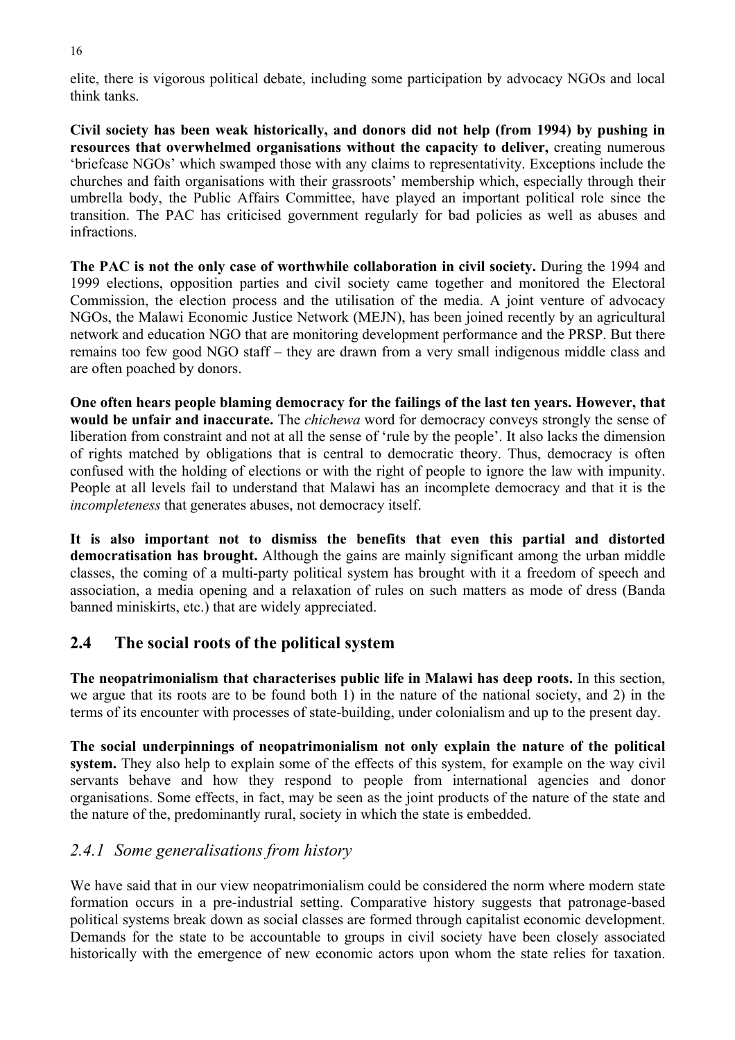elite, there is vigorous political debate, including some participation by advocacy NGOs and local think tanks.

**Civil society has been weak historically, and donors did not help (from 1994) by pushing in resources that overwhelmed organisations without the capacity to deliver,** creating numerous 'briefcase NGOs' which swamped those with any claims to representativity. Exceptions include the churches and faith organisations with their grassroots' membership which, especially through their umbrella body, the Public Affairs Committee, have played an important political role since the transition. The PAC has criticised government regularly for bad policies as well as abuses and infractions.

**The PAC is not the only case of worthwhile collaboration in civil society.** During the 1994 and 1999 elections, opposition parties and civil society came together and monitored the Electoral Commission, the election process and the utilisation of the media. A joint venture of advocacy NGOs, the Malawi Economic Justice Network (MEJN), has been joined recently by an agricultural network and education NGO that are monitoring development performance and the PRSP. But there remains too few good NGO staff – they are drawn from a very small indigenous middle class and are often poached by donors.

**One often hears people blaming democracy for the failings of the last ten years. However, that would be unfair and inaccurate.** The *chichewa* word for democracy conveys strongly the sense of liberation from constraint and not at all the sense of 'rule by the people'. It also lacks the dimension of rights matched by obligations that is central to democratic theory. Thus, democracy is often confused with the holding of elections or with the right of people to ignore the law with impunity. People at all levels fail to understand that Malawi has an incomplete democracy and that it is the *incompleteness* that generates abuses, not democracy itself.

**It is also important not to dismiss the benefits that even this partial and distorted democratisation has brought.** Although the gains are mainly significant among the urban middle classes, the coming of a multi-party political system has brought with it a freedom of speech and association, a media opening and a relaxation of rules on such matters as mode of dress (Banda banned miniskirts, etc.) that are widely appreciated.

## 2.4 The social roots of the political system

**The neopatrimonialism that characterises public life in Malawi has deep roots.** In this section, we argue that its roots are to be found both 1) in the nature of the national society, and 2) in the terms of its encounter with processes of state-building, under colonialism and up to the present day.

**The social underpinnings of neopatrimonialism not only explain the nature of the political system.** They also help to explain some of the effects of this system, for example on the way civil servants behave and how they respond to people from international agencies and donor organisations. Some effects, in fact, may be seen as the joint products of the nature of the state and the nature of the, predominantly rural, society in which the state is embedded.

### *2.4.1 Some generalisations from history*

We have said that in our view neopatrimonialism could be considered the norm where modern state formation occurs in a pre-industrial setting. Comparative history suggests that patronage-based political systems break down as social classes are formed through capitalist economic development. Demands for the state to be accountable to groups in civil society have been closely associated historically with the emergence of new economic actors upon whom the state relies for taxation.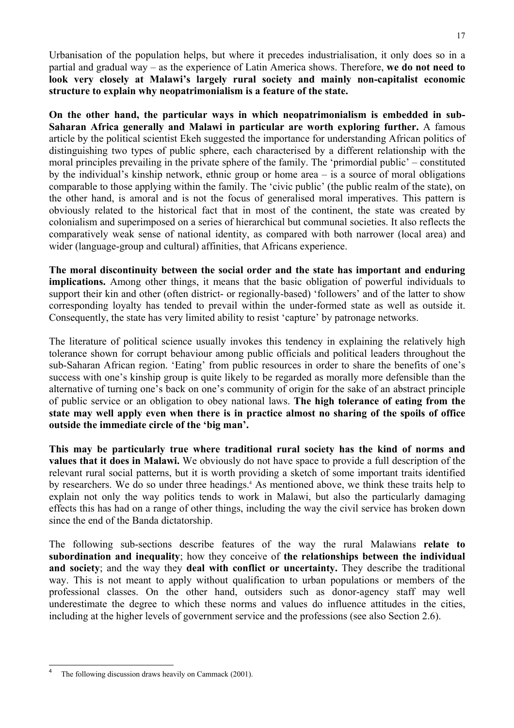Urbanisation of the population helps, but where it precedes industrialisation, it only does so in a partial and gradual way – as the experience of Latin America shows. Therefore, **we do not need to look very closely at Malawi's largely rural society and mainly non-capitalist economic structure to explain why neopatrimonialism is a feature of the state.**

**On the other hand, the particular ways in which neopatrimonialism is embedded in sub-Saharan Africa generally and Malawi in particular are worth exploring further.** A famous article by the political scientist Ekeh suggested the importance for understanding African politics of distinguishing two types of public sphere, each characterised by a different relationship with the moral principles prevailing in the private sphere of the family. The 'primordial public' – constituted by the individual's kinship network, ethnic group or home area – is a source of moral obligations comparable to those applying within the family. The 'civic public' (the public realm of the state), on the other hand, is amoral and is not the focus of generalised moral imperatives. This pattern is obviously related to the historical fact that in most of the continent, the state was created by colonialism and superimposed on a series of hierarchical but communal societies. It also reflects the comparatively weak sense of national identity, as compared with both narrower (local area) and wider (language-group and cultural) affinities, that Africans experience.

**The moral discontinuity between the social order and the state has important and enduring implications.** Among other things, it means that the basic obligation of powerful individuals to support their kin and other (often district- or regionally-based) 'followers' and of the latter to show corresponding loyalty has tended to prevail within the under-formed state as well as outside it. Consequently, the state has very limited ability to resist 'capture' by patronage networks.

The literature of political science usually invokes this tendency in explaining the relatively high tolerance shown for corrupt behaviour among public officials and political leaders throughout the sub-Saharan African region. 'Eating' from public resources in order to share the benefits of one's success with one's kinship group is quite likely to be regarded as morally more defensible than the alternative of turning one's back on one's community of origin for the sake of an abstract principle of public service or an obligation to obey national laws. **The high tolerance of eating from the state may well apply even when there is in practice almost no sharing of the spoils of office outside the immediate circle of the 'big man'.**

**This may be particularly true where traditional rural society has the kind of norms and values that it does in Malawi.** We obviously do not have space to provide a full description of the relevant rural social patterns, but it is worth providing a sketch of some important traits identified by researchers. We do so under three headings.[4] As mentioned above, we think these traits help to explain not only the way politics tends to work in Malawi, but also the particularly damaging effects this has had on a range of other things, including the way the civil service has broken down since the end of the Banda dictatorship.

The following sub-sections describe features of the way the rural Malawians **relate to subordination and inequality**; how they conceive of **the relationships between the individual and society**; and the way they **deal with conflict or uncertainty.** They describe the traditional way. This is not meant to apply without qualification to urban populations or members of the professional classes. On the other hand, outsiders such as donor-agency staff may well underestimate the degree to which these norms and values do influence attitudes in the cities, including at the higher levels of government service and the professions (see also Section 2.6).

[4] The following discussion draws heavily on Cammack (2001).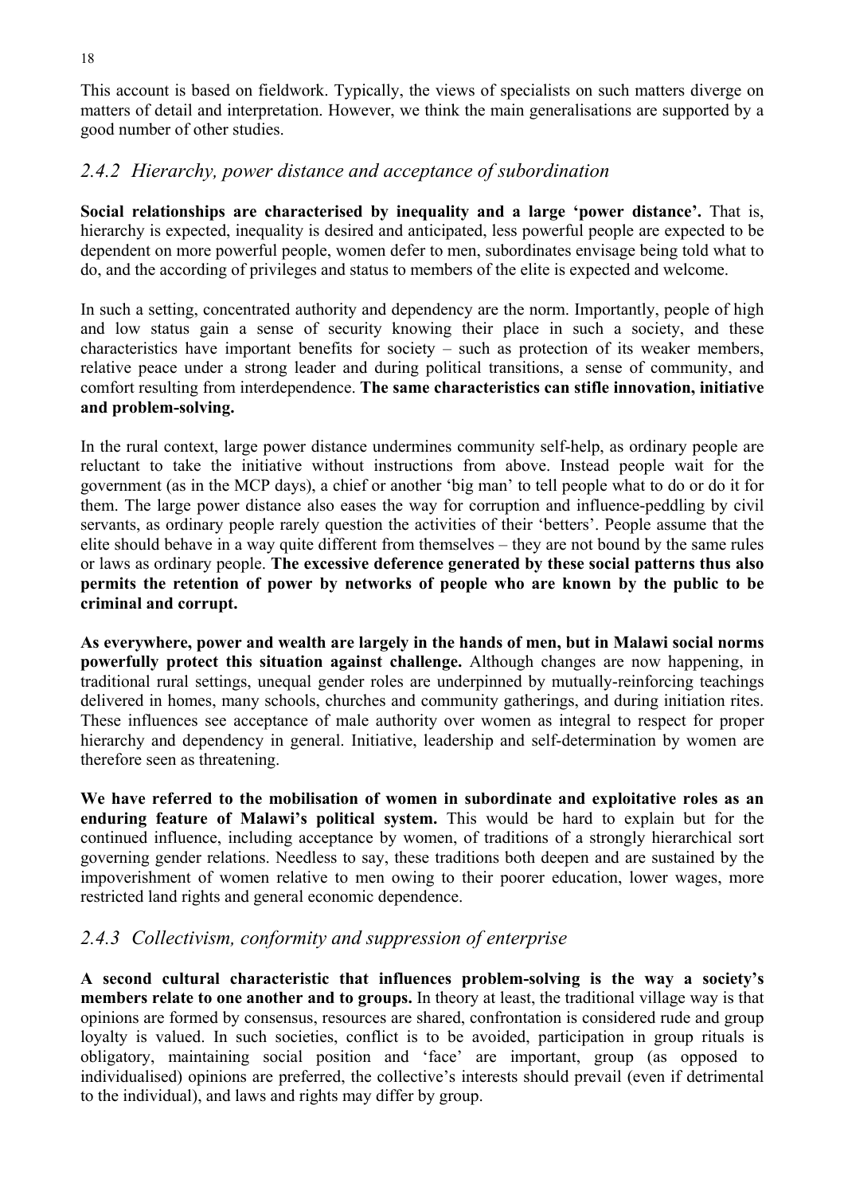This account is based on fieldwork. Typically, the views of specialists on such matters diverge on matters of detail and interpretation. However, we think the main generalisations are supported by a good number of other studies.

### *2.4.2 Hierarchy, power distance and acceptance of subordination*

**Social relationships are characterised by inequality and a large 'power distance'.** That is, hierarchy is expected, inequality is desired and anticipated, less powerful people are expected to be dependent on more powerful people, women defer to men, subordinates envisage being told what to do, and the according of privileges and status to members of the elite is expected and welcome.

In such a setting, concentrated authority and dependency are the norm. Importantly, people of high and low status gain a sense of security knowing their place in such a society, and these characteristics have important benefits for society – such as protection of its weaker members, relative peace under a strong leader and during political transitions, a sense of community, and comfort resulting from interdependence. **The same characteristics can stifle innovation, initiative and problem-solving.**

In the rural context, large power distance undermines community self-help, as ordinary people are reluctant to take the initiative without instructions from above. Instead people wait for the government (as in the MCP days), a chief or another 'big man' to tell people what to do or do it for them. The large power distance also eases the way for corruption and influence-peddling by civil servants, as ordinary people rarely question the activities of their 'betters'. People assume that the elite should behave in a way quite different from themselves – they are not bound by the same rules or laws as ordinary people. **The excessive deference generated by these social patterns thus also permits the retention of power by networks of people who are known by the public to be criminal and corrupt.**

**As everywhere, power and wealth are largely in the hands of men, but in Malawi social norms powerfully protect this situation against challenge.** Although changes are now happening, in traditional rural settings, unequal gender roles are underpinned by mutually-reinforcing teachings delivered in homes, many schools, churches and community gatherings, and during initiation rites. These influences see acceptance of male authority over women as integral to respect for proper hierarchy and dependency in general. Initiative, leadership and self-determination by women are therefore seen as threatening.

**We have referred to the mobilisation of women in subordinate and exploitative roles as an enduring feature of Malawi's political system.** This would be hard to explain but for the continued influence, including acceptance by women, of traditions of a strongly hierarchical sort governing gender relations. Needless to say, these traditions both deepen and are sustained by the impoverishment of women relative to men owing to their poorer education, lower wages, more restricted land rights and general economic dependence.

### *2.4.3 Collectivism, conformity and suppression of enterprise*

**A second cultural characteristic that influences problem-solving is the way a society's members relate to one another and to groups.** In theory at least, the traditional village way is that opinions are formed by consensus, resources are shared, confrontation is considered rude and group loyalty is valued. In such societies, conflict is to be avoided, participation in group rituals is obligatory, maintaining social position and 'face' are important, group (as opposed to individualised) opinions are preferred, the collective's interests should prevail (even if detrimental to the individual), and laws and rights may differ by group.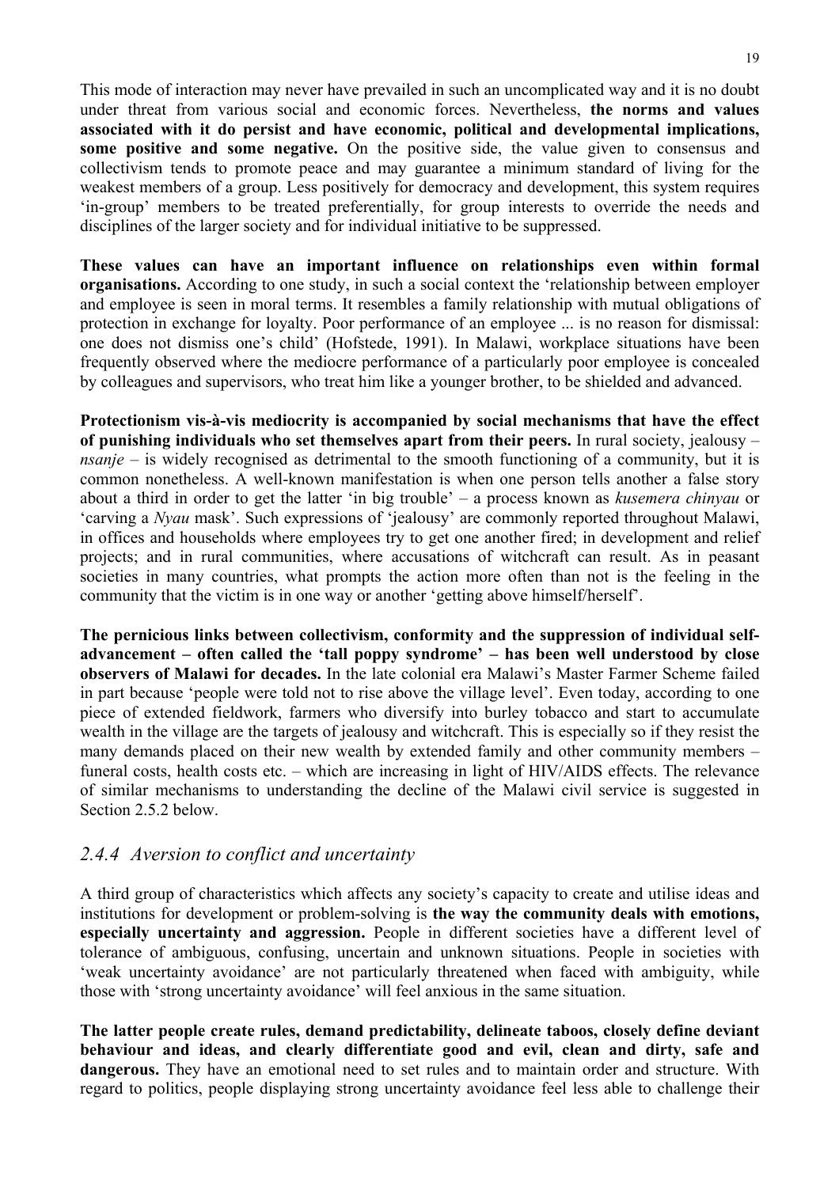This mode of interaction may never have prevailed in such an uncomplicated way and it is no doubt under threat from various social and economic forces. Nevertheless, **the norms and values associated with it do persist and have economic, political and developmental implications, some positive and some negative.** On the positive side, the value given to consensus and collectivism tends to promote peace and may guarantee a minimum standard of living for the weakest members of a group. Less positively for democracy and development, this system requires 'in-group' members to be treated preferentially, for group interests to override the needs and disciplines of the larger society and for individual initiative to be suppressed.

**These values can have an important influence on relationships even within formal organisations.** According to one study, in such a social context the 'relationship between employer and employee is seen in moral terms. It resembles a family relationship with mutual obligations of protection in exchange for loyalty. Poor performance of an employee ... is no reason for dismissal: one does not dismiss one's child' (Hofstede, 1991). In Malawi, workplace situations have been frequently observed where the mediocre performance of a particularly poor employee is concealed by colleagues and supervisors, who treat him like a younger brother, to be shielded and advanced.

**Protectionism vis-à-vis mediocrity is accompanied by social mechanisms that have the effect of punishing individuals who set themselves apart from their peers.** In rural society, jealousy – *nsanje* – is widely recognised as detrimental to the smooth functioning of a community, but it is common nonetheless. A well-known manifestation is when one person tells another a false story about a third in order to get the latter 'in big trouble' – a process known as *kusemera chinyau* or 'carving a *Nyau* mask'. Such expressions of 'jealousy' are commonly reported throughout Malawi, in offices and households where employees try to get one another fired; in development and relief projects; and in rural communities, where accusations of witchcraft can result. As in peasant societies in many countries, what prompts the action more often than not is the feeling in the community that the victim is in one way or another 'getting above himself/herself'.

**The pernicious links between collectivism, conformity and the suppression of individual self-advancement – often called the 'tall poppy syndrome' – has been well understood by close observers of Malawi for decades.** In the late colonial era Malawi's Master Farmer Scheme failed in part because 'people were told not to rise above the village level'. Even today, according to one piece of extended fieldwork, farmers who diversify into burley tobacco and start to accumulate wealth in the village are the targets of jealousy and witchcraft. This is especially so if they resist the many demands placed on their new wealth by extended family and other community members – funeral costs, health costs etc. – which are increasing in light of HIV/AIDS effects. The relevance of similar mechanisms to understanding the decline of the Malawi civil service is suggested in Section 2.5.2 below.

### *2.4.4 Aversion to conflict and uncertainty*

A third group of characteristics which affects any society's capacity to create and utilise ideas and institutions for development or problem-solving is **the way the community deals with emotions, especially uncertainty and aggression.** People in different societies have a different level of tolerance of ambiguous, confusing, uncertain and unknown situations. People in societies with 'weak uncertainty avoidance' are not particularly threatened when faced with ambiguity, while those with 'strong uncertainty avoidance' will feel anxious in the same situation.

**The latter people create rules, demand predictability, delineate taboos, closely define deviant behaviour and ideas, and clearly differentiate good and evil, clean and dirty, safe and dangerous.** They have an emotional need to set rules and to maintain order and structure. With regard to politics, people displaying strong uncertainty avoidance feel less able to challenge their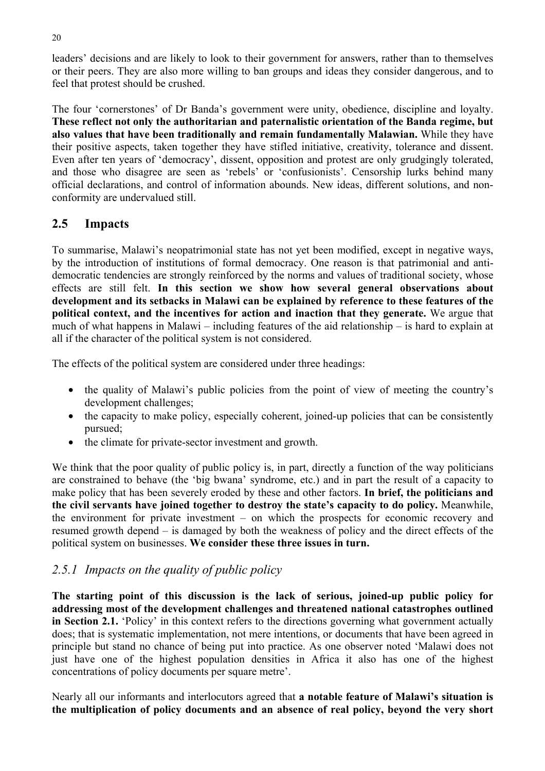leaders' decisions and are likely to look to their government for answers, rather than to themselves or their peers. They are also more willing to ban groups and ideas they consider dangerous, and to feel that protest should be crushed.

The four 'cornerstones' of Dr Banda's government were unity, obedience, discipline and loyalty. **These reflect not only the authoritarian and paternalistic orientation of the Banda regime, but also values that have been traditionally and remain fundamentally Malawian.** While they have their positive aspects, taken together they have stifled initiative, creativity, tolerance and dissent. Even after ten years of 'democracy', dissent, opposition and protest are only grudgingly tolerated, and those who disagree are seen as 'rebels' or 'confusionists'. Censorship lurks behind many official declarations, and control of information abounds. New ideas, different solutions, and non-conformity are undervalued still.

## 2.5 Impacts

To summarise, Malawi's neopatrimonial state has not yet been modified, except in negative ways, by the introduction of institutions of formal democracy. One reason is that patrimonial and anti-democratic tendencies are strongly reinforced by the norms and values of traditional society, whose effects are still felt. **In this section we show how several general observations about development and its setbacks in Malawi can be explained by reference to these features of the political context, and the incentives for action and inaction that they generate.** We argue that much of what happens in Malawi – including features of the aid relationship – is hard to explain at all if the character of the political system is not considered.

The effects of the political system are considered under three headings:

- the quality of Malawi's public policies from the point of view of meeting the country's development challenges;
- the capacity to make policy, especially coherent, joined-up policies that can be consistently pursued;
- the climate for private-sector investment and growth.

We think that the poor quality of public policy is, in part, directly a function of the way politicians are constrained to behave (the 'big bwana' syndrome, etc.) and in part the result of a capacity to make policy that has been severely eroded by these and other factors. **In brief, the politicians and the civil servants have joined together to destroy the state's capacity to do policy.** Meanwhile, the environment for private investment – on which the prospects for economic recovery and resumed growth depend – is damaged by both the weakness of policy and the direct effects of the political system on businesses. **We consider these three issues in turn.**

### *2.5.1 Impacts on the quality of public policy*

**The starting point of this discussion is the lack of serious, joined-up public policy for addressing most of the development challenges and threatened national catastrophes outlined in Section 2.1.** 'Policy' in this context refers to the directions governing what government actually does; that is systematic implementation, not mere intentions, or documents that have been agreed in principle but stand no chance of being put into practice. As one observer noted 'Malawi does not just have one of the highest population densities in Africa it also has one of the highest concentrations of policy documents per square metre'.

Nearly all our informants and interlocutors agreed that **a notable feature of Malawi's situation is the multiplication of policy documents and an absence of real policy, beyond the very short**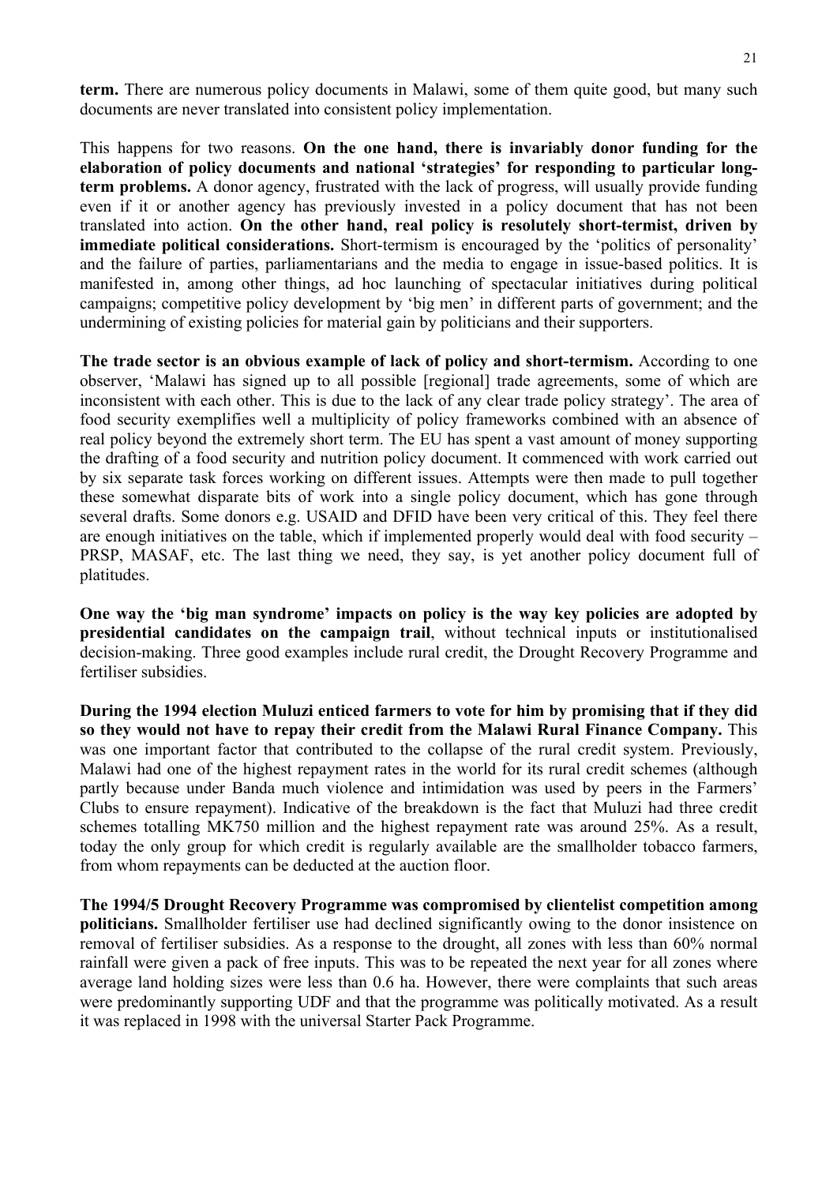**term.** There are numerous policy documents in Malawi, some of them quite good, but many such documents are never translated into consistent policy implementation.

This happens for two reasons. **On the one hand, there is invariably donor funding for the elaboration of policy documents and national 'strategies' for responding to particular long-term problems.** A donor agency, frustrated with the lack of progress, will usually provide funding even if it or another agency has previously invested in a policy document that has not been translated into action. **On the other hand, real policy is resolutely short-termist, driven by immediate political considerations.** Short-termism is encouraged by the 'politics of personality' and the failure of parties, parliamentarians and the media to engage in issue-based politics. It is manifested in, among other things, ad hoc launching of spectacular initiatives during political campaigns; competitive policy development by 'big men' in different parts of government; and the undermining of existing policies for material gain by politicians and their supporters.

**The trade sector is an obvious example of lack of policy and short-termism.** According to one observer, 'Malawi has signed up to all possible [regional] trade agreements, some of which are inconsistent with each other. This is due to the lack of any clear trade policy strategy'. The area of food security exemplifies well a multiplicity of policy frameworks combined with an absence of real policy beyond the extremely short term. The EU has spent a vast amount of money supporting the drafting of a food security and nutrition policy document. It commenced with work carried out by six separate task forces working on different issues. Attempts were then made to pull together these somewhat disparate bits of work into a single policy document, which has gone through several drafts. Some donors e.g. USAID and DFID have been very critical of this. They feel there are enough initiatives on the table, which if implemented properly would deal with food security – PRSP, MASAF, etc. The last thing we need, they say, is yet another policy document full of platitudes.

**One way the 'big man syndrome' impacts on policy is the way key policies are adopted by presidential candidates on the campaign trail**, without technical inputs or institutionalised decision-making. Three good examples include rural credit, the Drought Recovery Programme and fertiliser subsidies.

**During the 1994 election Muluzi enticed farmers to vote for him by promising that if they did so they would not have to repay their credit from the Malawi Rural Finance Company.** This was one important factor that contributed to the collapse of the rural credit system. Previously, Malawi had one of the highest repayment rates in the world for its rural credit schemes (although partly because under Banda much violence and intimidation was used by peers in the Farmers' Clubs to ensure repayment). Indicative of the breakdown is the fact that Muluzi had three credit schemes totalling MK750 million and the highest repayment rate was around 25%. As a result, today the only group for which credit is regularly available are the smallholder tobacco farmers, from whom repayments can be deducted at the auction floor.

**The 1994/5 Drought Recovery Programme was compromised by clientelist competition among politicians.** Smallholder fertiliser use had declined significantly owing to the donor insistence on removal of fertiliser subsidies. As a response to the drought, all zones with less than 60% normal rainfall were given a pack of free inputs. This was to be repeated the next year for all zones where average land holding sizes were less than 0.6 ha. However, there were complaints that such areas were predominantly supporting UDF and that the programme was politically motivated. As a result it was replaced in 1998 with the universal Starter Pack Programme.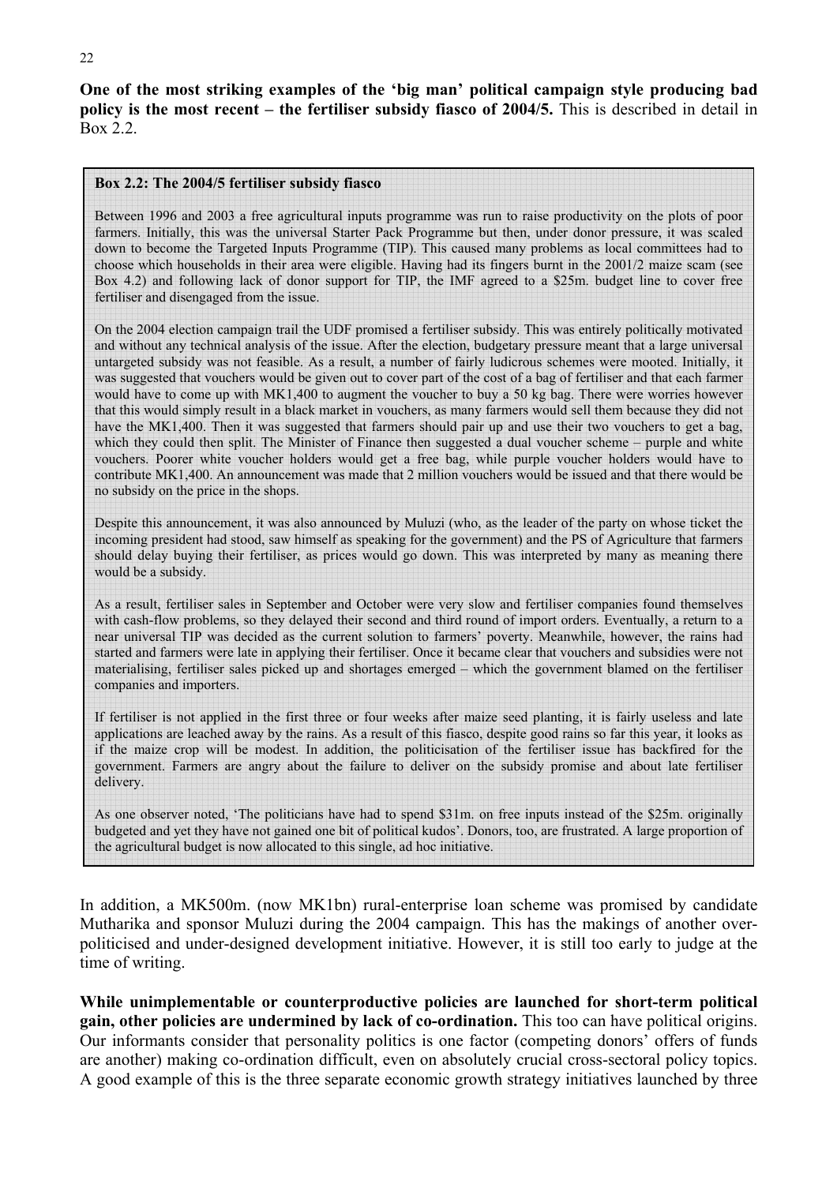**One of the most striking examples of the 'big man' political campaign style producing bad policy is the most recent – the fertiliser subsidy fiasco of 2004/5.** This is described in detail in Box 2.2.

> **Box 2.2: The 2004/5 fertiliser subsidy fiasco**
>
> Between 1996 and 2003 a free agricultural inputs programme was run to raise productivity on the plots of poor farmers. Initially, this was the universal Starter Pack Programme but then, under donor pressure, it was scaled down to become the Targeted Inputs Programme (TIP). This caused many problems as local committees had to choose which households in their area were eligible. Having had its fingers burnt in the 2001/2 maize scam (see Box 4.2) and following lack of donor support for TIP, the IMF agreed to a $25m. budget line to cover free fertiliser and disengaged from the issue.
>
> On the 2004 election campaign trail the UDF promised a fertiliser subsidy. This was entirely politically motivated and without any technical analysis of the issue. After the election, budgetary pressure meant that a large universal untargeted subsidy was not feasible. As a result, a number of fairly ludicrous schemes were mooted. Initially, it was suggested that vouchers would be given out to cover part of the cost of a bag of fertiliser and that each farmer would have to come up with MK1,400 to augment the voucher to buy a 50 kg bag. There were worries however that this would simply result in a black market in vouchers, as many farmers would sell them because they did not have the MK1,400. Then it was suggested that farmers should pair up and use their two vouchers to get a bag, which they could then split. The Minister of Finance then suggested a dual voucher scheme – purple and white vouchers. Poorer white voucher holders would get a free bag, while purple voucher holders would have to contribute MK1,400. An announcement was made that 2 million vouchers would be issued and that there would be no subsidy on the price in the shops.
>
> Despite this announcement, it was also announced by Muluzi (who, as the leader of the party on whose ticket the incoming president had stood, saw himself as speaking for the government) and the PS of Agriculture that farmers should delay buying their fertiliser, as prices would go down. This was interpreted by many as meaning there would be a subsidy.
>
> As a result, fertiliser sales in September and October were very slow and fertiliser companies found themselves with cash-flow problems, so they delayed their second and third round of import orders. Eventually, a return to a near universal TIP was decided as the current solution to farmers' poverty. Meanwhile, however, the rains had started and farmers were late in applying their fertiliser. Once it became clear that vouchers and subsidies were not materialising, fertiliser sales picked up and shortages emerged – which the government blamed on the fertiliser companies and importers.
>
> If fertiliser is not applied in the first three or four weeks after maize seed planting, it is fairly useless and late applications are leached away by the rains. As a result of this fiasco, despite good rains so far this year, it looks as if the maize crop will be modest. In addition, the politicisation of the fertiliser issue has backfired for the government. Farmers are angry about the failure to deliver on the subsidy promise and about late fertiliser delivery.
>
> As one observer noted, 'The politicians have had to spend $31m. on free inputs instead of the $25m. originally budgeted and yet they have not gained one bit of political kudos'. Donors, too, are frustrated. A large proportion of the agricultural budget is now allocated to this single, ad hoc initiative.

In addition, a MK500m. (now MK1bn) rural-enterprise loan scheme was promised by candidate Mutharika and sponsor Muluzi during the 2004 campaign. This has the makings of another over-politicised and under-designed development initiative. However, it is still too early to judge at the time of writing.

**While unimplementable or counterproductive policies are launched for short-term political gain, other policies are undermined by lack of co-ordination.** This too can have political origins. Our informants consider that personality politics is one factor (competing donors' offers of funds are another) making co-ordination difficult, even on absolutely crucial cross-sectoral policy topics. A good example of this is the three separate economic growth strategy initiatives launched by three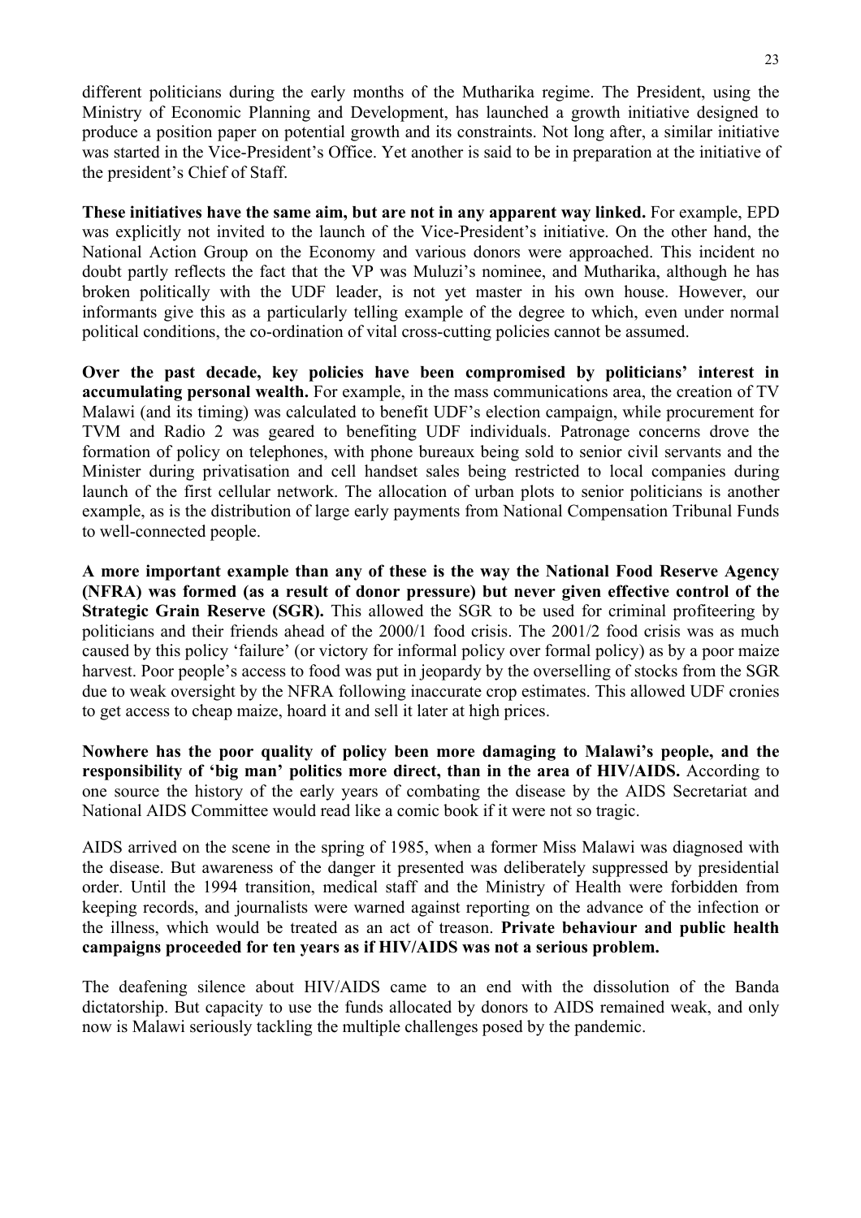different politicians during the early months of the Mutharika regime. The President, using the Ministry of Economic Planning and Development, has launched a growth initiative designed to produce a position paper on potential growth and its constraints. Not long after, a similar initiative was started in the Vice-President's Office. Yet another is said to be in preparation at the initiative of the president's Chief of Staff.

**These initiatives have the same aim, but are not in any apparent way linked.** For example, EPD was explicitly not invited to the launch of the Vice-President's initiative. On the other hand, the National Action Group on the Economy and various donors were approached. This incident no doubt partly reflects the fact that the VP was Muluzi's nominee, and Mutharika, although he has broken politically with the UDF leader, is not yet master in his own house. However, our informants give this as a particularly telling example of the degree to which, even under normal political conditions, the co-ordination of vital cross-cutting policies cannot be assumed.

**Over the past decade, key policies have been compromised by politicians' interest in accumulating personal wealth.** For example, in the mass communications area, the creation of TV Malawi (and its timing) was calculated to benefit UDF's election campaign, while procurement for TVM and Radio 2 was geared to benefiting UDF individuals. Patronage concerns drove the formation of policy on telephones, with phone bureaux being sold to senior civil servants and the Minister during privatisation and cell handset sales being restricted to local companies during launch of the first cellular network. The allocation of urban plots to senior politicians is another example, as is the distribution of large early payments from National Compensation Tribunal Funds to well-connected people.

**A more important example than any of these is the way the National Food Reserve Agency (NFRA) was formed (as a result of donor pressure) but never given effective control of the Strategic Grain Reserve (SGR).** This allowed the SGR to be used for criminal profiteering by politicians and their friends ahead of the 2000/1 food crisis. The 2001/2 food crisis was as much caused by this policy 'failure' (or victory for informal policy over formal policy) as by a poor maize harvest. Poor people's access to food was put in jeopardy by the overselling of stocks from the SGR due to weak oversight by the NFRA following inaccurate crop estimates. This allowed UDF cronies to get access to cheap maize, hoard it and sell it later at high prices.

**Nowhere has the poor quality of policy been more damaging to Malawi's people, and the responsibility of 'big man' politics more direct, than in the area of HIV/AIDS.** According to one source the history of the early years of combating the disease by the AIDS Secretariat and National AIDS Committee would read like a comic book if it were not so tragic.

AIDS arrived on the scene in the spring of 1985, when a former Miss Malawi was diagnosed with the disease. But awareness of the danger it presented was deliberately suppressed by presidential order. Until the 1994 transition, medical staff and the Ministry of Health were forbidden from keeping records, and journalists were warned against reporting on the advance of the infection or the illness, which would be treated as an act of treason. **Private behaviour and public health campaigns proceeded for ten years as if HIV/AIDS was not a serious problem.**

The deafening silence about HIV/AIDS came to an end with the dissolution of the Banda dictatorship. But capacity to use the funds allocated by donors to AIDS remained weak, and only now is Malawi seriously tackling the multiple challenges posed by the pandemic.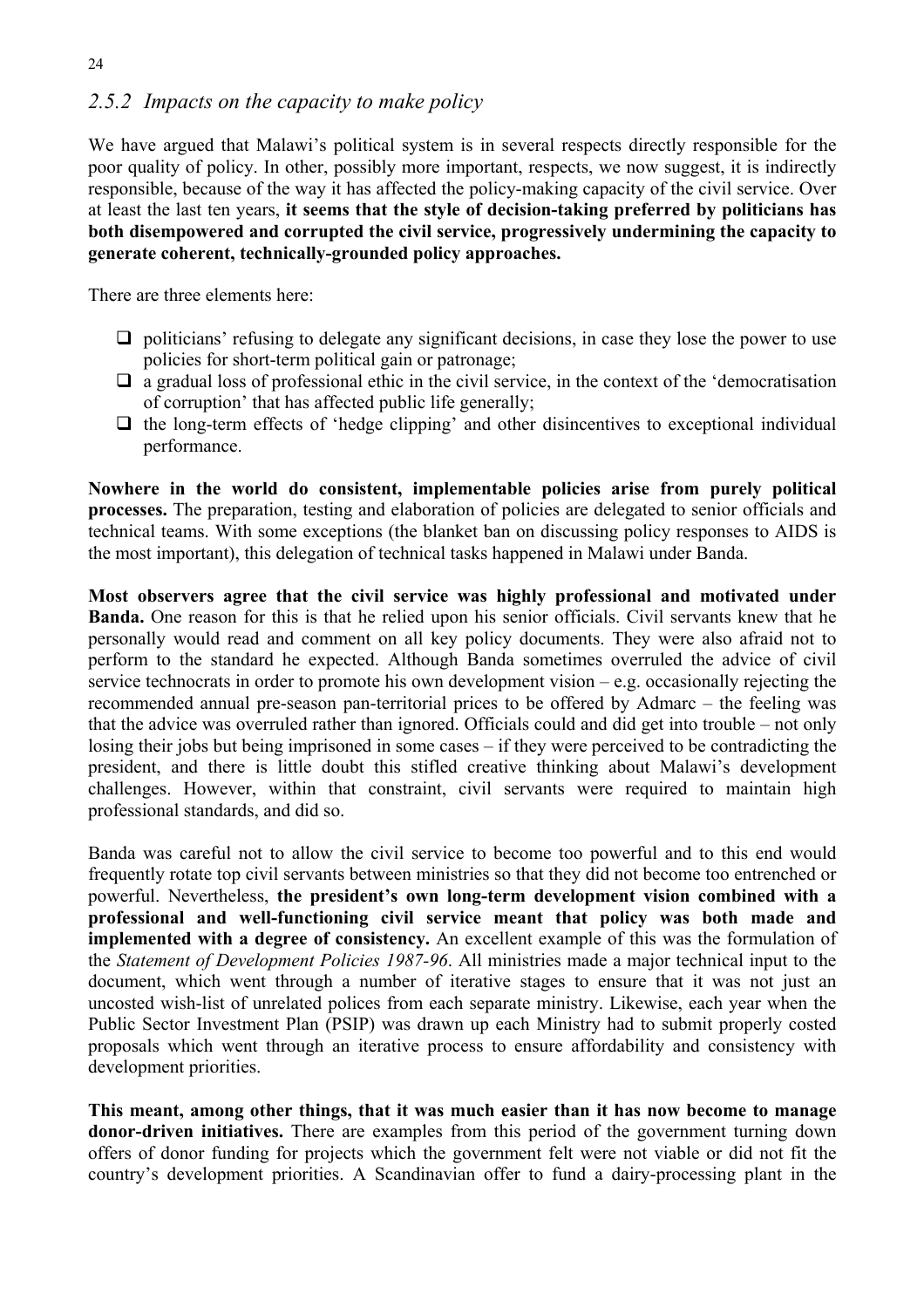### *2.5.2 Impacts on the capacity to make policy*

We have argued that Malawi's political system is in several respects directly responsible for the poor quality of policy. In other, possibly more important, respects, we now suggest, it is indirectly responsible, because of the way it has affected the policy-making capacity of the civil service. Over at least the last ten years, **it seems that the style of decision-taking preferred by politicians has both disempowered and corrupted the civil service, progressively undermining the capacity to generate coherent, technically-grounded policy approaches.**

There are three elements here:

- politicians' refusing to delegate any significant decisions, in case they lose the power to use policies for short-term political gain or patronage;
- a gradual loss of professional ethic in the civil service, in the context of the 'democratisation of corruption' that has affected public life generally;
- the long-term effects of 'hedge clipping' and other disincentives to exceptional individual performance.

**Nowhere in the world do consistent, implementable policies arise from purely political processes.** The preparation, testing and elaboration of policies are delegated to senior officials and technical teams. With some exceptions (the blanket ban on discussing policy responses to AIDS is the most important), this delegation of technical tasks happened in Malawi under Banda.

**Most observers agree that the civil service was highly professional and motivated under Banda.** One reason for this is that he relied upon his senior officials. Civil servants knew that he personally would read and comment on all key policy documents. They were also afraid not to perform to the standard he expected. Although Banda sometimes overruled the advice of civil service technocrats in order to promote his own development vision – e.g. occasionally rejecting the recommended annual pre-season pan-territorial prices to be offered by Admarc – the feeling was that the advice was overruled rather than ignored. Officials could and did get into trouble – not only losing their jobs but being imprisoned in some cases – if they were perceived to be contradicting the president, and there is little doubt this stifled creative thinking about Malawi's development challenges. However, within that constraint, civil servants were required to maintain high professional standards, and did so.

Banda was careful not to allow the civil service to become too powerful and to this end would frequently rotate top civil servants between ministries so that they did not become too entrenched or powerful. Nevertheless, **the president's own long-term development vision combined with a professional and well-functioning civil service meant that policy was both made and implemented with a degree of consistency.** An excellent example of this was the formulation of the *Statement of Development Policies 1987-96*. All ministries made a major technical input to the document, which went through a number of iterative stages to ensure that it was not just an uncosted wish-list of unrelated polices from each separate ministry. Likewise, each year when the Public Sector Investment Plan (PSIP) was drawn up each Ministry had to submit properly costed proposals which went through an iterative process to ensure affordability and consistency with development priorities.

**This meant, among other things, that it was much easier than it has now become to manage donor-driven initiatives.** There are examples from this period of the government turning down offers of donor funding for projects which the government felt were not viable or did not fit the country's development priorities. A Scandinavian offer to fund a dairy-processing plant in the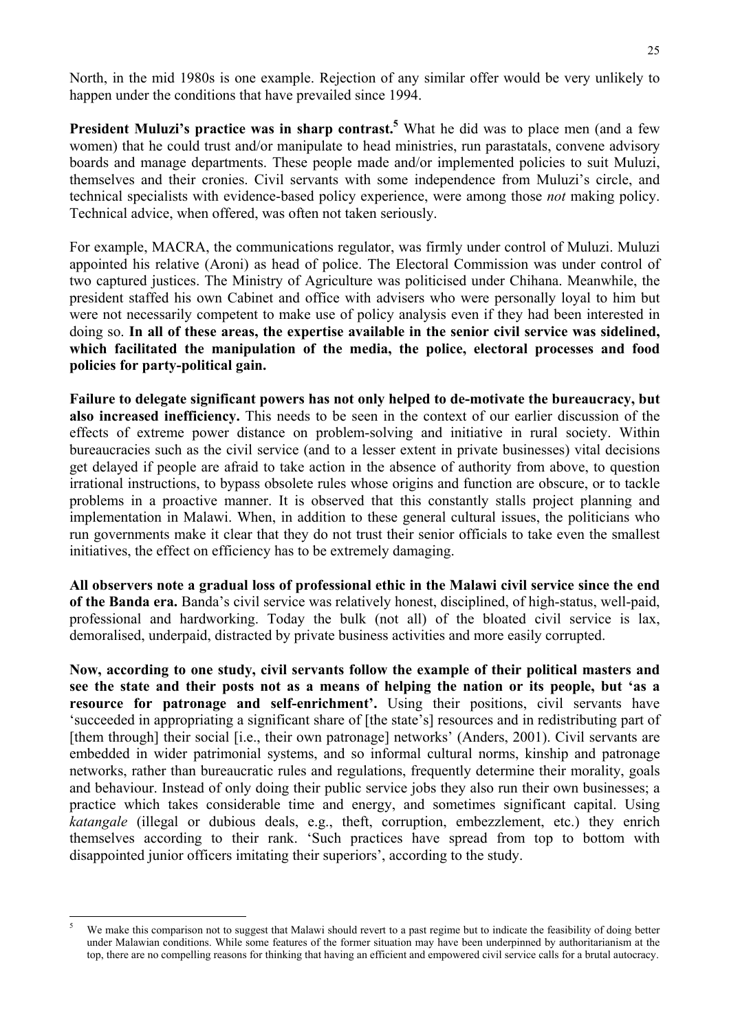North, in the mid 1980s is one example. Rejection of any similar offer would be very unlikely to happen under the conditions that have prevailed since 1994.

**President Muluzi's practice was in sharp contrast.**[5] What he did was to place men (and a few women) that he could trust and/or manipulate to head ministries, run parastatals, convene advisory boards and manage departments. These people made and/or implemented policies to suit Muluzi, themselves and their cronies. Civil servants with some independence from Muluzi's circle, and technical specialists with evidence-based policy experience, were among those *not* making policy. Technical advice, when offered, was often not taken seriously.

For example, MACRA, the communications regulator, was firmly under control of Muluzi. Muluzi appointed his relative (Aroni) as head of police. The Electoral Commission was under control of two captured justices. The Ministry of Agriculture was politicised under Chihana. Meanwhile, the president staffed his own Cabinet and office with advisers who were personally loyal to him but were not necessarily competent to make use of policy analysis even if they had been interested in doing so. **In all of these areas, the expertise available in the senior civil service was sidelined, which facilitated the manipulation of the media, the police, electoral processes and food policies for party-political gain.**

**Failure to delegate significant powers has not only helped to de-motivate the bureaucracy, but also increased inefficiency.** This needs to be seen in the context of our earlier discussion of the effects of extreme power distance on problem-solving and initiative in rural society. Within bureaucracies such as the civil service (and to a lesser extent in private businesses) vital decisions get delayed if people are afraid to take action in the absence of authority from above, to question irrational instructions, to bypass obsolete rules whose origins and function are obscure, or to tackle problems in a proactive manner. It is observed that this constantly stalls project planning and implementation in Malawi. When, in addition to these general cultural issues, the politicians who run governments make it clear that they do not trust their senior officials to take even the smallest initiatives, the effect on efficiency has to be extremely damaging.

**All observers note a gradual loss of professional ethic in the Malawi civil service since the end of the Banda era.** Banda's civil service was relatively honest, disciplined, of high-status, well-paid, professional and hardworking. Today the bulk (not all) of the bloated civil service is lax, demoralised, underpaid, distracted by private business activities and more easily corrupted.

**Now, according to one study, civil servants follow the example of their political masters and see the state and their posts not as a means of helping the nation or its people, but 'as a resource for patronage and self-enrichment'.** Using their positions, civil servants have 'succeeded in appropriating a significant share of [the state's] resources and in redistributing part of [them through] their social [i.e., their own patronage] networks' (Anders, 2001). Civil servants are embedded in wider patrimonial systems, and so informal cultural norms, kinship and patronage networks, rather than bureaucratic rules and regulations, frequently determine their morality, goals and behaviour. Instead of only doing their public service jobs they also run their own businesses; a practice which takes considerable time and energy, and sometimes significant capital. Using *katangale* (illegal or dubious deals, e.g., theft, corruption, embezzlement, etc.) they enrich themselves according to their rank. 'Such practices have spread from top to bottom with disappointed junior officers imitating their superiors', according to the study.

---

[5] We make this comparison not to suggest that Malawi should revert to a past regime but to indicate the feasibility of doing better under Malawian conditions. While some features of the former situation may have been underpinned by authoritarianism at the top, there are no compelling reasons for thinking that having an efficient and empowered civil service calls for a brutal autocracy.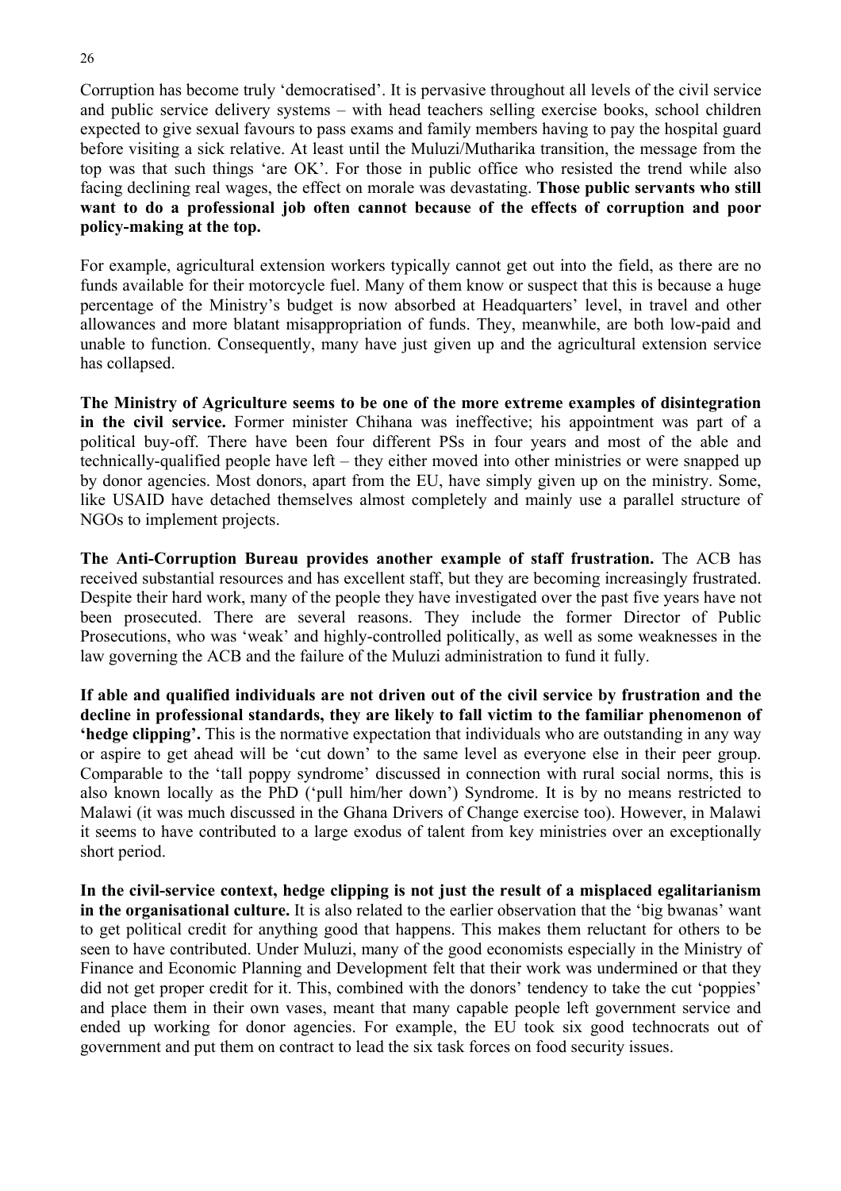Corruption has become truly 'democratised'. It is pervasive throughout all levels of the civil service and public service delivery systems – with head teachers selling exercise books, school children expected to give sexual favours to pass exams and family members having to pay the hospital guard before visiting a sick relative. At least until the Muluzi/Mutharika transition, the message from the top was that such things 'are OK'. For those in public office who resisted the trend while also facing declining real wages, the effect on morale was devastating. **Those public servants who still want to do a professional job often cannot because of the effects of corruption and poor policy-making at the top.**

For example, agricultural extension workers typically cannot get out into the field, as there are no funds available for their motorcycle fuel. Many of them know or suspect that this is because a huge percentage of the Ministry's budget is now absorbed at Headquarters' level, in travel and other allowances and more blatant misappropriation of funds. They, meanwhile, are both low-paid and unable to function. Consequently, many have just given up and the agricultural extension service has collapsed.

**The Ministry of Agriculture seems to be one of the more extreme examples of disintegration in the civil service.** Former minister Chihana was ineffective; his appointment was part of a political buy-off. There have been four different PSs in four years and most of the able and technically-qualified people have left – they either moved into other ministries or were snapped up by donor agencies. Most donors, apart from the EU, have simply given up on the ministry. Some, like USAID have detached themselves almost completely and mainly use a parallel structure of NGOs to implement projects.

**The Anti-Corruption Bureau provides another example of staff frustration.** The ACB has received substantial resources and has excellent staff, but they are becoming increasingly frustrated. Despite their hard work, many of the people they have investigated over the past five years have not been prosecuted. There are several reasons. They include the former Director of Public Prosecutions, who was 'weak' and highly-controlled politically, as well as some weaknesses in the law governing the ACB and the failure of the Muluzi administration to fund it fully.

**If able and qualified individuals are not driven out of the civil service by frustration and the decline in professional standards, they are likely to fall victim to the familiar phenomenon of 'hedge clipping'.** This is the normative expectation that individuals who are outstanding in any way or aspire to get ahead will be 'cut down' to the same level as everyone else in their peer group. Comparable to the 'tall poppy syndrome' discussed in connection with rural social norms, this is also known locally as the PhD ('pull him/her down') Syndrome. It is by no means restricted to Malawi (it was much discussed in the Ghana Drivers of Change exercise too). However, in Malawi it seems to have contributed to a large exodus of talent from key ministries over an exceptionally short period.

**In the civil-service context, hedge clipping is not just the result of a misplaced egalitarianism in the organisational culture.** It is also related to the earlier observation that the 'big bwanas' want to get political credit for anything good that happens. This makes them reluctant for others to be seen to have contributed. Under Muluzi, many of the good economists especially in the Ministry of Finance and Economic Planning and Development felt that their work was undermined or that they did not get proper credit for it. This, combined with the donors' tendency to take the cut 'poppies' and place them in their own vases, meant that many capable people left government service and ended up working for donor agencies. For example, the EU took six good technocrats out of government and put them on contract to lead the six task forces on food security issues.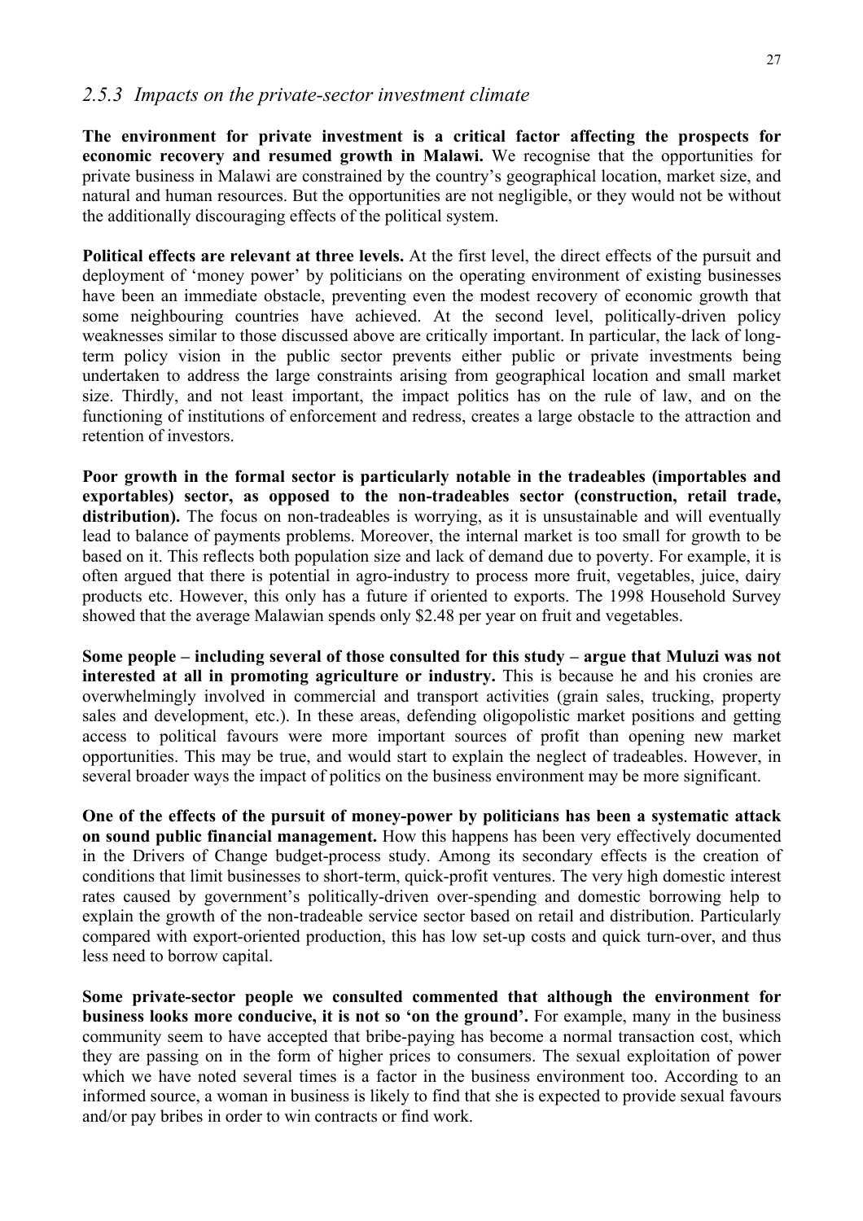### *2.5.3 Impacts on the private-sector investment climate*

**The environment for private investment is a critical factor affecting the prospects for economic recovery and resumed growth in Malawi.** We recognise that the opportunities for private business in Malawi are constrained by the country's geographical location, market size, and natural and human resources. But the opportunities are not negligible, or they would not be without the additionally discouraging effects of the political system.

**Political effects are relevant at three levels.** At the first level, the direct effects of the pursuit and deployment of 'money power' by politicians on the operating environment of existing businesses have been an immediate obstacle, preventing even the modest recovery of economic growth that some neighbouring countries have achieved. At the second level, politically-driven policy weaknesses similar to those discussed above are critically important. In particular, the lack of long-term policy vision in the public sector prevents either public or private investments being undertaken to address the large constraints arising from geographical location and small market size. Thirdly, and not least important, the impact politics has on the rule of law, and on the functioning of institutions of enforcement and redress, creates a large obstacle to the attraction and retention of investors.

**Poor growth in the formal sector is particularly notable in the tradeables (importables and exportables) sector, as opposed to the non-tradeables sector (construction, retail trade, distribution).** The focus on non-tradeables is worrying, as it is unsustainable and will eventually lead to balance of payments problems. Moreover, the internal market is too small for growth to be based on it. This reflects both population size and lack of demand due to poverty. For example, it is often argued that there is potential in agro-industry to process more fruit, vegetables, juice, dairy products etc. However, this only has a future if oriented to exports. The 1998 Household Survey showed that the average Malawian spends only $2.48 per year on fruit and vegetables.

**Some people – including several of those consulted for this study – argue that Muluzi was not interested at all in promoting agriculture or industry.** This is because he and his cronies are overwhelmingly involved in commercial and transport activities (grain sales, trucking, property sales and development, etc.). In these areas, defending oligopolistic market positions and getting access to political favours were more important sources of profit than opening new market opportunities. This may be true, and would start to explain the neglect of tradeables. However, in several broader ways the impact of politics on the business environment may be more significant.

**One of the effects of the pursuit of money-power by politicians has been a systematic attack on sound public financial management.** How this happens has been very effectively documented in the Drivers of Change budget-process study. Among its secondary effects is the creation of conditions that limit businesses to short-term, quick-profit ventures. The very high domestic interest rates caused by government's politically-driven over-spending and domestic borrowing help to explain the growth of the non-tradeable service sector based on retail and distribution. Particularly compared with export-oriented production, this has low set-up costs and quick turn-over, and thus less need to borrow capital.

**Some private-sector people we consulted commented that although the environment for business looks more conducive, it is not so 'on the ground'.** For example, many in the business community seem to have accepted that bribe-paying has become a normal transaction cost, which they are passing on in the form of higher prices to consumers. The sexual exploitation of power which we have noted several times is a factor in the business environment too. According to an informed source, a woman in business is likely to find that she is expected to provide sexual favours and/or pay bribes in order to win contracts or find work.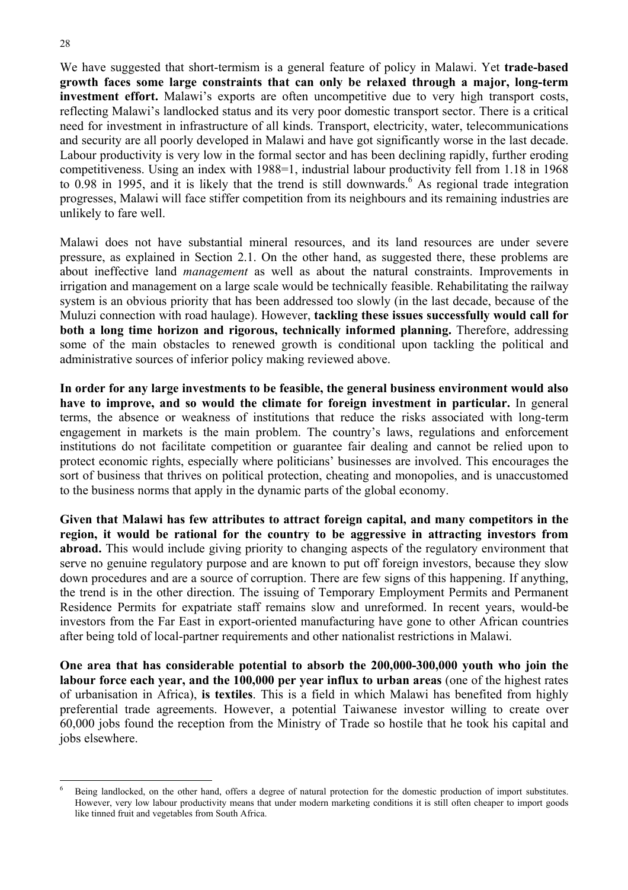We have suggested that short-termism is a general feature of policy in Malawi. Yet **trade-based growth faces some large constraints that can only be relaxed through a major, long-term investment effort.** Malawi's exports are often uncompetitive due to very high transport costs, reflecting Malawi's landlocked status and its very poor domestic transport sector. There is a critical need for investment in infrastructure of all kinds. Transport, electricity, water, telecommunications and security are all poorly developed in Malawi and have got significantly worse in the last decade. Labour productivity is very low in the formal sector and has been declining rapidly, further eroding competitiveness. Using an index with 1988=1, industrial labour productivity fell from 1.18 in 1968 to 0.98 in 1995, and it is likely that the trend is still downwards.[6] As regional trade integration progresses, Malawi will face stiffer competition from its neighbours and its remaining industries are unlikely to fare well.

Malawi does not have substantial mineral resources, and its land resources are under severe pressure, as explained in Section 2.1. On the other hand, as suggested there, these problems are about ineffective land *management* as well as about the natural constraints. Improvements in irrigation and management on a large scale would be technically feasible. Rehabilitating the railway system is an obvious priority that has been addressed too slowly (in the last decade, because of the Muluzi connection with road haulage). However, **tackling these issues successfully would call for both a long time horizon and rigorous, technically informed planning.** Therefore, addressing some of the main obstacles to renewed growth is conditional upon tackling the political and administrative sources of inferior policy making reviewed above.

**In order for any large investments to be feasible, the general business environment would also have to improve, and so would the climate for foreign investment in particular.** In general terms, the absence or weakness of institutions that reduce the risks associated with long-term engagement in markets is the main problem. The country's laws, regulations and enforcement institutions do not facilitate competition or guarantee fair dealing and cannot be relied upon to protect economic rights, especially where politicians' businesses are involved. This encourages the sort of business that thrives on political protection, cheating and monopolies, and is unaccustomed to the business norms that apply in the dynamic parts of the global economy.

**Given that Malawi has few attributes to attract foreign capital, and many competitors in the region, it would be rational for the country to be aggressive in attracting investors from abroad.** This would include giving priority to changing aspects of the regulatory environment that serve no genuine regulatory purpose and are known to put off foreign investors, because they slow down procedures and are a source of corruption. There are few signs of this happening. If anything, the trend is in the other direction. The issuing of Temporary Employment Permits and Permanent Residence Permits for expatriate staff remains slow and unreformed. In recent years, would-be investors from the Far East in export-oriented manufacturing have gone to other African countries after being told of local-partner requirements and other nationalist restrictions in Malawi.

**One area that has considerable potential to absorb the 200,000-300,000 youth who join the labour force each year, and the 100,000 per year influx to urban areas** (one of the highest rates of urbanisation in Africa), **is textiles**. This is a field in which Malawi has benefited from highly preferential trade agreements. However, a potential Taiwanese investor willing to create over 60,000 jobs found the reception from the Ministry of Trade so hostile that he took his capital and jobs elsewhere.

---

[6] Being landlocked, on the other hand, offers a degree of natural protection for the domestic production of import substitutes. However, very low labour productivity means that under modern marketing conditions it is still often cheaper to import goods like tinned fruit and vegetables from South Africa.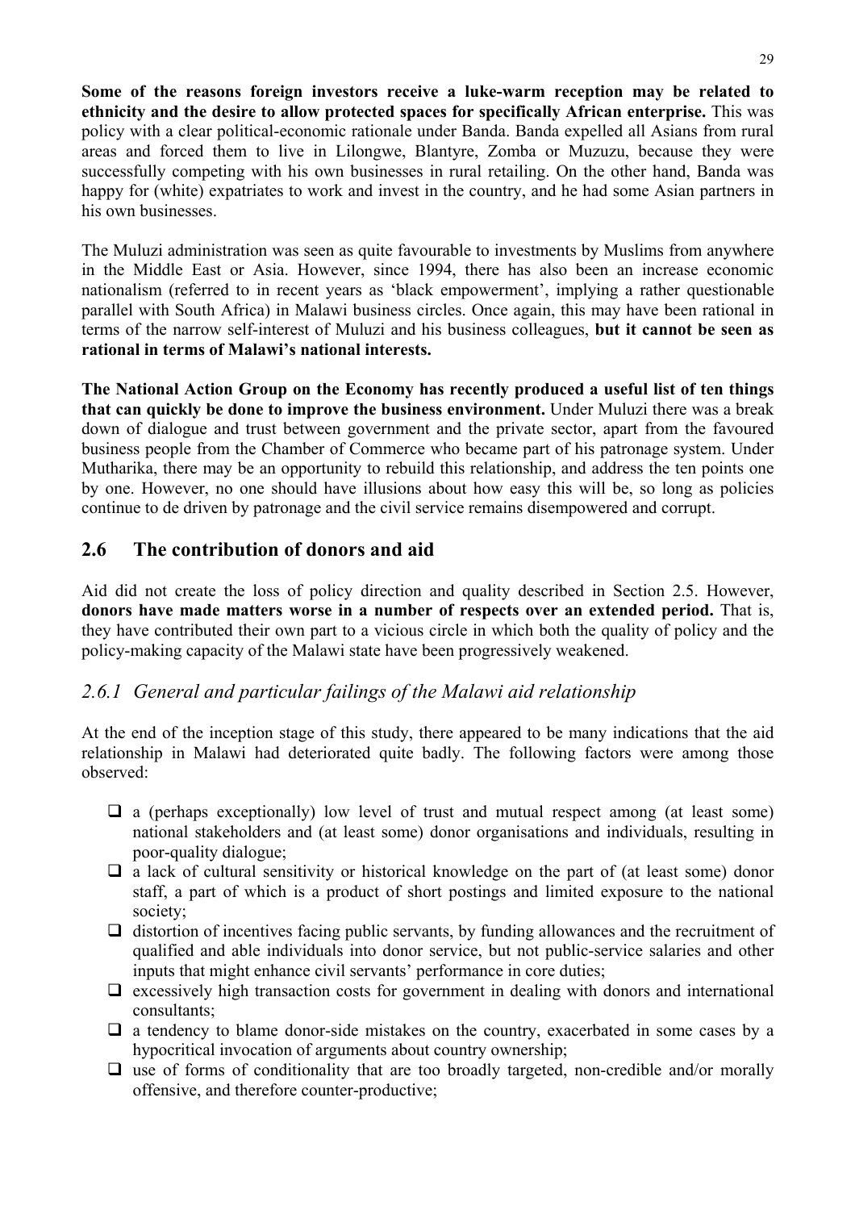**Some of the reasons foreign investors receive a luke-warm reception may be related to ethnicity and the desire to allow protected spaces for specifically African enterprise.** This was policy with a clear political-economic rationale under Banda. Banda expelled all Asians from rural areas and forced them to live in Lilongwe, Blantyre, Zomba or Muzuzu, because they were successfully competing with his own businesses in rural retailing. On the other hand, Banda was happy for (white) expatriates to work and invest in the country, and he had some Asian partners in his own businesses.

The Muluzi administration was seen as quite favourable to investments by Muslims from anywhere in the Middle East or Asia. However, since 1994, there has also been an increase economic nationalism (referred to in recent years as 'black empowerment', implying a rather questionable parallel with South Africa) in Malawi business circles. Once again, this may have been rational in terms of the narrow self-interest of Muluzi and his business colleagues, **but it cannot be seen as rational in terms of Malawi's national interests.**

**The National Action Group on the Economy has recently produced a useful list of ten things that can quickly be done to improve the business environment.** Under Muluzi there was a break down of dialogue and trust between government and the private sector, apart from the favoured business people from the Chamber of Commerce who became part of his patronage system. Under Mutharika, there may be an opportunity to rebuild this relationship, and address the ten points one by one. However, no one should have illusions about how easy this will be, so long as policies continue to de driven by patronage and the civil service remains disempowered and corrupt.

## 2.6 The contribution of donors and aid

Aid did not create the loss of policy direction and quality described in Section 2.5. However, **donors have made matters worse in a number of respects over an extended period.** That is, they have contributed their own part to a vicious circle in which both the quality of policy and the policy-making capacity of the Malawi state have been progressively weakened.

### *2.6.1 General and particular failings of the Malawi aid relationship*

At the end of the inception stage of this study, there appeared to be many indications that the aid relationship in Malawi had deteriorated quite badly. The following factors were among those observed:

- a (perhaps exceptionally) low level of trust and mutual respect among (at least some) national stakeholders and (at least some) donor organisations and individuals, resulting in poor-quality dialogue;
- a lack of cultural sensitivity or historical knowledge on the part of (at least some) donor staff, a part of which is a product of short postings and limited exposure to the national society;
- distortion of incentives facing public servants, by funding allowances and the recruitment of qualified and able individuals into donor service, but not public-service salaries and other inputs that might enhance civil servants' performance in core duties;
- excessively high transaction costs for government in dealing with donors and international consultants;
- a tendency to blame donor-side mistakes on the country, exacerbated in some cases by a hypocritical invocation of arguments about country ownership;
- use of forms of conditionality that are too broadly targeted, non-credible and/or morally offensive, and therefore counter-productive;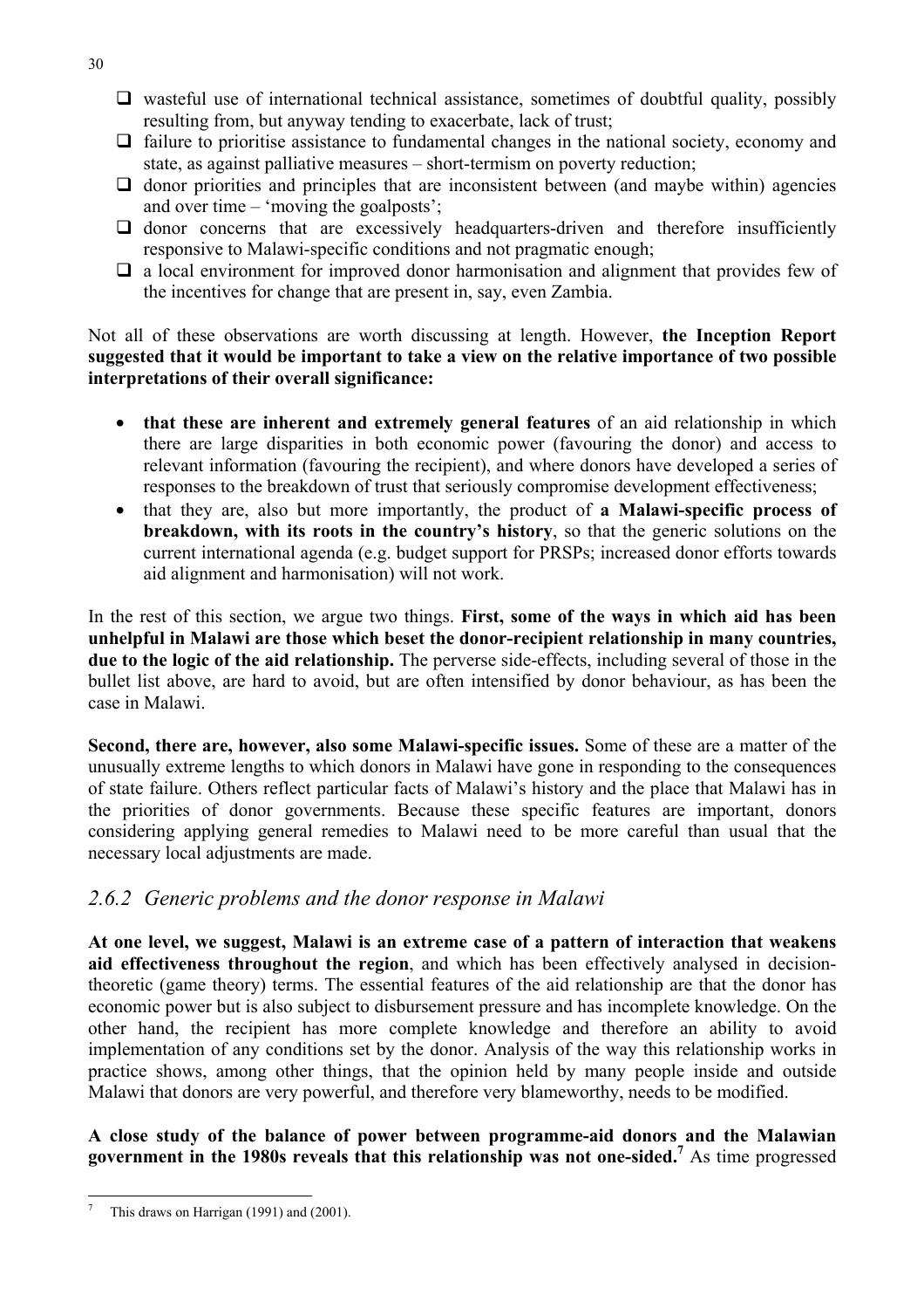- wasteful use of international technical assistance, sometimes of doubtful quality, possibly resulting from, but anyway tending to exacerbate, lack of trust;
- failure to prioritise assistance to fundamental changes in the national society, economy and state, as against palliative measures – short-termism on poverty reduction;
- donor priorities and principles that are inconsistent between (and maybe within) agencies and over time – 'moving the goalposts';
- donor concerns that are excessively headquarters-driven and therefore insufficiently responsive to Malawi-specific conditions and not pragmatic enough;
- a local environment for improved donor harmonisation and alignment that provides few of the incentives for change that are present in, say, even Zambia.

Not all of these observations are worth discussing at length. However, **the Inception Report suggested that it would be important to take a view on the relative importance of two possible interpretations of their overall significance:**

- **that these are inherent and extremely general features** of an aid relationship in which there are large disparities in both economic power (favouring the donor) and access to relevant information (favouring the recipient), and where donors have developed a series of responses to the breakdown of trust that seriously compromise development effectiveness;
- that they are, also but more importantly, the product of **a Malawi-specific process of breakdown, with its roots in the country's history**, so that the generic solutions on the current international agenda (e.g. budget support for PRSPs; increased donor efforts towards aid alignment and harmonisation) will not work.

In the rest of this section, we argue two things. **First, some of the ways in which aid has been unhelpful in Malawi are those which beset the donor-recipient relationship in many countries, due to the logic of the aid relationship.** The perverse side-effects, including several of those in the bullet list above, are hard to avoid, but are often intensified by donor behaviour, as has been the case in Malawi.

**Second, there are, however, also some Malawi-specific issues.** Some of these are a matter of the unusually extreme lengths to which donors in Malawi have gone in responding to the consequences of state failure. Others reflect particular facts of Malawi's history and the place that Malawi has in the priorities of donor governments. Because these specific features are important, donors considering applying general remedies to Malawi need to be more careful than usual that the necessary local adjustments are made.

### *2.6.2 Generic problems and the donor response in Malawi*

**At one level, we suggest, Malawi is an extreme case of a pattern of interaction that weakens aid effectiveness throughout the region**, and which has been effectively analysed in decision-theoretic (game theory) terms. The essential features of the aid relationship are that the donor has economic power but is also subject to disbursement pressure and has incomplete knowledge. On the other hand, the recipient has more complete knowledge and therefore an ability to avoid implementation of any conditions set by the donor. Analysis of the way this relationship works in practice shows, among other things, that the opinion held by many people inside and outside Malawi that donors are very powerful, and therefore very blameworthy, needs to be modified.

**A close study of the balance of power between programme-aid donors and the Malawian government in the 1980s reveals that this relationship was not one-sided.**[7] As time progressed

[7] This draws on Harrigan (1991) and (2001).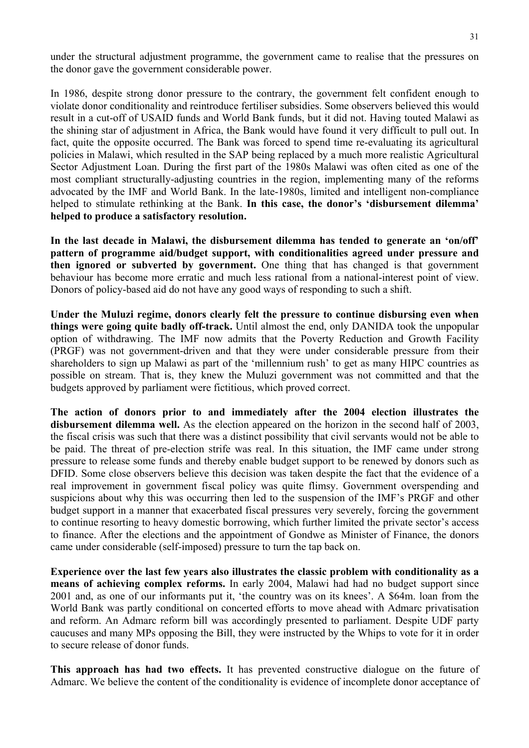under the structural adjustment programme, the government came to realise that the pressures on the donor gave the government considerable power.

In 1986, despite strong donor pressure to the contrary, the government felt confident enough to violate donor conditionality and reintroduce fertiliser subsidies. Some observers believed this would result in a cut-off of USAID funds and World Bank funds, but it did not. Having touted Malawi as the shining star of adjustment in Africa, the Bank would have found it very difficult to pull out. In fact, quite the opposite occurred. The Bank was forced to spend time re-evaluating its agricultural policies in Malawi, which resulted in the SAP being replaced by a much more realistic Agricultural Sector Adjustment Loan. During the first part of the 1980s Malawi was often cited as one of the most compliant structurally-adjusting countries in the region, implementing many of the reforms advocated by the IMF and World Bank. In the late-1980s, limited and intelligent non-compliance helped to stimulate rethinking at the Bank. **In this case, the donor's 'disbursement dilemma' helped to produce a satisfactory resolution.**

**In the last decade in Malawi, the disbursement dilemma has tended to generate an 'on/off' pattern of programme aid/budget support, with conditionalities agreed under pressure and then ignored or subverted by government.** One thing that has changed is that government behaviour has become more erratic and much less rational from a national-interest point of view. Donors of policy-based aid do not have any good ways of responding to such a shift.

**Under the Muluzi regime, donors clearly felt the pressure to continue disbursing even when things were going quite badly off-track.** Until almost the end, only DANIDA took the unpopular option of withdrawing. The IMF now admits that the Poverty Reduction and Growth Facility (PRGF) was not government-driven and that they were under considerable pressure from their shareholders to sign up Malawi as part of the 'millennium rush' to get as many HIPC countries as possible on stream. That is, they knew the Muluzi government was not committed and that the budgets approved by parliament were fictitious, which proved correct.

**The action of donors prior to and immediately after the 2004 election illustrates the disbursement dilemma well.** As the election appeared on the horizon in the second half of 2003, the fiscal crisis was such that there was a distinct possibility that civil servants would not be able to be paid. The threat of pre-election strife was real. In this situation, the IMF came under strong pressure to release some funds and thereby enable budget support to be renewed by donors such as DFID. Some close observers believe this decision was taken despite the fact that the evidence of a real improvement in government fiscal policy was quite flimsy. Government overspending and suspicions about why this was occurring then led to the suspension of the IMF's PRGF and other budget support in a manner that exacerbated fiscal pressures very severely, forcing the government to continue resorting to heavy domestic borrowing, which further limited the private sector's access to finance. After the elections and the appointment of Gondwe as Minister of Finance, the donors came under considerable (self-imposed) pressure to turn the tap back on.

**Experience over the last few years also illustrates the classic problem with conditionality as a means of achieving complex reforms.** In early 2004, Malawi had had no budget support since 2001 and, as one of our informants put it, 'the country was on its knees'. A $64m. loan from the World Bank was partly conditional on concerted efforts to move ahead with Admarc privatisation and reform. An Admarc reform bill was accordingly presented to parliament. Despite UDF party caucuses and many MPs opposing the Bill, they were instructed by the Whips to vote for it in order to secure release of donor funds.

**This approach has had two effects.** It has prevented constructive dialogue on the future of Admarc. We believe the content of the conditionality is evidence of incomplete donor acceptance of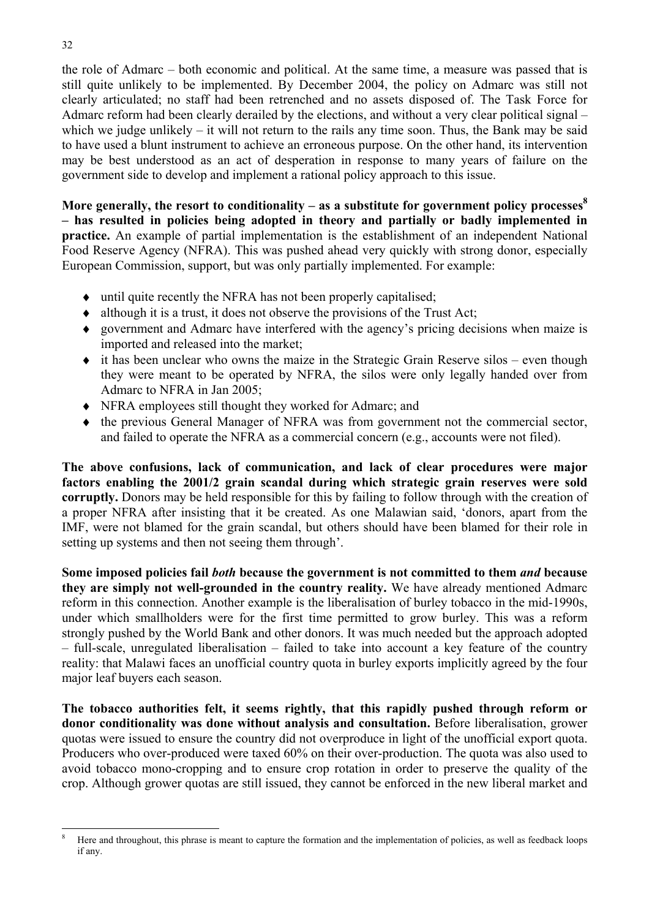the role of Admarc – both economic and political. At the same time, a measure was passed that is still quite unlikely to be implemented. By December 2004, the policy on Admarc was still not clearly articulated; no staff had been retrenched and no assets disposed of. The Task Force for Admarc reform had been clearly derailed by the elections, and without a very clear political signal – which we judge unlikely – it will not return to the rails any time soon. Thus, the Bank may be said to have used a blunt instrument to achieve an erroneous purpose. On the other hand, its intervention may be best understood as an act of desperation in response to many years of failure on the government side to develop and implement a rational policy approach to this issue.

**More generally, the resort to conditionality – as a substitute for government policy processes[8] – has resulted in policies being adopted in theory and partially or badly implemented in practice.** An example of partial implementation is the establishment of an independent National Food Reserve Agency (NFRA). This was pushed ahead very quickly with strong donor, especially European Commission, support, but was only partially implemented. For example:

- until quite recently the NFRA has not been properly capitalised;
- although it is a trust, it does not observe the provisions of the Trust Act;
- government and Admarc have interfered with the agency's pricing decisions when maize is imported and released into the market;
- it has been unclear who owns the maize in the Strategic Grain Reserve silos – even though they were meant to be operated by NFRA, the silos were only legally handed over from Admarc to NFRA in Jan 2005;
- NFRA employees still thought they worked for Admarc; and
- the previous General Manager of NFRA was from government not the commercial sector, and failed to operate the NFRA as a commercial concern (e.g., accounts were not filed).

**The above confusions, lack of communication, and lack of clear procedures were major factors enabling the 2001/2 grain scandal during which strategic grain reserves were sold corruptly.** Donors may be held responsible for this by failing to follow through with the creation of a proper NFRA after insisting that it be created. As one Malawian said, 'donors, apart from the IMF, were not blamed for the grain scandal, but others should have been blamed for their role in setting up systems and then not seeing them through'.

**Some imposed policies fail *both* because the government is not committed to them *and* because they are simply not well-grounded in the country reality.** We have already mentioned Admarc reform in this connection. Another example is the liberalisation of burley tobacco in the mid-1990s, under which smallholders were for the first time permitted to grow burley. This was a reform strongly pushed by the World Bank and other donors. It was much needed but the approach adopted – full-scale, unregulated liberalisation – failed to take into account a key feature of the country reality: that Malawi faces an unofficial country quota in burley exports implicitly agreed by the four major leaf buyers each season.

**The tobacco authorities felt, it seems rightly, that this rapidly pushed through reform or donor conditionality was done without analysis and consultation.** Before liberalisation, grower quotas were issued to ensure the country did not overproduce in light of the unofficial export quota. Producers who over-produced were taxed 60% on their over-production. The quota was also used to avoid tobacco mono-cropping and to ensure crop rotation in order to preserve the quality of the crop. Although grower quotas are still issued, they cannot be enforced in the new liberal market and

---

[8] Here and throughout, this phrase is meant to capture the formation and the implementation of policies, as well as feedback loops if any.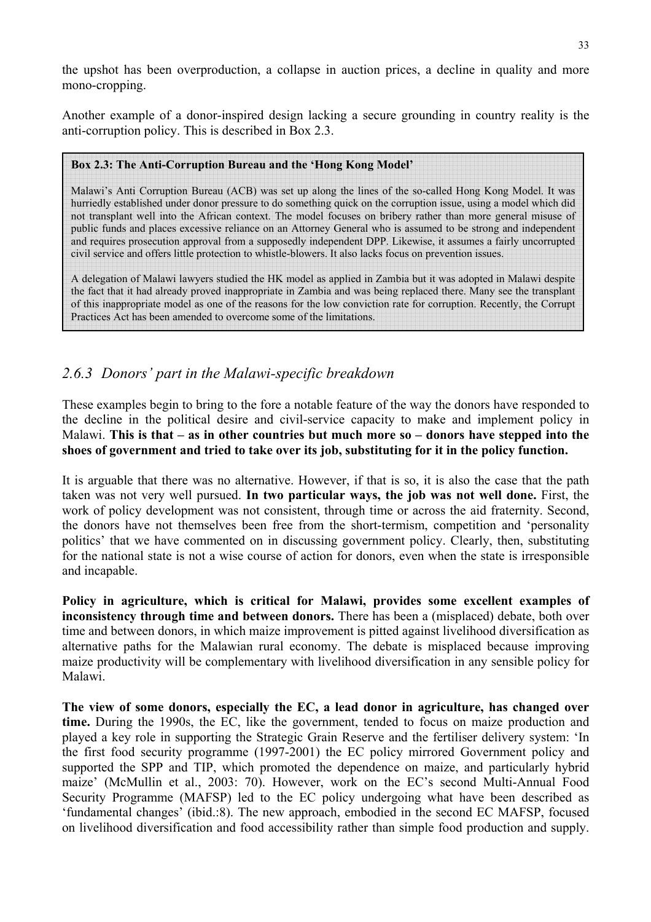the upshot has been overproduction, a collapse in auction prices, a decline in quality and more mono-cropping.

Another example of a donor-inspired design lacking a secure grounding in country reality is the anti-corruption policy. This is described in Box 2.3.

> **Box 2.3: The Anti-Corruption Bureau and the 'Hong Kong Model'**
>
> Malawi's Anti Corruption Bureau (ACB) was set up along the lines of the so-called Hong Kong Model. It was hurriedly established under donor pressure to do something quick on the corruption issue, using a model which did not transplant well into the African context. The model focuses on bribery rather than more general misuse of public funds and places excessive reliance on an Attorney General who is assumed to be strong and independent and requires prosecution approval from a supposedly independent DPP. Likewise, it assumes a fairly uncorrupted civil service and offers little protection to whistle-blowers. It also lacks focus on prevention issues.
>
> A delegation of Malawi lawyers studied the HK model as applied in Zambia but it was adopted in Malawi despite the fact that it had already proved inappropriate in Zambia and was being replaced there. Many see the transplant of this inappropriate model as one of the reasons for the low conviction rate for corruption. Recently, the Corrupt Practices Act has been amended to overcome some of the limitations.

### *2.6.3 Donors' part in the Malawi-specific breakdown*

These examples begin to bring to the fore a notable feature of the way the donors have responded to the decline in the political desire and civil-service capacity to make and implement policy in Malawi. **This is that – as in other countries but much more so – donors have stepped into the shoes of government and tried to take over its job, substituting for it in the policy function.**

It is arguable that there was no alternative. However, if that is so, it is also the case that the path taken was not very well pursued. **In two particular ways, the job was not well done.** First, the work of policy development was not consistent, through time or across the aid fraternity. Second, the donors have not themselves been free from the short-termism, competition and 'personality politics' that we have commented on in discussing government policy. Clearly, then, substituting for the national state is not a wise course of action for donors, even when the state is irresponsible and incapable.

**Policy in agriculture, which is critical for Malawi, provides some excellent examples of inconsistency through time and between donors.** There has been a (misplaced) debate, both over time and between donors, in which maize improvement is pitted against livelihood diversification as alternative paths for the Malawian rural economy. The debate is misplaced because improving maize productivity will be complementary with livelihood diversification in any sensible policy for Malawi.

**The view of some donors, especially the EC, a lead donor in agriculture, has changed over time.** During the 1990s, the EC, like the government, tended to focus on maize production and played a key role in supporting the Strategic Grain Reserve and the fertiliser delivery system: 'In the first food security programme (1997-2001) the EC policy mirrored Government policy and supported the SPP and TIP, which promoted the dependence on maize, and particularly hybrid maize' (McMullin et al., 2003: 70). However, work on the EC's second Multi-Annual Food Security Programme (MAFSP) led to the EC policy undergoing what have been described as 'fundamental changes' (ibid.:8). The new approach, embodied in the second EC MAFSP, focused on livelihood diversification and food accessibility rather than simple food production and supply.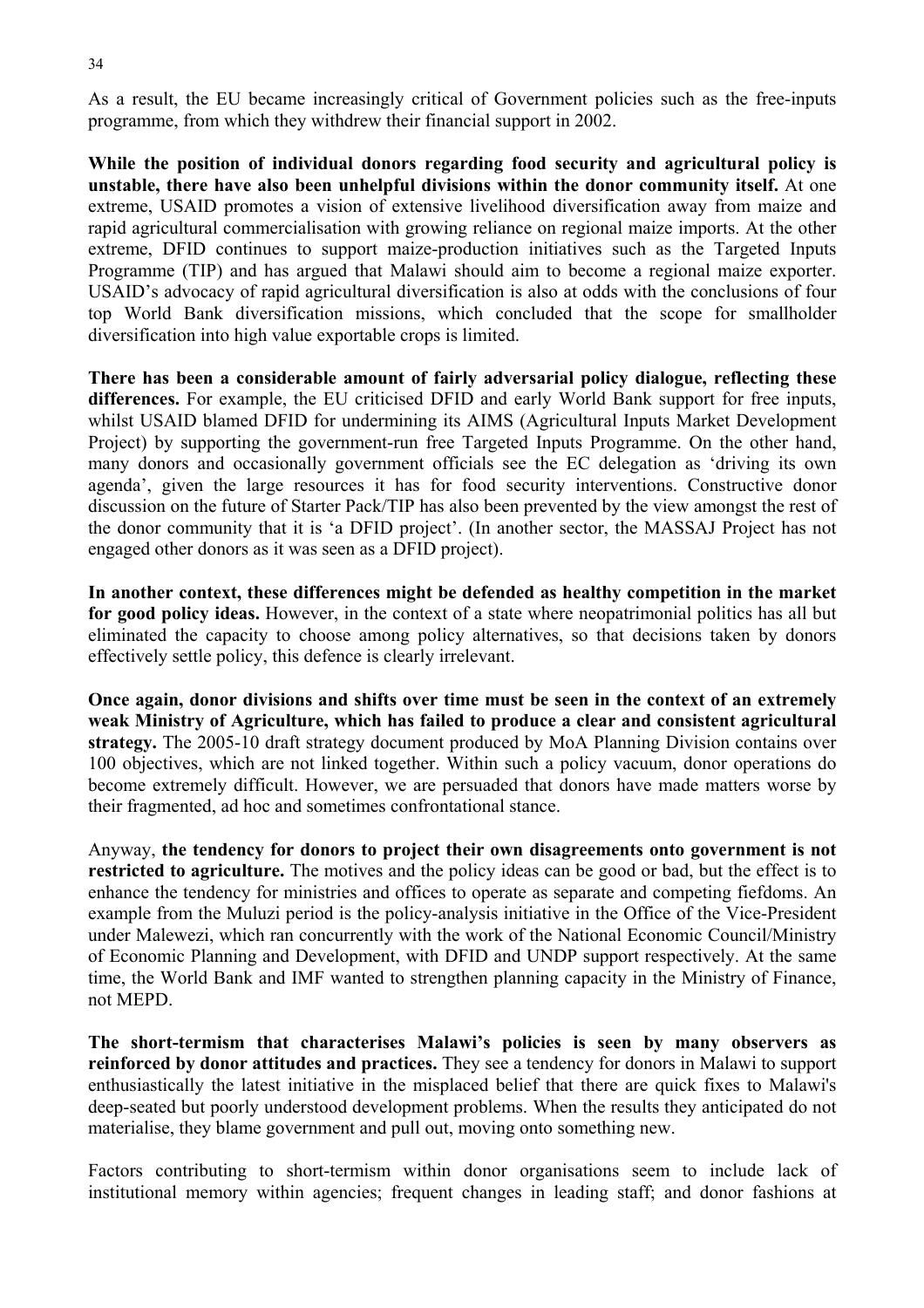As a result, the EU became increasingly critical of Government policies such as the free-inputs programme, from which they withdrew their financial support in 2002.

**While the position of individual donors regarding food security and agricultural policy is unstable, there have also been unhelpful divisions within the donor community itself.** At one extreme, USAID promotes a vision of extensive livelihood diversification away from maize and rapid agricultural commercialisation with growing reliance on regional maize imports. At the other extreme, DFID continues to support maize-production initiatives such as the Targeted Inputs Programme (TIP) and has argued that Malawi should aim to become a regional maize exporter. USAID's advocacy of rapid agricultural diversification is also at odds with the conclusions of four top World Bank diversification missions, which concluded that the scope for smallholder diversification into high value exportable crops is limited.

**There has been a considerable amount of fairly adversarial policy dialogue, reflecting these differences.** For example, the EU criticised DFID and early World Bank support for free inputs, whilst USAID blamed DFID for undermining its AIMS (Agricultural Inputs Market Development Project) by supporting the government-run free Targeted Inputs Programme. On the other hand, many donors and occasionally government officials see the EC delegation as 'driving its own agenda', given the large resources it has for food security interventions. Constructive donor discussion on the future of Starter Pack/TIP has also been prevented by the view amongst the rest of the donor community that it is 'a DFID project'. (In another sector, the MASSAJ Project has not engaged other donors as it was seen as a DFID project).

**In another context, these differences might be defended as healthy competition in the market for good policy ideas.** However, in the context of a state where neopatrimonial politics has all but eliminated the capacity to choose among policy alternatives, so that decisions taken by donors effectively settle policy, this defence is clearly irrelevant.

**Once again, donor divisions and shifts over time must be seen in the context of an extremely weak Ministry of Agriculture, which has failed to produce a clear and consistent agricultural strategy.** The 2005-10 draft strategy document produced by MoA Planning Division contains over 100 objectives, which are not linked together. Within such a policy vacuum, donor operations do become extremely difficult. However, we are persuaded that donors have made matters worse by their fragmented, ad hoc and sometimes confrontational stance.

Anyway, **the tendency for donors to project their own disagreements onto government is not restricted to agriculture.** The motives and the policy ideas can be good or bad, but the effect is to enhance the tendency for ministries and offices to operate as separate and competing fiefdoms. An example from the Muluzi period is the policy-analysis initiative in the Office of the Vice-President under Malewezi, which ran concurrently with the work of the National Economic Council/Ministry of Economic Planning and Development, with DFID and UNDP support respectively. At the same time, the World Bank and IMF wanted to strengthen planning capacity in the Ministry of Finance, not MEPD.

**The short-termism that characterises Malawi's policies is seen by many observers as reinforced by donor attitudes and practices.** They see a tendency for donors in Malawi to support enthusiastically the latest initiative in the misplaced belief that there are quick fixes to Malawi's deep-seated but poorly understood development problems. When the results they anticipated do not materialise, they blame government and pull out, moving onto something new.

Factors contributing to short-termism within donor organisations seem to include lack of institutional memory within agencies; frequent changes in leading staff; and donor fashions at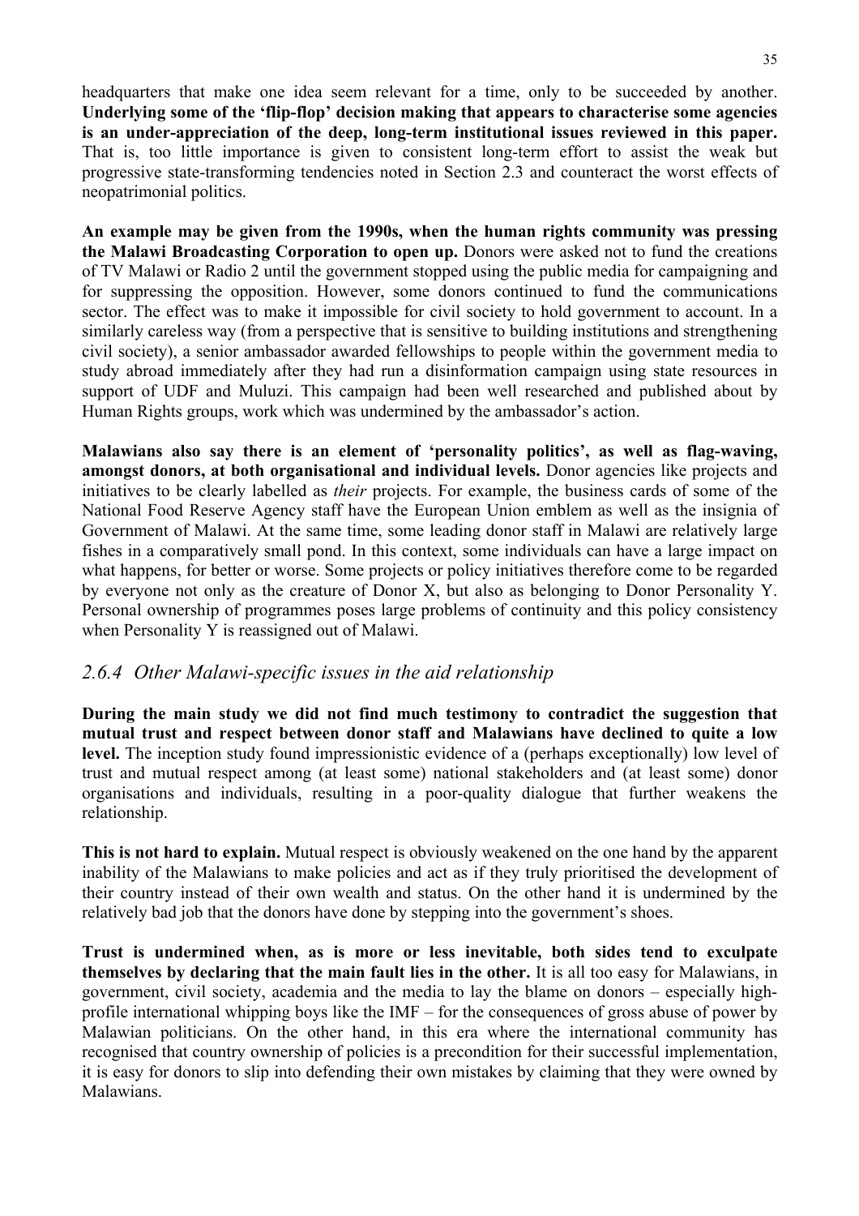headquarters that make one idea seem relevant for a time, only to be succeeded by another. **Underlying some of the 'flip-flop' decision making that appears to characterise some agencies is an under-appreciation of the deep, long-term institutional issues reviewed in this paper.** That is, too little importance is given to consistent long-term effort to assist the weak but progressive state-transforming tendencies noted in Section 2.3 and counteract the worst effects of neopatrimonial politics.

**An example may be given from the 1990s, when the human rights community was pressing the Malawi Broadcasting Corporation to open up.** Donors were asked not to fund the creations of TV Malawi or Radio 2 until the government stopped using the public media for campaigning and for suppressing the opposition. However, some donors continued to fund the communications sector. The effect was to make it impossible for civil society to hold government to account. In a similarly careless way (from a perspective that is sensitive to building institutions and strengthening civil society), a senior ambassador awarded fellowships to people within the government media to study abroad immediately after they had run a disinformation campaign using state resources in support of UDF and Muluzi. This campaign had been well researched and published about by Human Rights groups, work which was undermined by the ambassador's action.

**Malawians also say there is an element of 'personality politics', as well as flag-waving, amongst donors, at both organisational and individual levels.** Donor agencies like projects and initiatives to be clearly labelled as *their* projects. For example, the business cards of some of the National Food Reserve Agency staff have the European Union emblem as well as the insignia of Government of Malawi. At the same time, some leading donor staff in Malawi are relatively large fishes in a comparatively small pond. In this context, some individuals can have a large impact on what happens, for better or worse. Some projects or policy initiatives therefore come to be regarded by everyone not only as the creature of Donor X, but also as belonging to Donor Personality Y. Personal ownership of programmes poses large problems of continuity and this policy consistency when Personality Y is reassigned out of Malawi.

### *2.6.4 Other Malawi-specific issues in the aid relationship*

**During the main study we did not find much testimony to contradict the suggestion that mutual trust and respect between donor staff and Malawians have declined to quite a low level.** The inception study found impressionistic evidence of a (perhaps exceptionally) low level of trust and mutual respect among (at least some) national stakeholders and (at least some) donor organisations and individuals, resulting in a poor-quality dialogue that further weakens the relationship.

**This is not hard to explain.** Mutual respect is obviously weakened on the one hand by the apparent inability of the Malawians to make policies and act as if they truly prioritised the development of their country instead of their own wealth and status. On the other hand it is undermined by the relatively bad job that the donors have done by stepping into the government's shoes.

**Trust is undermined when, as is more or less inevitable, both sides tend to exculpate themselves by declaring that the main fault lies in the other.** It is all too easy for Malawians, in government, civil society, academia and the media to lay the blame on donors – especially high-profile international whipping boys like the IMF – for the consequences of gross abuse of power by Malawian politicians. On the other hand, in this era where the international community has recognised that country ownership of policies is a precondition for their successful implementation, it is easy for donors to slip into defending their own mistakes by claiming that they were owned by Malawians.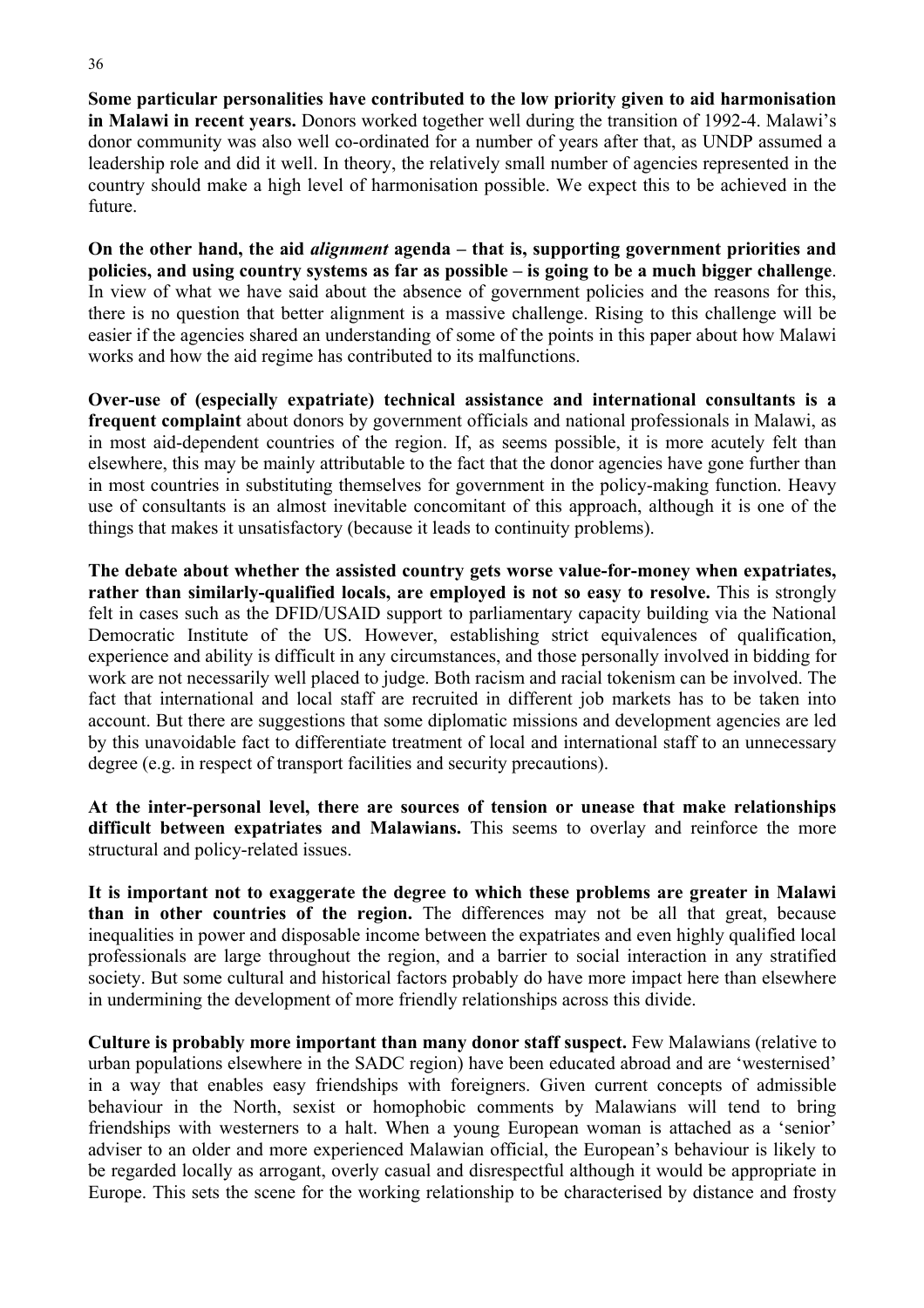**Some particular personalities have contributed to the low priority given to aid harmonisation in Malawi in recent years.** Donors worked together well during the transition of 1992-4. Malawi's donor community was also well co-ordinated for a number of years after that, as UNDP assumed a leadership role and did it well. In theory, the relatively small number of agencies represented in the country should make a high level of harmonisation possible. We expect this to be achieved in the future.

**On the other hand, the aid *alignment* agenda – that is, supporting government priorities and policies, and using country systems as far as possible – is going to be a much bigger challenge**. In view of what we have said about the absence of government policies and the reasons for this, there is no question that better alignment is a massive challenge. Rising to this challenge will be easier if the agencies shared an understanding of some of the points in this paper about how Malawi works and how the aid regime has contributed to its malfunctions.

**Over-use of (especially expatriate) technical assistance and international consultants is a frequent complaint** about donors by government officials and national professionals in Malawi, as in most aid-dependent countries of the region. If, as seems possible, it is more acutely felt than elsewhere, this may be mainly attributable to the fact that the donor agencies have gone further than in most countries in substituting themselves for government in the policy-making function. Heavy use of consultants is an almost inevitable concomitant of this approach, although it is one of the things that makes it unsatisfactory (because it leads to continuity problems).

**The debate about whether the assisted country gets worse value-for-money when expatriates, rather than similarly-qualified locals, are employed is not so easy to resolve.** This is strongly felt in cases such as the DFID/USAID support to parliamentary capacity building via the National Democratic Institute of the US. However, establishing strict equivalences of qualification, experience and ability is difficult in any circumstances, and those personally involved in bidding for work are not necessarily well placed to judge. Both racism and racial tokenism can be involved. The fact that international and local staff are recruited in different job markets has to be taken into account. But there are suggestions that some diplomatic missions and development agencies are led by this unavoidable fact to differentiate treatment of local and international staff to an unnecessary degree (e.g. in respect of transport facilities and security precautions).

**At the inter-personal level, there are sources of tension or unease that make relationships difficult between expatriates and Malawians.** This seems to overlay and reinforce the more structural and policy-related issues.

**It is important not to exaggerate the degree to which these problems are greater in Malawi than in other countries of the region.** The differences may not be all that great, because inequalities in power and disposable income between the expatriates and even highly qualified local professionals are large throughout the region, and a barrier to social interaction in any stratified society. But some cultural and historical factors probably do have more impact here than elsewhere in undermining the development of more friendly relationships across this divide.

**Culture is probably more important than many donor staff suspect.** Few Malawians (relative to urban populations elsewhere in the SADC region) have been educated abroad and are 'westernised' in a way that enables easy friendships with foreigners. Given current concepts of admissible behaviour in the North, sexist or homophobic comments by Malawians will tend to bring friendships with westerners to a halt. When a young European woman is attached as a 'senior' adviser to an older and more experienced Malawian official, the European's behaviour is likely to be regarded locally as arrogant, overly casual and disrespectful although it would be appropriate in Europe. This sets the scene for the working relationship to be characterised by distance and frosty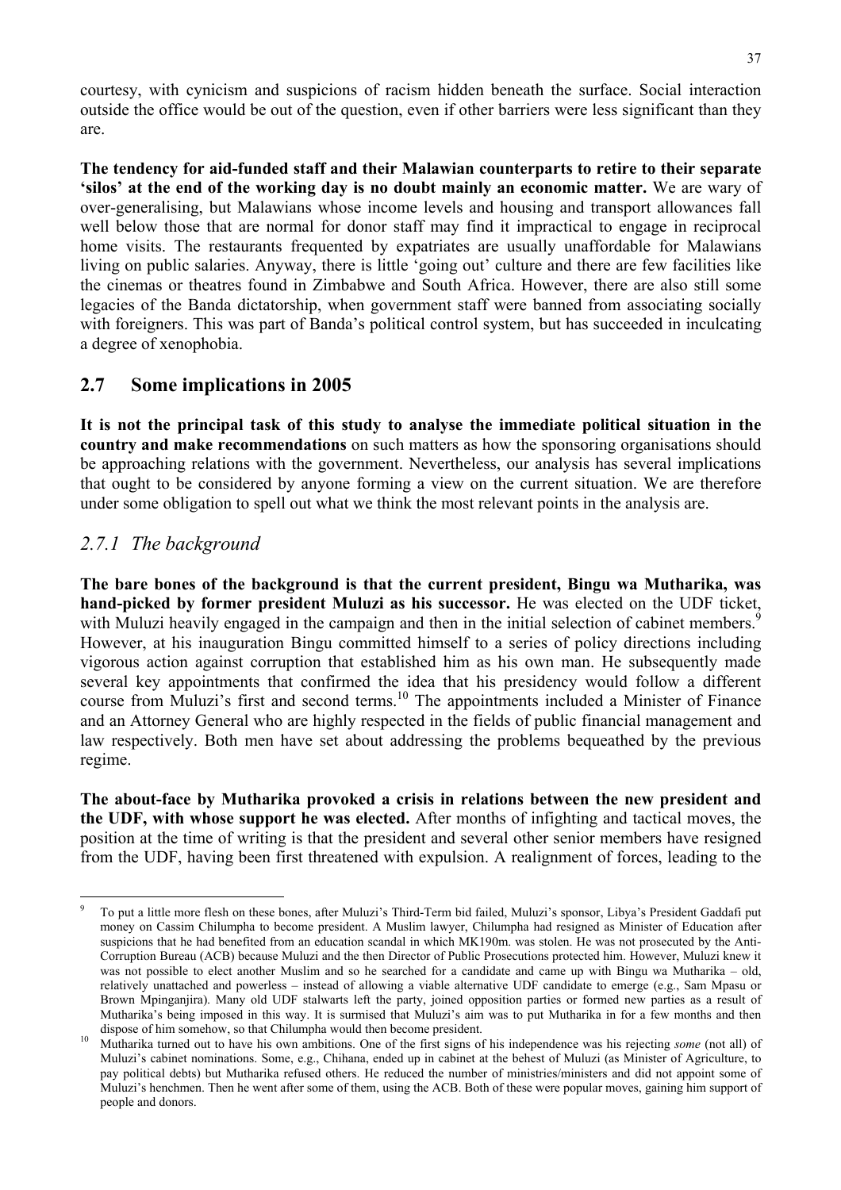courtesy, with cynicism and suspicions of racism hidden beneath the surface. Social interaction outside the office would be out of the question, even if other barriers were less significant than they are.

**The tendency for aid-funded staff and their Malawian counterparts to retire to their separate 'silos' at the end of the working day is no doubt mainly an economic matter.** We are wary of over-generalising, but Malawians whose income levels and housing and transport allowances fall well below those that are normal for donor staff may find it impractical to engage in reciprocal home visits. The restaurants frequented by expatriates are usually unaffordable for Malawians living on public salaries. Anyway, there is little 'going out' culture and there are few facilities like the cinemas or theatres found in Zimbabwe and South Africa. However, there are also still some legacies of the Banda dictatorship, when government staff were banned from associating socially with foreigners. This was part of Banda's political control system, but has succeeded in inculcating a degree of xenophobia.

## 2.7 Some implications in 2005

**It is not the principal task of this study to analyse the immediate political situation in the country and make recommendations** on such matters as how the sponsoring organisations should be approaching relations with the government. Nevertheless, our analysis has several implications that ought to be considered by anyone forming a view on the current situation. We are therefore under some obligation to spell out what we think the most relevant points in the analysis are.

### *2.7.1 The background*

**The bare bones of the background is that the current president, Bingu wa Mutharika, was hand-picked by former president Muluzi as his successor.** He was elected on the UDF ticket, with Muluzi heavily engaged in the campaign and then in the initial selection of cabinet members.[9] However, at his inauguration Bingu committed himself to a series of policy directions including vigorous action against corruption that established him as his own man. He subsequently made several key appointments that confirmed the idea that his presidency would follow a different course from Muluzi's first and second terms.[10] The appointments included a Minister of Finance and an Attorney General who are highly respected in the fields of public financial management and law respectively. Both men have set about addressing the problems bequeathed by the previous regime.

**The about-face by Mutharika provoked a crisis in relations between the new president and the UDF, with whose support he was elected.** After months of infighting and tactical moves, the position at the time of writing is that the president and several other senior members have resigned from the UDF, having been first threatened with expulsion. A realignment of forces, leading to the

---

[9] To put a little more flesh on these bones, after Muluzi's Third-Term bid failed, Muluzi's sponsor, Libya's President Gaddafi put money on Cassim Chilumpha to become president. A Muslim lawyer, Chilumpha had resigned as Minister of Education after suspicions that he had benefited from an education scandal in which MK190m. was stolen. He was not prosecuted by the Anti-Corruption Bureau (ACB) because Muluzi and the then Director of Public Prosecutions protected him. However, Muluzi knew it was not possible to elect another Muslim and so he searched for a candidate and came up with Bingu wa Mutharika – old, relatively unattached and powerless – instead of allowing a viable alternative UDF candidate to emerge (e.g., Sam Mpasu or Brown Mpinganjira). Many old UDF stalwarts left the party, joined opposition parties or formed new parties as a result of Mutharika's being imposed in this way. It is surmised that Muluzi's aim was to put Mutharika in for a few months and then dispose of him somehow, so that Chilumpha would then become president.

[10] Mutharika turned out to have his own ambitions. One of the first signs of his independence was his rejecting *some* (not all) of Muluzi's cabinet nominations. Some, e.g., Chihana, ended up in cabinet at the behest of Muluzi (as Minister of Agriculture, to pay political debts) but Mutharika refused others. He reduced the number of ministries/ministers and did not appoint some of Muluzi's henchmen. Then he went after some of them, using the ACB. Both of these were popular moves, gaining him support of people and donors.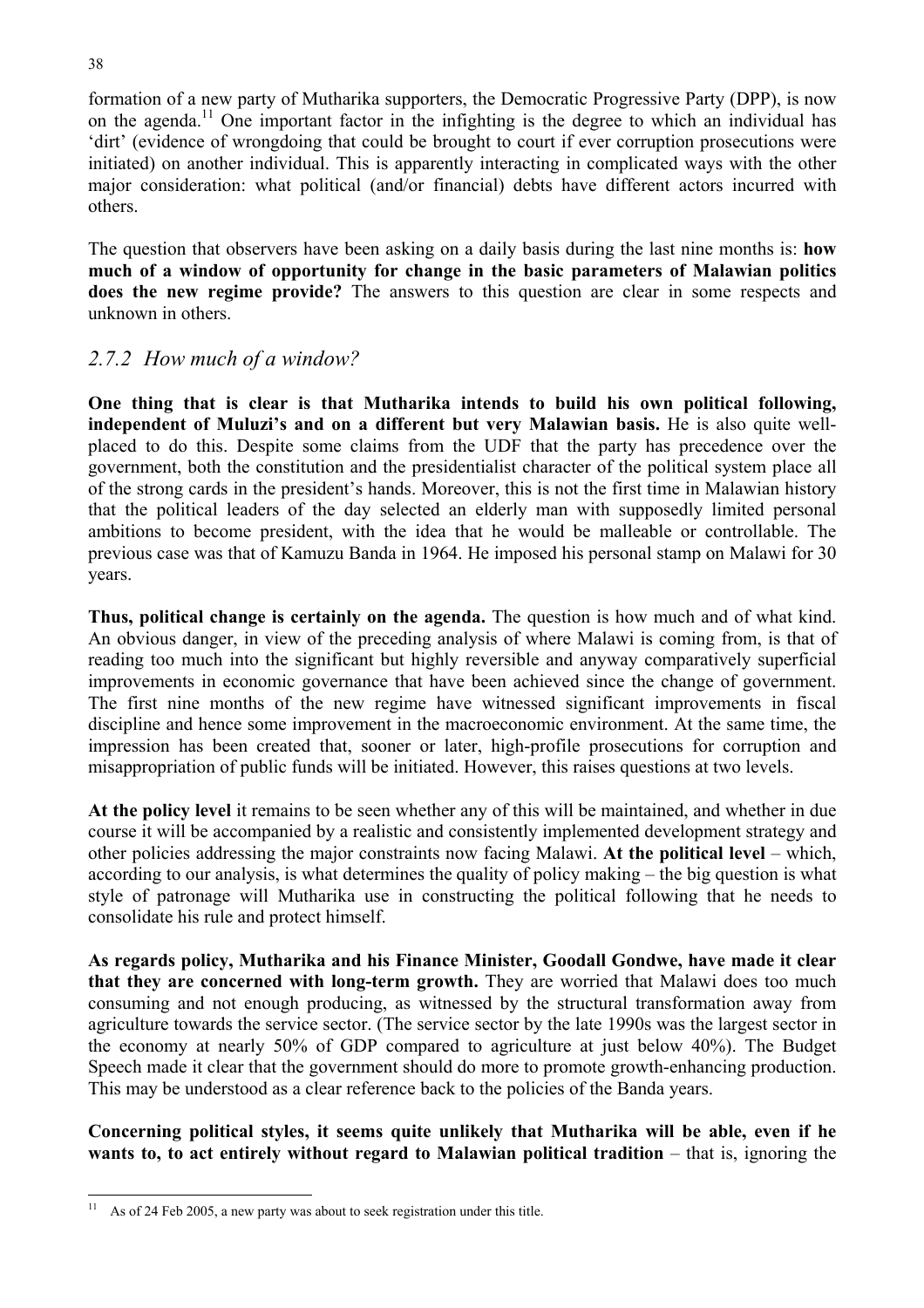formation of a new party of Mutharika supporters, the Democratic Progressive Party (DPP), is now on the agenda.[11] One important factor in the infighting is the degree to which an individual has 'dirt' (evidence of wrongdoing that could be brought to court if ever corruption prosecutions were initiated) on another individual. This is apparently interacting in complicated ways with the other major consideration: what political (and/or financial) debts have different actors incurred with others.

The question that observers have been asking on a daily basis during the last nine months is: **how much of a window of opportunity for change in the basic parameters of Malawian politics does the new regime provide?** The answers to this question are clear in some respects and unknown in others.

### *2.7.2 How much of a window?*

**One thing that is clear is that Mutharika intends to build his own political following, independent of Muluzi's and on a different but very Malawian basis.** He is also quite well-placed to do this. Despite some claims from the UDF that the party has precedence over the government, both the constitution and the presidentialist character of the political system place all of the strong cards in the president's hands. Moreover, this is not the first time in Malawian history that the political leaders of the day selected an elderly man with supposedly limited personal ambitions to become president, with the idea that he would be malleable or controllable. The previous case was that of Kamuzu Banda in 1964. He imposed his personal stamp on Malawi for 30 years.

**Thus, political change is certainly on the agenda.** The question is how much and of what kind. An obvious danger, in view of the preceding analysis of where Malawi is coming from, is that of reading too much into the significant but highly reversible and anyway comparatively superficial improvements in economic governance that have been achieved since the change of government. The first nine months of the new regime have witnessed significant improvements in fiscal discipline and hence some improvement in the macroeconomic environment. At the same time, the impression has been created that, sooner or later, high-profile prosecutions for corruption and misappropriation of public funds will be initiated. However, this raises questions at two levels.

**At the policy level** it remains to be seen whether any of this will be maintained, and whether in due course it will be accompanied by a realistic and consistently implemented development strategy and other policies addressing the major constraints now facing Malawi. **At the political level** – which, according to our analysis, is what determines the quality of policy making – the big question is what style of patronage will Mutharika use in constructing the political following that he needs to consolidate his rule and protect himself.

**As regards policy, Mutharika and his Finance Minister, Goodall Gondwe, have made it clear that they are concerned with long-term growth.** They are worried that Malawi does too much consuming and not enough producing, as witnessed by the structural transformation away from agriculture towards the service sector. (The service sector by the late 1990s was the largest sector in the economy at nearly 50% of GDP compared to agriculture at just below 40%). The Budget Speech made it clear that the government should do more to promote growth-enhancing production. This may be understood as a clear reference back to the policies of the Banda years.

**Concerning political styles, it seems quite unlikely that Mutharika will be able, even if he wants to, to act entirely without regard to Malawian political tradition** – that is, ignoring the

[11] As of 24 Feb 2005, a new party was about to seek registration under this title.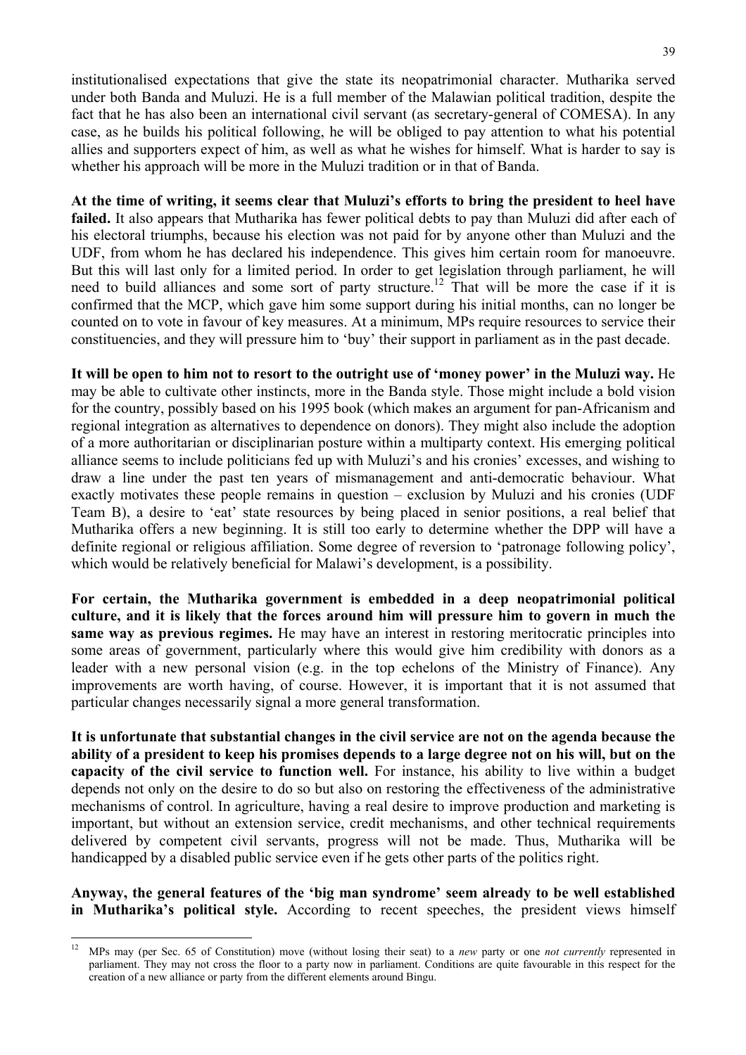institutionalised expectations that give the state its neopatrimonial character. Mutharika served under both Banda and Muluzi. He is a full member of the Malawian political tradition, despite the fact that he has also been an international civil servant (as secretary-general of COMESA). In any case, as he builds his political following, he will be obliged to pay attention to what his potential allies and supporters expect of him, as well as what he wishes for himself. What is harder to say is whether his approach will be more in the Muluzi tradition or in that of Banda.

**At the time of writing, it seems clear that Muluzi's efforts to bring the president to heel have failed.** It also appears that Mutharika has fewer political debts to pay than Muluzi did after each of his electoral triumphs, because his election was not paid for by anyone other than Muluzi and the UDF, from whom he has declared his independence. This gives him certain room for manoeuvre. But this will last only for a limited period. In order to get legislation through parliament, he will need to build alliances and some sort of party structure.[12] That will be more the case if it is confirmed that the MCP, which gave him some support during his initial months, can no longer be counted on to vote in favour of key measures. At a minimum, MPs require resources to service their constituencies, and they will pressure him to 'buy' their support in parliament as in the past decade.

**It will be open to him not to resort to the outright use of 'money power' in the Muluzi way.** He may be able to cultivate other instincts, more in the Banda style. Those might include a bold vision for the country, possibly based on his 1995 book (which makes an argument for pan-Africanism and regional integration as alternatives to dependence on donors). They might also include the adoption of a more authoritarian or disciplinarian posture within a multiparty context. His emerging political alliance seems to include politicians fed up with Muluzi's and his cronies' excesses, and wishing to draw a line under the past ten years of mismanagement and anti-democratic behaviour. What exactly motivates these people remains in question – exclusion by Muluzi and his cronies (UDF Team B), a desire to 'eat' state resources by being placed in senior positions, a real belief that Mutharika offers a new beginning. It is still too early to determine whether the DPP will have a definite regional or religious affiliation. Some degree of reversion to 'patronage following policy', which would be relatively beneficial for Malawi's development, is a possibility.

**For certain, the Mutharika government is embedded in a deep neopatrimonial political culture, and it is likely that the forces around him will pressure him to govern in much the same way as previous regimes.** He may have an interest in restoring meritocratic principles into some areas of government, particularly where this would give him credibility with donors as a leader with a new personal vision (e.g. in the top echelons of the Ministry of Finance). Any improvements are worth having, of course. However, it is important that it is not assumed that particular changes necessarily signal a more general transformation.

**It is unfortunate that substantial changes in the civil service are not on the agenda because the ability of a president to keep his promises depends to a large degree not on his will, but on the capacity of the civil service to function well.** For instance, his ability to live within a budget depends not only on the desire to do so but also on restoring the effectiveness of the administrative mechanisms of control. In agriculture, having a real desire to improve production and marketing is important, but without an extension service, credit mechanisms, and other technical requirements delivered by competent civil servants, progress will not be made. Thus, Mutharika will be handicapped by a disabled public service even if he gets other parts of the politics right.

**Anyway, the general features of the 'big man syndrome' seem already to be well established in Mutharika's political style.** According to recent speeches, the president views himself

---

[12] MPs may (per Sec. 65 of Constitution) move (without losing their seat) to a *new* party or one *not currently* represented in parliament. They may not cross the floor to a party now in parliament. Conditions are quite favourable in this respect for the creation of a new alliance or party from the different elements around Bingu.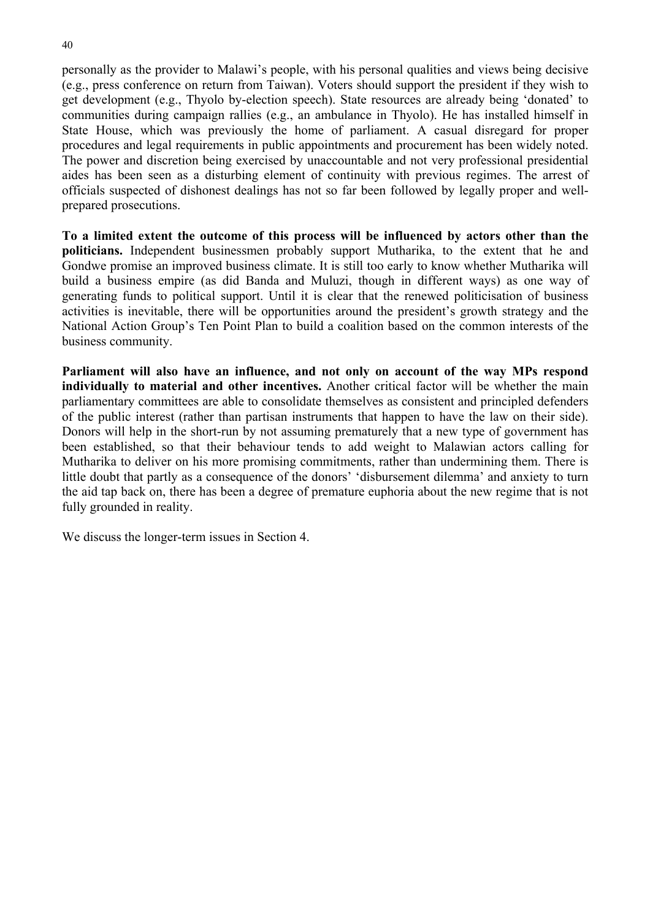personally as the provider to Malawi's people, with his personal qualities and views being decisive (e.g., press conference on return from Taiwan). Voters should support the president if they wish to get development (e.g., Thyolo by-election speech). State resources are already being 'donated' to communities during campaign rallies (e.g., an ambulance in Thyolo). He has installed himself in State House, which was previously the home of parliament. A casual disregard for proper procedures and legal requirements in public appointments and procurement has been widely noted. The power and discretion being exercised by unaccountable and not very professional presidential aides has been seen as a disturbing element of continuity with previous regimes. The arrest of officials suspected of dishonest dealings has not so far been followed by legally proper and well-prepared prosecutions.

**To a limited extent the outcome of this process will be influenced by actors other than the politicians.** Independent businessmen probably support Mutharika, to the extent that he and Gondwe promise an improved business climate. It is still too early to know whether Mutharika will build a business empire (as did Banda and Muluzi, though in different ways) as one way of generating funds to political support. Until it is clear that the renewed politicisation of business activities is inevitable, there will be opportunities around the president's growth strategy and the National Action Group's Ten Point Plan to build a coalition based on the common interests of the business community.

**Parliament will also have an influence, and not only on account of the way MPs respond individually to material and other incentives.** Another critical factor will be whether the main parliamentary committees are able to consolidate themselves as consistent and principled defenders of the public interest (rather than partisan instruments that happen to have the law on their side). Donors will help in the short-run by not assuming prematurely that a new type of government has been established, so that their behaviour tends to add weight to Malawian actors calling for Mutharika to deliver on his more promising commitments, rather than undermining them. There is little doubt that partly as a consequence of the donors' 'disbursement dilemma' and anxiety to turn the aid tap back on, there has been a degree of premature euphoria about the new regime that is not fully grounded in reality.

We discuss the longer-term issues in Section 4.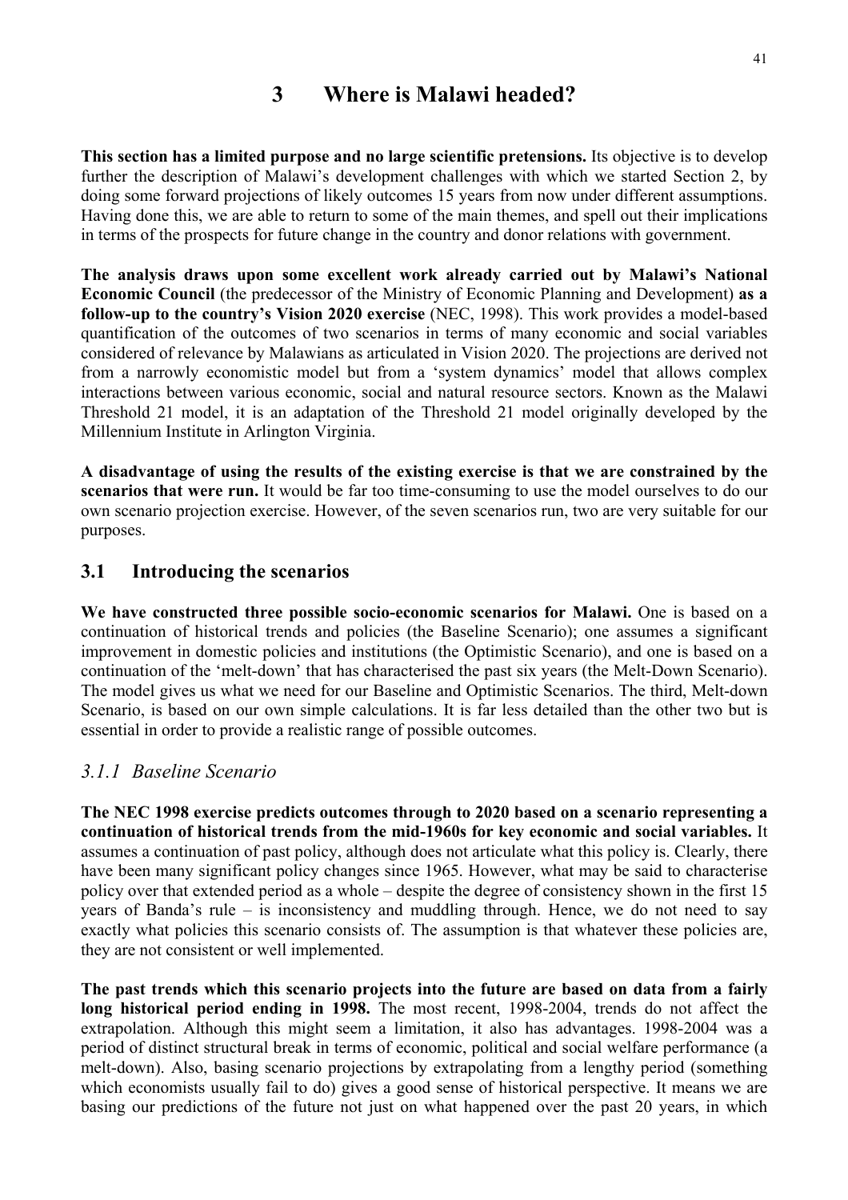# 3 Where is Malawi headed?

**This section has a limited purpose and no large scientific pretensions.** Its objective is to develop further the description of Malawi's development challenges with which we started Section 2, by doing some forward projections of likely outcomes 15 years from now under different assumptions. Having done this, we are able to return to some of the main themes, and spell out their implications in terms of the prospects for future change in the country and donor relations with government.

**The analysis draws upon some excellent work already carried out by Malawi's National Economic Council** (the predecessor of the Ministry of Economic Planning and Development) **as a follow-up to the country's Vision 2020 exercise** (NEC, 1998). This work provides a model-based quantification of the outcomes of two scenarios in terms of many economic and social variables considered of relevance by Malawians as articulated in Vision 2020. The projections are derived not from a narrowly economistic model but from a 'system dynamics' model that allows complex interactions between various economic, social and natural resource sectors. Known as the Malawi Threshold 21 model, it is an adaptation of the Threshold 21 model originally developed by the Millennium Institute in Arlington Virginia.

**A disadvantage of using the results of the existing exercise is that we are constrained by the scenarios that were run.** It would be far too time-consuming to use the model ourselves to do our own scenario projection exercise. However, of the seven scenarios run, two are very suitable for our purposes.

## 3.1 Introducing the scenarios

**We have constructed three possible socio-economic scenarios for Malawi.** One is based on a continuation of historical trends and policies (the Baseline Scenario); one assumes a significant improvement in domestic policies and institutions (the Optimistic Scenario), and one is based on a continuation of the 'melt-down' that has characterised the past six years (the Melt-Down Scenario). The model gives us what we need for our Baseline and Optimistic Scenarios. The third, Melt-down Scenario, is based on our own simple calculations. It is far less detailed than the other two but is essential in order to provide a realistic range of possible outcomes.

### *3.1.1 Baseline Scenario*

**The NEC 1998 exercise predicts outcomes through to 2020 based on a scenario representing a continuation of historical trends from the mid-1960s for key economic and social variables.** It assumes a continuation of past policy, although does not articulate what this policy is. Clearly, there have been many significant policy changes since 1965. However, what may be said to characterise policy over that extended period as a whole – despite the degree of consistency shown in the first 15 years of Banda's rule – is inconsistency and muddling through. Hence, we do not need to say exactly what policies this scenario consists of. The assumption is that whatever these policies are, they are not consistent or well implemented.

**The past trends which this scenario projects into the future are based on data from a fairly long historical period ending in 1998.** The most recent, 1998-2004, trends do not affect the extrapolation. Although this might seem a limitation, it also has advantages. 1998-2004 was a period of distinct structural break in terms of economic, political and social welfare performance (a melt-down). Also, basing scenario projections by extrapolating from a lengthy period (something which economists usually fail to do) gives a good sense of historical perspective. It means we are basing our predictions of the future not just on what happened over the past 20 years, in which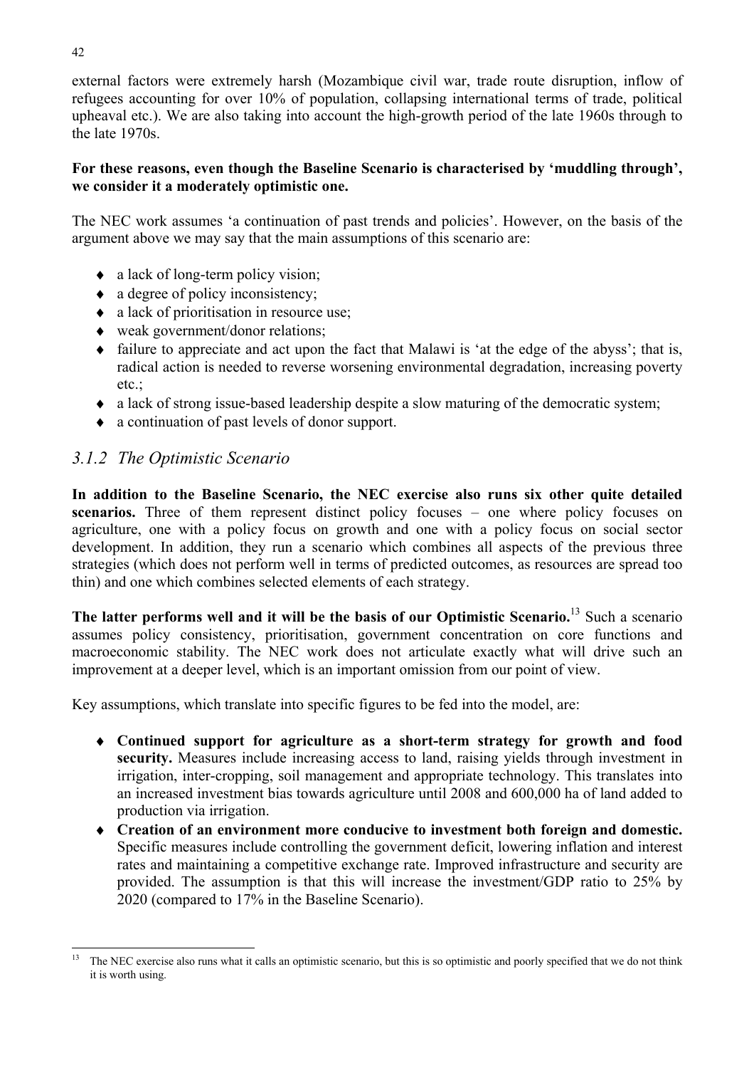external factors were extremely harsh (Mozambique civil war, trade route disruption, inflow of refugees accounting for over 10% of population, collapsing international terms of trade, political upheaval etc.). We are also taking into account the high-growth period of the late 1960s through to the late 1970s.

**For these reasons, even though the Baseline Scenario is characterised by 'muddling through', we consider it a moderately optimistic one.**

The NEC work assumes 'a continuation of past trends and policies'. However, on the basis of the argument above we may say that the main assumptions of this scenario are:

- a lack of long-term policy vision;
- a degree of policy inconsistency;
- a lack of prioritisation in resource use;
- weak government/donor relations;
- failure to appreciate and act upon the fact that Malawi is 'at the edge of the abyss'; that is, radical action is needed to reverse worsening environmental degradation, increasing poverty etc.;
- a lack of strong issue-based leadership despite a slow maturing of the democratic system;
- a continuation of past levels of donor support.

### *3.1.2 The Optimistic Scenario*

**In addition to the Baseline Scenario, the NEC exercise also runs six other quite detailed scenarios.** Three of them represent distinct policy focuses – one where policy focuses on agriculture, one with a policy focus on growth and one with a policy focus on social sector development. In addition, they run a scenario which combines all aspects of the previous three strategies (which does not perform well in terms of predicted outcomes, as resources are spread too thin) and one which combines selected elements of each strategy.

**The latter performs well and it will be the basis of our Optimistic Scenario.**[13] Such a scenario assumes policy consistency, prioritisation, government concentration on core functions and macroeconomic stability. The NEC work does not articulate exactly what will drive such an improvement at a deeper level, which is an important omission from our point of view.

Key assumptions, which translate into specific figures to be fed into the model, are:

- **Continued support for agriculture as a short-term strategy for growth and food security.** Measures include increasing access to land, raising yields through investment in irrigation, inter-cropping, soil management and appropriate technology. This translates into an increased investment bias towards agriculture until 2008 and 600,000 ha of land added to production via irrigation.
- **Creation of an environment more conducive to investment both foreign and domestic.** Specific measures include controlling the government deficit, lowering inflation and interest rates and maintaining a competitive exchange rate. Improved infrastructure and security are provided. The assumption is that this will increase the investment/GDP ratio to 25% by 2020 (compared to 17% in the Baseline Scenario).

[13] The NEC exercise also runs what it calls an optimistic scenario, but this is so optimistic and poorly specified that we do not think it is worth using.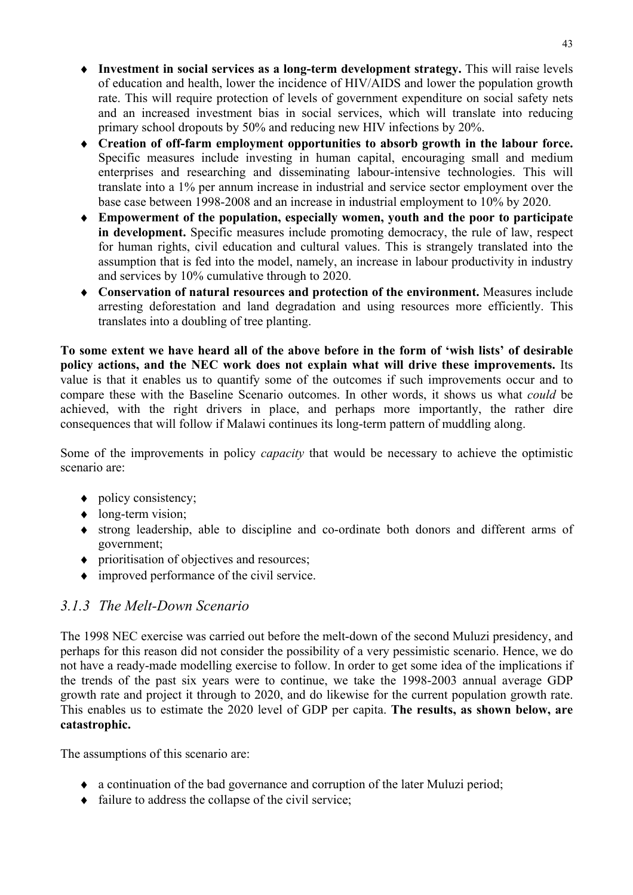- **Investment in social services as a long-term development strategy.** This will raise levels of education and health, lower the incidence of HIV/AIDS and lower the population growth rate. This will require protection of levels of government expenditure on social safety nets and an increased investment bias in social services, which will translate into reducing primary school dropouts by 50% and reducing new HIV infections by 20%.
- **Creation of off-farm employment opportunities to absorb growth in the labour force.** Specific measures include investing in human capital, encouraging small and medium enterprises and researching and disseminating labour-intensive technologies. This will translate into a 1% per annum increase in industrial and service sector employment over the base case between 1998-2008 and an increase in industrial employment to 10% by 2020.
- **Empowerment of the population, especially women, youth and the poor to participate in development.** Specific measures include promoting democracy, the rule of law, respect for human rights, civil education and cultural values. This is strangely translated into the assumption that is fed into the model, namely, an increase in labour productivity in industry and services by 10% cumulative through to 2020.
- **Conservation of natural resources and protection of the environment.** Measures include arresting deforestation and land degradation and using resources more efficiently. This translates into a doubling of tree planting.

**To some extent we have heard all of the above before in the form of 'wish lists' of desirable policy actions, and the NEC work does not explain what will drive these improvements.** Its value is that it enables us to quantify some of the outcomes if such improvements occur and to compare these with the Baseline Scenario outcomes. In other words, it shows us what *could* be achieved, with the right drivers in place, and perhaps more importantly, the rather dire consequences that will follow if Malawi continues its long-term pattern of muddling along.

Some of the improvements in policy *capacity* that would be necessary to achieve the optimistic scenario are:

- policy consistency;
- long-term vision;
- strong leadership, able to discipline and co-ordinate both donors and different arms of government;
- prioritisation of objectives and resources;
- improved performance of the civil service.

### *3.1.3 The Melt-Down Scenario*

The 1998 NEC exercise was carried out before the melt-down of the second Muluzi presidency, and perhaps for this reason did not consider the possibility of a very pessimistic scenario. Hence, we do not have a ready-made modelling exercise to follow. In order to get some idea of the implications if the trends of the past six years were to continue, we take the 1998-2003 annual average GDP growth rate and project it through to 2020, and do likewise for the current population growth rate. This enables us to estimate the 2020 level of GDP per capita. **The results, as shown below, are catastrophic.**

The assumptions of this scenario are:

- a continuation of the bad governance and corruption of the later Muluzi period;
- failure to address the collapse of the civil service;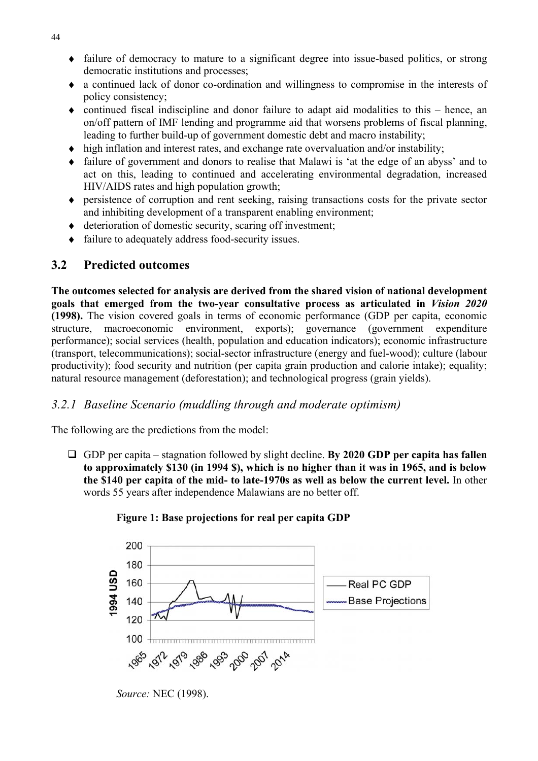- failure of democracy to mature to a significant degree into issue-based politics, or strong democratic institutions and processes;
- a continued lack of donor co-ordination and willingness to compromise in the interests of policy consistency;
- continued fiscal indiscipline and donor failure to adapt aid modalities to this – hence, an on/off pattern of IMF lending and programme aid that worsens problems of fiscal planning, leading to further build-up of government domestic debt and macro instability;
- high inflation and interest rates, and exchange rate overvaluation and/or instability;
- failure of government and donors to realise that Malawi is 'at the edge of an abyss' and to act on this, leading to continued and accelerating environmental degradation, increased HIV/AIDS rates and high population growth;
- persistence of corruption and rent seeking, raising transactions costs for the private sector and inhibiting development of a transparent enabling environment;
- deterioration of domestic security, scaring off investment;
- failure to adequately address food-security issues.

## 3.2 Predicted outcomes

**The outcomes selected for analysis are derived from the shared vision of national development goals that emerged from the two-year consultative process as articulated in *Vision 2020* (1998).** The vision covered goals in terms of economic performance (GDP per capita, economic structure, macroeconomic environment, exports); governance (government expenditure performance); social services (health, population and education indicators); economic infrastructure (transport, telecommunications); social-sector infrastructure (energy and fuel-wood); culture (labour productivity); food security and nutrition (per capita grain production and calorie intake); equality; natural resource management (deforestation); and technological progress (grain yields).

### *3.2.1 Baseline Scenario (muddling through and moderate optimism)*

The following are the predictions from the model:

- GDP per capita – stagnation followed by slight decline. **By 2020 GDP per capita has fallen to approximately \$130 (in 1994 \$), which is no higher than it was in 1965, and is below the \$140 per capita of the mid- to late-1970s as well as below the current level.** In other words 55 years after independence Malawians are no better off.

**Figure 1: Base projections for real per capita GDP**

*Source:* NEC (1998).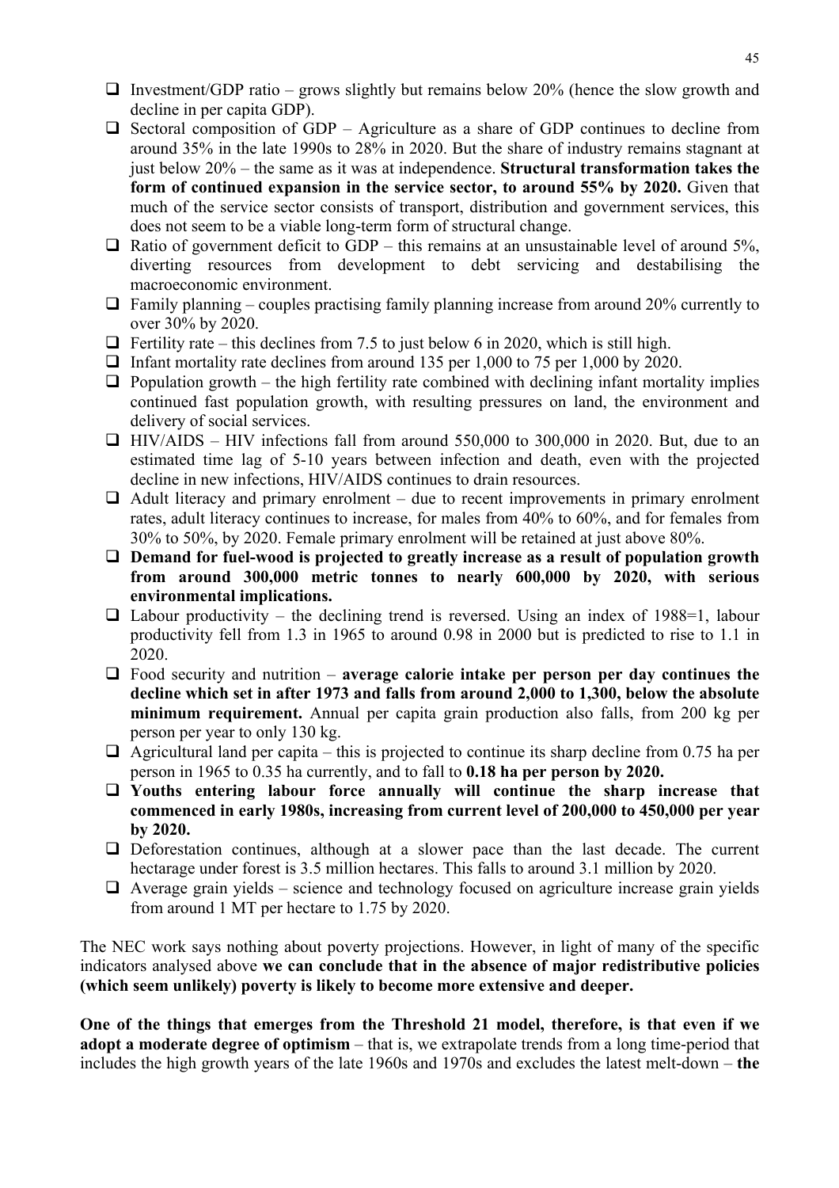- Investment/GDP ratio – grows slightly but remains below 20% (hence the slow growth and decline in per capita GDP).
- Sectoral composition of GDP – Agriculture as a share of GDP continues to decline from around 35% in the late 1990s to 28% in 2020. But the share of industry remains stagnant at just below 20% – the same as it was at independence. **Structural transformation takes the form of continued expansion in the service sector, to around 55% by 2020.** Given that much of the service sector consists of transport, distribution and government services, this does not seem to be a viable long-term form of structural change.
- Ratio of government deficit to GDP – this remains at an unsustainable level of around 5%, diverting resources from development to debt servicing and destabilising the macroeconomic environment.
- Family planning – couples practising family planning increase from around 20% currently to over 30% by 2020.
- Fertility rate – this declines from 7.5 to just below 6 in 2020, which is still high.
- Infant mortality rate declines from around 135 per 1,000 to 75 per 1,000 by 2020.
- Population growth – the high fertility rate combined with declining infant mortality implies continued fast population growth, with resulting pressures on land, the environment and delivery of social services.
- HIV/AIDS – HIV infections fall from around 550,000 to 300,000 in 2020. But, due to an estimated time lag of 5-10 years between infection and death, even with the projected decline in new infections, HIV/AIDS continues to drain resources.
- Adult literacy and primary enrolment – due to recent improvements in primary enrolment rates, adult literacy continues to increase, for males from 40% to 60%, and for females from 30% to 50%, by 2020. Female primary enrolment will be retained at just above 80%.
- **Demand for fuel-wood is projected to greatly increase as a result of population growth from around 300,000 metric tonnes to nearly 600,000 by 2020, with serious environmental implications.**
- Labour productivity – the declining trend is reversed. Using an index of 1988=1, labour productivity fell from 1.3 in 1965 to around 0.98 in 2000 but is predicted to rise to 1.1 in 2020.
- Food security and nutrition – **average calorie intake per person per day continues the decline which set in after 1973 and falls from around 2,000 to 1,300, below the absolute minimum requirement.** Annual per capita grain production also falls, from 200 kg per person per year to only 130 kg.
- Agricultural land per capita – this is projected to continue its sharp decline from 0.75 ha per person in 1965 to 0.35 ha currently, and to fall to **0.18 ha per person by 2020.**
- **Youths entering labour force annually will continue the sharp increase that commenced in early 1980s, increasing from current level of 200,000 to 450,000 per year by 2020.**
- Deforestation continues, although at a slower pace than the last decade. The current hectarage under forest is 3.5 million hectares. This falls to around 3.1 million by 2020.
- Average grain yields – science and technology focused on agriculture increase grain yields from around 1 MT per hectare to 1.75 by 2020.

The NEC work says nothing about poverty projections. However, in light of many of the specific indicators analysed above **we can conclude that in the absence of major redistributive policies (which seem unlikely) poverty is likely to become more extensive and deeper.**

**One of the things that emerges from the Threshold 21 model, therefore, is that even if we adopt a moderate degree of optimism** – that is, we extrapolate trends from a long time-period that includes the high growth years of the late 1960s and 1970s and excludes the latest melt-down – **the**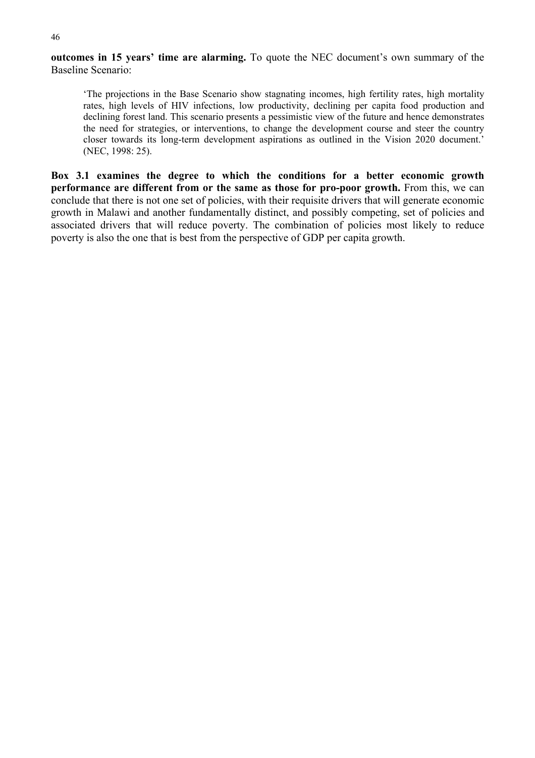**outcomes in 15 years' time are alarming.** To quote the NEC document's own summary of the Baseline Scenario:

> 'The projections in the Base Scenario show stagnating incomes, high fertility rates, high mortality rates, high levels of HIV infections, low productivity, declining per capita food production and declining forest land. This scenario presents a pessimistic view of the future and hence demonstrates the need for strategies, or interventions, to change the development course and steer the country closer towards its long-term development aspirations as outlined in the Vision 2020 document.' (NEC, 1998: 25).

**Box 3.1 examines the degree to which the conditions for a better economic growth performance are different from or the same as those for pro-poor growth.** From this, we can conclude that there is not one set of policies, with their requisite drivers that will generate economic growth in Malawi and another fundamentally distinct, and possibly competing, set of policies and associated drivers that will reduce poverty. The combination of policies most likely to reduce poverty is also the one that is best from the perspective of GDP per capita growth.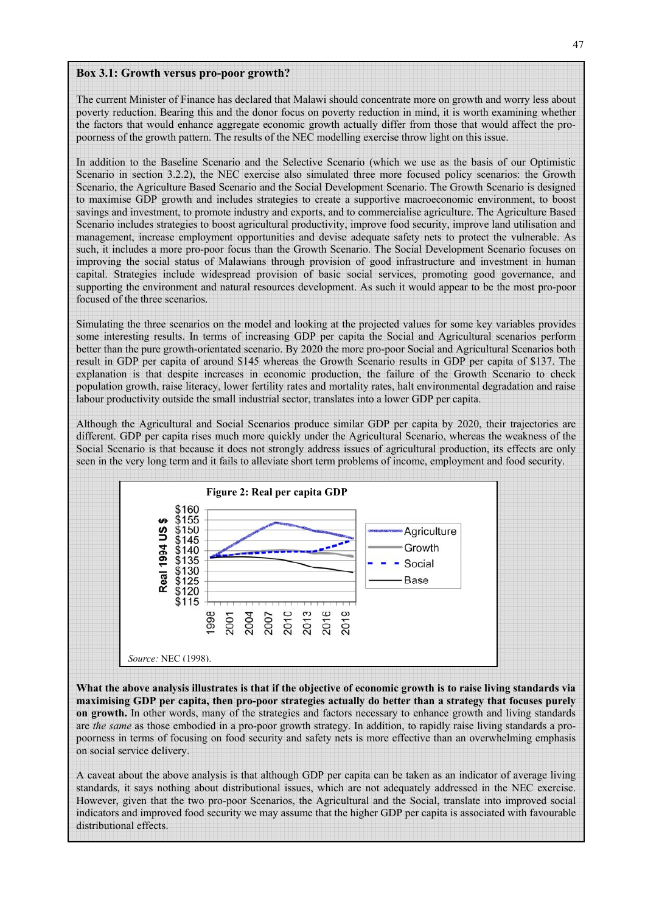### Box 3.1: Growth versus pro-poor growth?

The current Minister of Finance has declared that Malawi should concentrate more on growth and worry less about poverty reduction. Bearing this and the donor focus on poverty reduction in mind, it is worth examining whether the factors that would enhance aggregate economic growth actually differ from those that would affect the pro-poorness of the growth pattern. The results of the NEC modelling exercise throw light on this issue.

In addition to the Baseline Scenario and the Selective Scenario (which we use as the basis of our Optimistic Scenario in section 3.2.2), the NEC exercise also simulated three more focused policy scenarios: the Growth Scenario, the Agriculture Based Scenario and the Social Development Scenario. The Growth Scenario is designed to maximise GDP growth and includes strategies to create a supportive macroeconomic environment, to boost savings and investment, to promote industry and exports, and to commercialise agriculture. The Agriculture Based Scenario includes strategies to boost agricultural productivity, improve food security, improve land utilisation and management, increase employment opportunities and devise adequate safety nets to protect the vulnerable. As such, it includes a more pro-poor focus than the Growth Scenario. The Social Development Scenario focuses on improving the social status of Malawians through provision of good infrastructure and investment in human capital. Strategies include widespread provision of basic social services, promoting good governance, and supporting the environment and natural resources development. As such it would appear to be the most pro-poor focused of the three scenarios.

Simulating the three scenarios on the model and looking at the projected values for some key variables provides some interesting results. In terms of increasing GDP per capita the Social and Agricultural scenarios perform better than the pure growth-orientated scenario. By 2020 the more pro-poor Social and Agricultural Scenarios both result in GDP per capita of around $145 whereas the Growth Scenario results in GDP per capita of $137. The explanation is that despite increases in economic production, the failure of the Growth Scenario to check population growth, raise literacy, lower fertility rates and mortality rates, halt environmental degradation and raise labour productivity outside the small industrial sector, translates into a lower GDP per capita.

Although the Agricultural and Social Scenarios produce similar GDP per capita by 2020, their trajectories are different. GDP per capita rises much more quickly under the Agricultural Scenario, whereas the weakness of the Social Scenario is that because it does not strongly address issues of agricultural production, its effects are only seen in the very long term and it fails to alleviate short term problems of income, employment and food security.

**Figure 2: Real per capita GDP**

*Source:* NEC (1998).

**What the above analysis illustrates is that if the objective of economic growth is to raise living standards via maximising GDP per capita, then pro-poor strategies actually do better than a strategy that focuses purely on growth.** In other words, many of the strategies and factors necessary to enhance growth and living standards are *the same* as those embodied in a pro-poor growth strategy. In addition, to rapidly raise living standards a pro-poorness in terms of focusing on food security and safety nets is more effective than an overwhelming emphasis on social service delivery.

A caveat about the above analysis is that although GDP per capita can be taken as an indicator of average living standards, it says nothing about distributional issues, which are not adequately addressed in the NEC exercise. However, given that the two pro-poor Scenarios, the Agricultural and the Social, translate into improved social indicators and improved food security we may assume that the higher GDP per capita is associated with favourable distributional effects.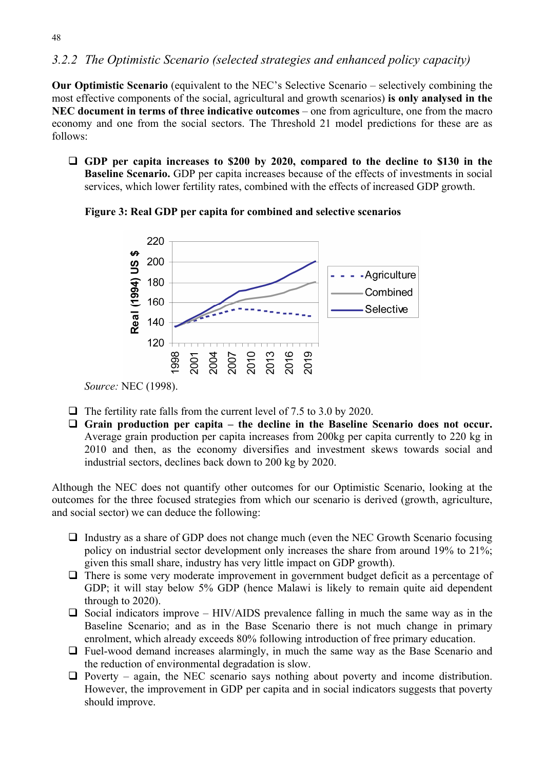### 3.2.2 *The Optimistic Scenario (selected strategies and enhanced policy capacity)*

**Our Optimistic Scenario** (equivalent to the NEC's Selective Scenario – selectively combining the most effective components of the social, agricultural and growth scenarios) **is only analysed in the NEC document in terms of three indicative outcomes** – one from agriculture, one from the macro economy and one from the social sectors. The Threshold 21 model predictions for these are as follows:

- **GDP per capita increases to \$200 by 2020, compared to the decline to \$130 in the Baseline Scenario.** GDP per capita increases because of the effects of investments in social services, which lower fertility rates, combined with the effects of increased GDP growth.

**Figure 3: Real GDP per capita for combined and selective scenarios**

*Source:* NEC (1998).

- The fertility rate falls from the current level of 7.5 to 3.0 by 2020.
- **Grain production per capita – the decline in the Baseline Scenario does not occur.** Average grain production per capita increases from 200kg per capita currently to 220 kg in 2010 and then, as the economy diversifies and investment skews towards social and industrial sectors, declines back down to 200 kg by 2020.

Although the NEC does not quantify other outcomes for our Optimistic Scenario, looking at the outcomes for the three focused strategies from which our scenario is derived (growth, agriculture, and social sector) we can deduce the following:

- Industry as a share of GDP does not change much (even the NEC Growth Scenario focusing policy on industrial sector development only increases the share from around 19% to 21%; given this small share, industry has very little impact on GDP growth).
- There is some very moderate improvement in government budget deficit as a percentage of GDP; it will stay below 5% GDP (hence Malawi is likely to remain quite aid dependent through to 2020).
- Social indicators improve – HIV/AIDS prevalence falling in much the same way as in the Baseline Scenario; and as in the Base Scenario there is not much change in primary enrolment, which already exceeds 80% following introduction of free primary education.
- Fuel-wood demand increases alarmingly, in much the same way as the Base Scenario and the reduction of environmental degradation is slow.
- Poverty – again, the NEC scenario says nothing about poverty and income distribution. However, the improvement in GDP per capita and in social indicators suggests that poverty should improve.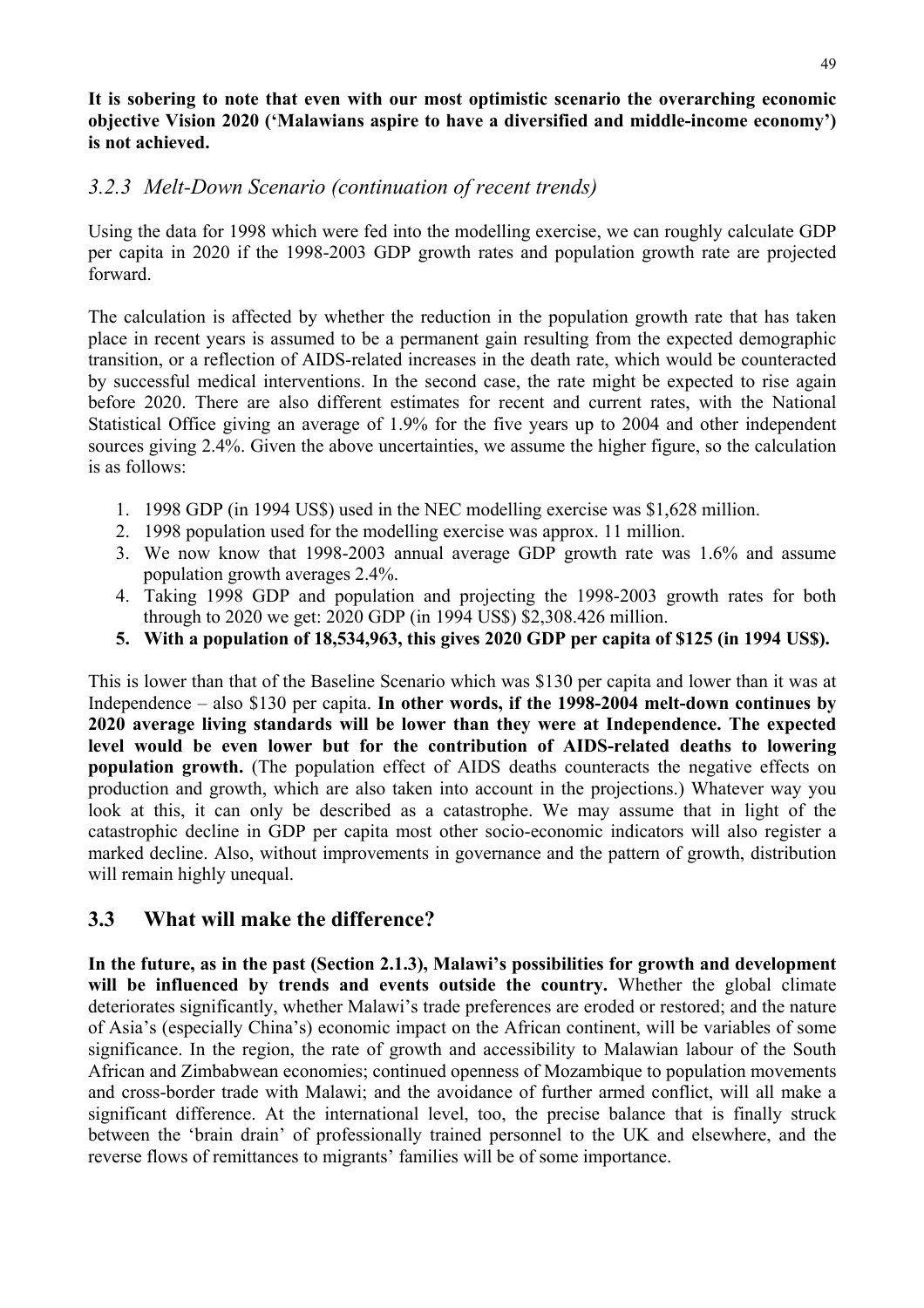**It is sobering to note that even with our most optimistic scenario the overarching economic objective Vision 2020 ('Malawians aspire to have a diversified and middle-income economy') is not achieved.**

### *3.2.3 Melt-Down Scenario (continuation of recent trends)*

Using the data for 1998 which were fed into the modelling exercise, we can roughly calculate GDP per capita in 2020 if the 1998-2003 GDP growth rates and population growth rate are projected forward.

The calculation is affected by whether the reduction in the population growth rate that has taken place in recent years is assumed to be a permanent gain resulting from the expected demographic transition, or a reflection of AIDS-related increases in the death rate, which would be counteracted by successful medical interventions. In the second case, the rate might be expected to rise again before 2020. There are also different estimates for recent and current rates, with the National Statistical Office giving an average of 1.9% for the five years up to 2004 and other independent sources giving 2.4%. Given the above uncertainties, we assume the higher figure, so the calculation is as follows:

1. 1998 GDP (in 1994 US$) used in the NEC modelling exercise was $1,628 million.
2. 1998 population used for the modelling exercise was approx. 11 million.
3. We now know that 1998-2003 annual average GDP growth rate was 1.6% and assume population growth averages 2.4%.
4. Taking 1998 GDP and population and projecting the 1998-2003 growth rates for both through to 2020 we get: 2020 GDP (in 1994 US$) $2,308.426 million.
5. **With a population of 18,534,963, this gives 2020 GDP per capita of $125 (in 1994 US$).**

This is lower than that of the Baseline Scenario which was $130 per capita and lower than it was at Independence – also $130 per capita. **In other words, if the 1998-2004 melt-down continues by 2020 average living standards will be lower than they were at Independence. The expected level would be even lower but for the contribution of AIDS-related deaths to lowering population growth.** (The population effect of AIDS deaths counteracts the negative effects on production and growth, which are also taken into account in the projections.) Whatever way you look at this, it can only be described as a catastrophe. We may assume that in light of the catastrophic decline in GDP per capita most other socio-economic indicators will also register a marked decline. Also, without improvements in governance and the pattern of growth, distribution will remain highly unequal.

## 3.3 What will make the difference?

**In the future, as in the past (Section 2.1.3), Malawi's possibilities for growth and development will be influenced by trends and events outside the country.** Whether the global climate deteriorates significantly, whether Malawi's trade preferences are eroded or restored; and the nature of Asia's (especially China's) economic impact on the African continent, will be variables of some significance. In the region, the rate of growth and accessibility to Malawian labour of the South African and Zimbabwean economies; continued openness of Mozambique to population movements and cross-border trade with Malawi; and the avoidance of further armed conflict, will all make a significant difference. At the international level, too, the precise balance that is finally struck between the 'brain drain' of professionally trained personnel to the UK and elsewhere, and the reverse flows of remittances to migrants' families will be of some importance.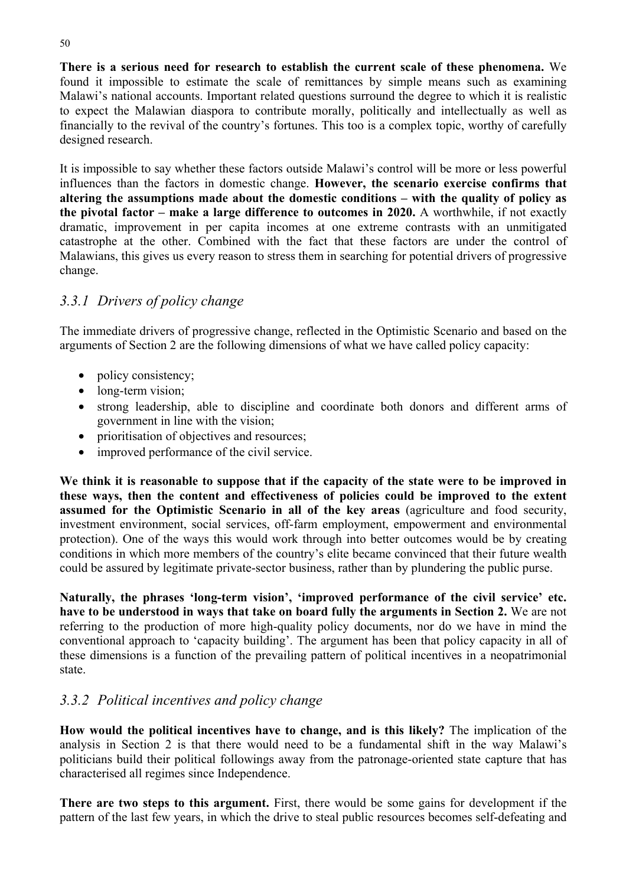**There is a serious need for research to establish the current scale of these phenomena.** We found it impossible to estimate the scale of remittances by simple means such as examining Malawi's national accounts. Important related questions surround the degree to which it is realistic to expect the Malawian diaspora to contribute morally, politically and intellectually as well as financially to the revival of the country's fortunes. This too is a complex topic, worthy of carefully designed research.

It is impossible to say whether these factors outside Malawi's control will be more or less powerful influences than the factors in domestic change. **However, the scenario exercise confirms that altering the assumptions made about the domestic conditions – with the quality of policy as the pivotal factor – make a large difference to outcomes in 2020.** A worthwhile, if not exactly dramatic, improvement in per capita incomes at one extreme contrasts with an unmitigated catastrophe at the other. Combined with the fact that these factors are under the control of Malawians, this gives us every reason to stress them in searching for potential drivers of progressive change.

### *3.3.1 Drivers of policy change*

The immediate drivers of progressive change, reflected in the Optimistic Scenario and based on the arguments of Section 2 are the following dimensions of what we have called policy capacity:

- policy consistency;
- long-term vision;
- strong leadership, able to discipline and coordinate both donors and different arms of government in line with the vision;
- prioritisation of objectives and resources;
- improved performance of the civil service.

**We think it is reasonable to suppose that if the capacity of the state were to be improved in these ways, then the content and effectiveness of policies could be improved to the extent assumed for the Optimistic Scenario in all of the key areas** (agriculture and food security, investment environment, social services, off-farm employment, empowerment and environmental protection). One of the ways this would work through into better outcomes would be by creating conditions in which more members of the country's elite became convinced that their future wealth could be assured by legitimate private-sector business, rather than by plundering the public purse.

**Naturally, the phrases 'long-term vision', 'improved performance of the civil service' etc. have to be understood in ways that take on board fully the arguments in Section 2.** We are not referring to the production of more high-quality policy documents, nor do we have in mind the conventional approach to 'capacity building'. The argument has been that policy capacity in all of these dimensions is a function of the prevailing pattern of political incentives in a neopatrimonial state.

### *3.3.2 Political incentives and policy change*

**How would the political incentives have to change, and is this likely?** The implication of the analysis in Section 2 is that there would need to be a fundamental shift in the way Malawi's politicians build their political followings away from the patronage-oriented state capture that has characterised all regimes since Independence.

**There are two steps to this argument.** First, there would be some gains for development if the pattern of the last few years, in which the drive to steal public resources becomes self-defeating and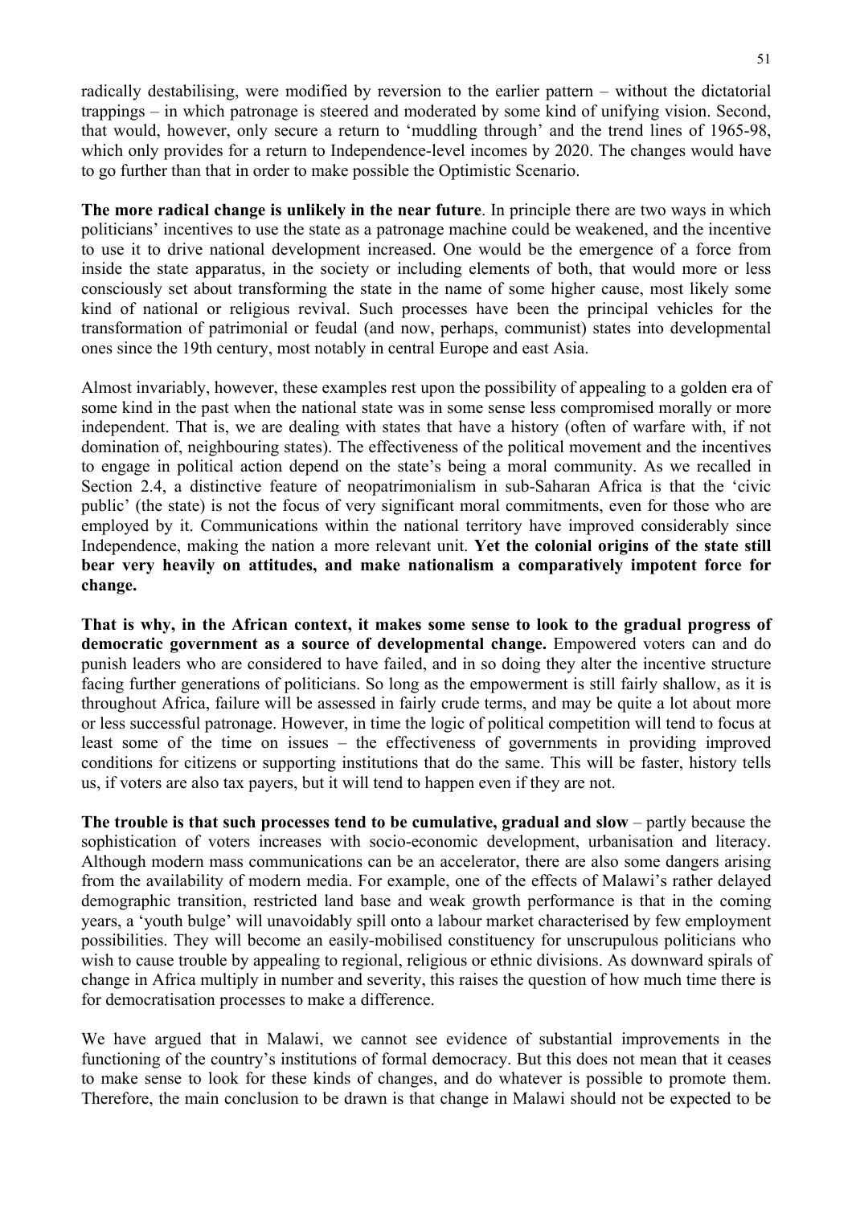radically destabilising, were modified by reversion to the earlier pattern – without the dictatorial trappings – in which patronage is steered and moderated by some kind of unifying vision. Second, that would, however, only secure a return to 'muddling through' and the trend lines of 1965-98, which only provides for a return to Independence-level incomes by 2020. The changes would have to go further than that in order to make possible the Optimistic Scenario.

**The more radical change is unlikely in the near future**. In principle there are two ways in which politicians' incentives to use the state as a patronage machine could be weakened, and the incentive to use it to drive national development increased. One would be the emergence of a force from inside the state apparatus, in the society or including elements of both, that would more or less consciously set about transforming the state in the name of some higher cause, most likely some kind of national or religious revival. Such processes have been the principal vehicles for the transformation of patrimonial or feudal (and now, perhaps, communist) states into developmental ones since the 19th century, most notably in central Europe and east Asia.

Almost invariably, however, these examples rest upon the possibility of appealing to a golden era of some kind in the past when the national state was in some sense less compromised morally or more independent. That is, we are dealing with states that have a history (often of warfare with, if not domination of, neighbouring states). The effectiveness of the political movement and the incentives to engage in political action depend on the state's being a moral community. As we recalled in Section 2.4, a distinctive feature of neopatrimonialism in sub-Saharan Africa is that the 'civic public' (the state) is not the focus of very significant moral commitments, even for those who are employed by it. Communications within the national territory have improved considerably since Independence, making the nation a more relevant unit. **Yet the colonial origins of the state still bear very heavily on attitudes, and make nationalism a comparatively impotent force for change.**

**That is why, in the African context, it makes some sense to look to the gradual progress of democratic government as a source of developmental change.** Empowered voters can and do punish leaders who are considered to have failed, and in so doing they alter the incentive structure facing further generations of politicians. So long as the empowerment is still fairly shallow, as it is throughout Africa, failure will be assessed in fairly crude terms, and may be quite a lot about more or less successful patronage. However, in time the logic of political competition will tend to focus at least some of the time on issues – the effectiveness of governments in providing improved conditions for citizens or supporting institutions that do the same. This will be faster, history tells us, if voters are also tax payers, but it will tend to happen even if they are not.

**The trouble is that such processes tend to be cumulative, gradual and slow** – partly because the sophistication of voters increases with socio-economic development, urbanisation and literacy. Although modern mass communications can be an accelerator, there are also some dangers arising from the availability of modern media. For example, one of the effects of Malawi's rather delayed demographic transition, restricted land base and weak growth performance is that in the coming years, a 'youth bulge' will unavoidably spill onto a labour market characterised by few employment possibilities. They will become an easily-mobilised constituency for unscrupulous politicians who wish to cause trouble by appealing to regional, religious or ethnic divisions. As downward spirals of change in Africa multiply in number and severity, this raises the question of how much time there is for democratisation processes to make a difference.

We have argued that in Malawi, we cannot see evidence of substantial improvements in the functioning of the country's institutions of formal democracy. But this does not mean that it ceases to make sense to look for these kinds of changes, and do whatever is possible to promote them. Therefore, the main conclusion to be drawn is that change in Malawi should not be expected to be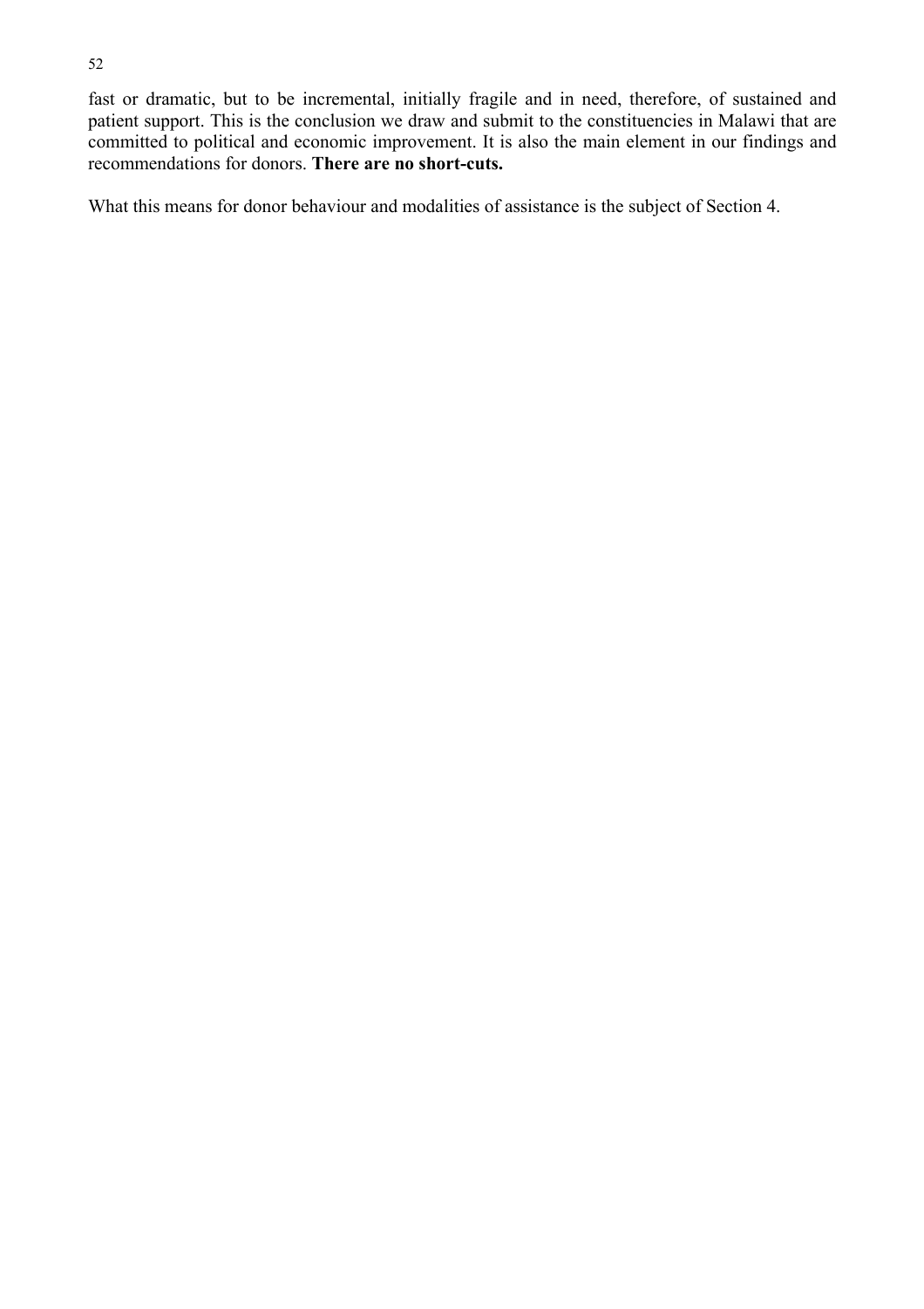fast or dramatic, but to be incremental, initially fragile and in need, therefore, of sustained and patient support. This is the conclusion we draw and submit to the constituencies in Malawi that are committed to political and economic improvement. It is also the main element in our findings and recommendations for donors. **There are no short-cuts.**

What this means for donor behaviour and modalities of assistance is the subject of Section 4.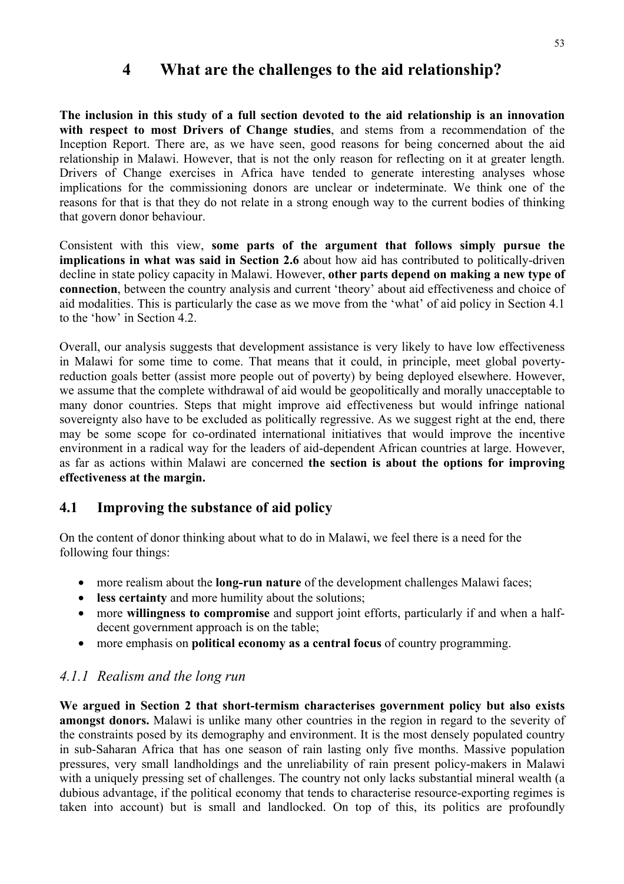# 4 What are the challenges to the aid relationship?

**The inclusion in this study of a full section devoted to the aid relationship is an innovation with respect to most Drivers of Change studies**, and stems from a recommendation of the Inception Report. There are, as we have seen, good reasons for being concerned about the aid relationship in Malawi. However, that is not the only reason for reflecting on it at greater length. Drivers of Change exercises in Africa have tended to generate interesting analyses whose implications for the commissioning donors are unclear or indeterminate. We think one of the reasons for that is that they do not relate in a strong enough way to the current bodies of thinking that govern donor behaviour.

Consistent with this view, **some parts of the argument that follows simply pursue the implications in what was said in Section 2.6** about how aid has contributed to politically-driven decline in state policy capacity in Malawi. However, **other parts depend on making a new type of connection**, between the country analysis and current 'theory' about aid effectiveness and choice of aid modalities. This is particularly the case as we move from the 'what' of aid policy in Section 4.1 to the 'how' in Section 4.2.

Overall, our analysis suggests that development assistance is very likely to have low effectiveness in Malawi for some time to come. That means that it could, in principle, meet global poverty-reduction goals better (assist more people out of poverty) by being deployed elsewhere. However, we assume that the complete withdrawal of aid would be geopolitically and morally unacceptable to many donor countries. Steps that might improve aid effectiveness but would infringe national sovereignty also have to be excluded as politically regressive. As we suggest right at the end, there may be some scope for co-ordinated international initiatives that would improve the incentive environment in a radical way for the leaders of aid-dependent African countries at large. However, as far as actions within Malawi are concerned **the section is about the options for improving effectiveness at the margin.**

## 4.1 Improving the substance of aid policy

On the content of donor thinking about what to do in Malawi, we feel there is a need for the following four things:

- more realism about the **long-run nature** of the development challenges Malawi faces;
- **less certainty** and more humility about the solutions;
- more **willingness to compromise** and support joint efforts, particularly if and when a half-decent government approach is on the table;
- more emphasis on **political economy as a central focus** of country programming.

### *4.1.1 Realism and the long run*

**We argued in Section 2 that short-termism characterises government policy but also exists amongst donors.** Malawi is unlike many other countries in the region in regard to the severity of the constraints posed by its demography and environment. It is the most densely populated country in sub-Saharan Africa that has one season of rain lasting only five months. Massive population pressures, very small landholdings and the unreliability of rain present policy-makers in Malawi with a uniquely pressing set of challenges. The country not only lacks substantial mineral wealth (a dubious advantage, if the political economy that tends to characterise resource-exporting regimes is taken into account) but is small and landlocked. On top of this, its politics are profoundly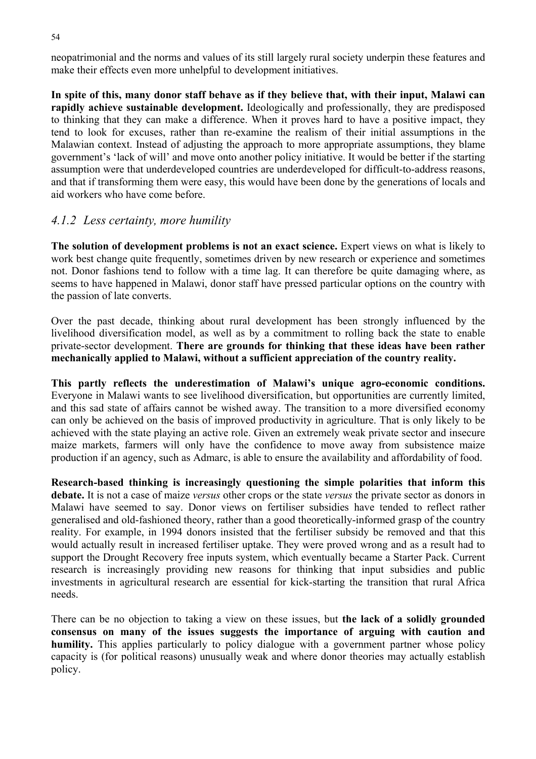neopatrimonial and the norms and values of its still largely rural society underpin these features and make their effects even more unhelpful to development initiatives.

**In spite of this, many donor staff behave as if they believe that, with their input, Malawi can rapidly achieve sustainable development.** Ideologically and professionally, they are predisposed to thinking that they can make a difference. When it proves hard to have a positive impact, they tend to look for excuses, rather than re-examine the realism of their initial assumptions in the Malawian context. Instead of adjusting the approach to more appropriate assumptions, they blame government's 'lack of will' and move onto another policy initiative. It would be better if the starting assumption were that underdeveloped countries are underdeveloped for difficult-to-address reasons, and that if transforming them were easy, this would have been done by the generations of locals and aid workers who have come before.

### *4.1.2 Less certainty, more humility*

**The solution of development problems is not an exact science.** Expert views on what is likely to work best change quite frequently, sometimes driven by new research or experience and sometimes not. Donor fashions tend to follow with a time lag. It can therefore be quite damaging where, as seems to have happened in Malawi, donor staff have pressed particular options on the country with the passion of late converts.

Over the past decade, thinking about rural development has been strongly influenced by the livelihood diversification model, as well as by a commitment to rolling back the state to enable private-sector development. **There are grounds for thinking that these ideas have been rather mechanically applied to Malawi, without a sufficient appreciation of the country reality.**

**This partly reflects the underestimation of Malawi's unique agro-economic conditions.** Everyone in Malawi wants to see livelihood diversification, but opportunities are currently limited, and this sad state of affairs cannot be wished away. The transition to a more diversified economy can only be achieved on the basis of improved productivity in agriculture. That is only likely to be achieved with the state playing an active role. Given an extremely weak private sector and insecure maize markets, farmers will only have the confidence to move away from subsistence maize production if an agency, such as Admarc, is able to ensure the availability and affordability of food.

**Research-based thinking is increasingly questioning the simple polarities that inform this debate.** It is not a case of maize *versus* other crops or the state *versus* the private sector as donors in Malawi have seemed to say. Donor views on fertiliser subsidies have tended to reflect rather generalised and old-fashioned theory, rather than a good theoretically-informed grasp of the country reality. For example, in 1994 donors insisted that the fertiliser subsidy be removed and that this would actually result in increased fertiliser uptake. They were proved wrong and as a result had to support the Drought Recovery free inputs system, which eventually became a Starter Pack. Current research is increasingly providing new reasons for thinking that input subsidies and public investments in agricultural research are essential for kick-starting the transition that rural Africa needs.

There can be no objection to taking a view on these issues, but **the lack of a solidly grounded consensus on many of the issues suggests the importance of arguing with caution and humility.** This applies particularly to policy dialogue with a government partner whose policy capacity is (for political reasons) unusually weak and where donor theories may actually establish policy.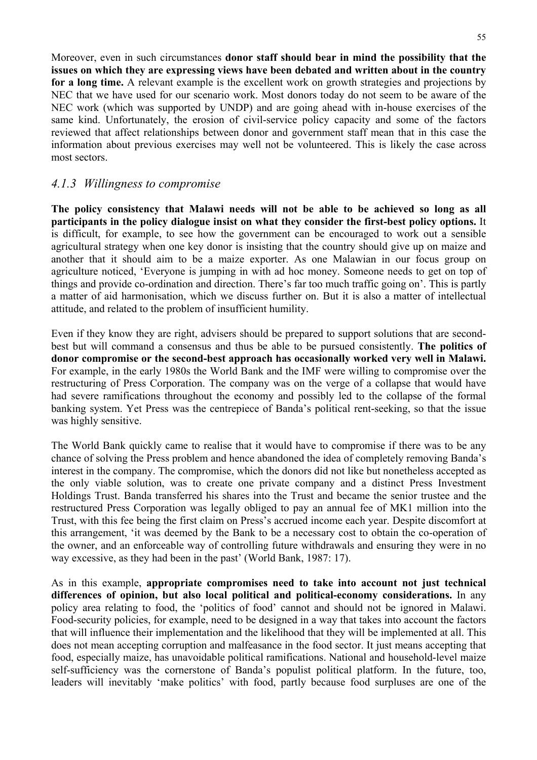Moreover, even in such circumstances **donor staff should bear in mind the possibility that the issues on which they are expressing views have been debated and written about in the country for a long time.** A relevant example is the excellent work on growth strategies and projections by NEC that we have used for our scenario work. Most donors today do not seem to be aware of the NEC work (which was supported by UNDP) and are going ahead with in-house exercises of the same kind. Unfortunately, the erosion of civil-service policy capacity and some of the factors reviewed that affect relationships between donor and government staff mean that in this case the information about previous exercises may well not be volunteered. This is likely the case across most sectors.

### *4.1.3 Willingness to compromise*

**The policy consistency that Malawi needs will not be able to be achieved so long as all participants in the policy dialogue insist on what they consider the first-best policy options.** It is difficult, for example, to see how the government can be encouraged to work out a sensible agricultural strategy when one key donor is insisting that the country should give up on maize and another that it should aim to be a maize exporter. As one Malawian in our focus group on agriculture noticed, 'Everyone is jumping in with ad hoc money. Someone needs to get on top of things and provide co-ordination and direction. There's far too much traffic going on'. This is partly a matter of aid harmonisation, which we discuss further on. But it is also a matter of intellectual attitude, and related to the problem of insufficient humility.

Even if they know they are right, advisers should be prepared to support solutions that are second-best but will command a consensus and thus be able to be pursued consistently. **The politics of donor compromise or the second-best approach has occasionally worked very well in Malawi.** For example, in the early 1980s the World Bank and the IMF were willing to compromise over the restructuring of Press Corporation. The company was on the verge of a collapse that would have had severe ramifications throughout the economy and possibly led to the collapse of the formal banking system. Yet Press was the centrepiece of Banda's political rent-seeking, so that the issue was highly sensitive.

The World Bank quickly came to realise that it would have to compromise if there was to be any chance of solving the Press problem and hence abandoned the idea of completely removing Banda's interest in the company. The compromise, which the donors did not like but nonetheless accepted as the only viable solution, was to create one private company and a distinct Press Investment Holdings Trust. Banda transferred his shares into the Trust and became the senior trustee and the restructured Press Corporation was legally obliged to pay an annual fee of MK1 million into the Trust, with this fee being the first claim on Press's accrued income each year. Despite discomfort at this arrangement, 'it was deemed by the Bank to be a necessary cost to obtain the co-operation of the owner, and an enforceable way of controlling future withdrawals and ensuring they were in no way excessive, as they had been in the past' (World Bank, 1987: 17).

As in this example, **appropriate compromises need to take into account not just technical differences of opinion, but also local political and political-economy considerations.** In any policy area relating to food, the 'politics of food' cannot and should not be ignored in Malawi. Food-security policies, for example, need to be designed in a way that takes into account the factors that will influence their implementation and the likelihood that they will be implemented at all. This does not mean accepting corruption and malfeasance in the food sector. It just means accepting that food, especially maize, has unavoidable political ramifications. National and household-level maize self-sufficiency was the cornerstone of Banda's populist political platform. In the future, too, leaders will inevitably 'make politics' with food, partly because food surpluses are one of the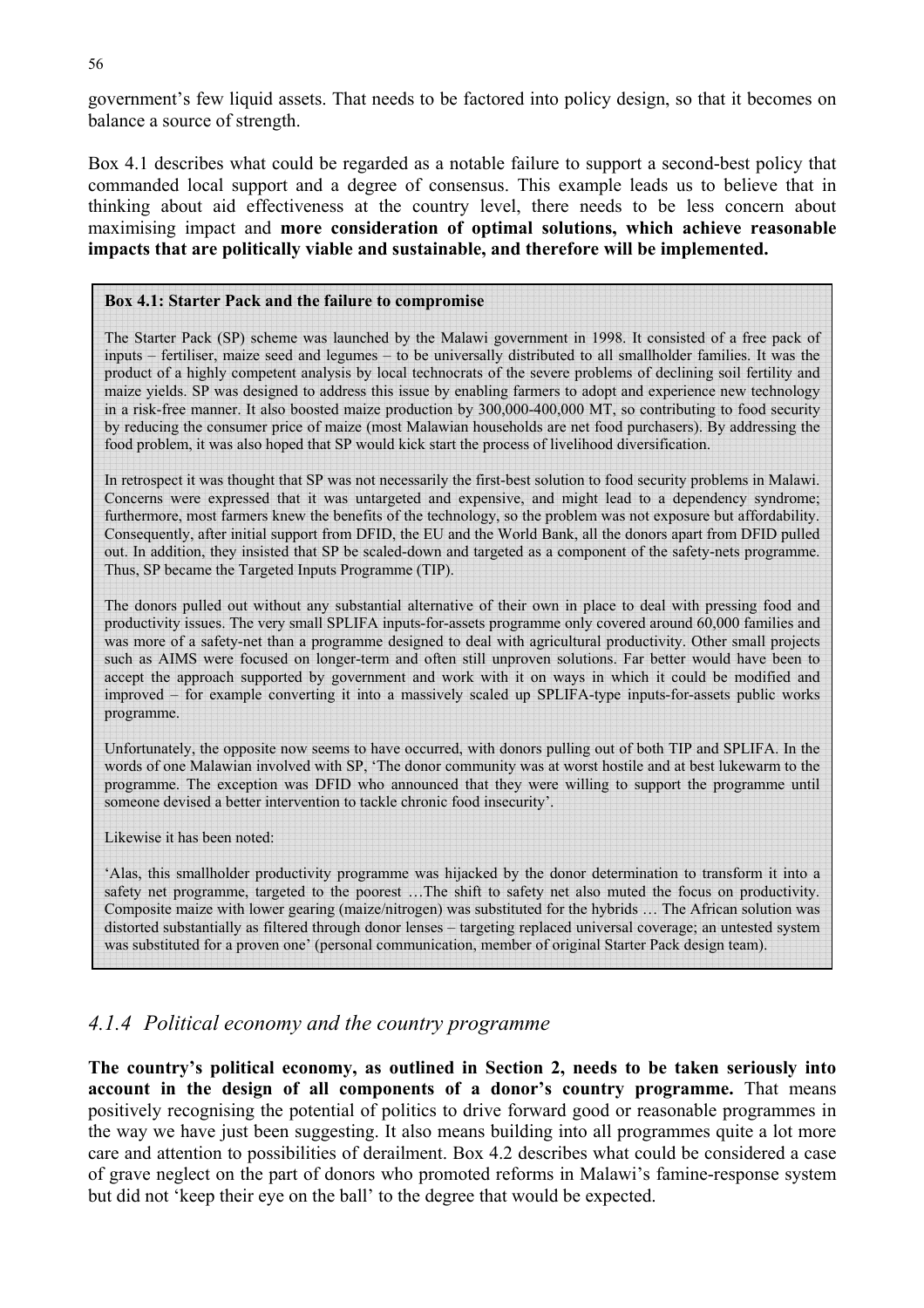government's few liquid assets. That needs to be factored into policy design, so that it becomes on balance a source of strength.

Box 4.1 describes what could be regarded as a notable failure to support a second-best policy that commanded local support and a degree of consensus. This example leads us to believe that in thinking about aid effectiveness at the country level, there needs to be less concern about maximising impact and **more consideration of optimal solutions, which achieve reasonable impacts that are politically viable and sustainable, and therefore will be implemented.**

> **Box 4.1: Starter Pack and the failure to compromise**
>
> The Starter Pack (SP) scheme was launched by the Malawi government in 1998. It consisted of a free pack of inputs – fertiliser, maize seed and legumes – to be universally distributed to all smallholder families. It was the product of a highly competent analysis by local technocrats of the severe problems of declining soil fertility and maize yields. SP was designed to address this issue by enabling farmers to adopt and experience new technology in a risk-free manner. It also boosted maize production by 300,000-400,000 MT, so contributing to food security by reducing the consumer price of maize (most Malawian households are net food purchasers). By addressing the food problem, it was also hoped that SP would kick start the process of livelihood diversification.
>
> In retrospect it was thought that SP was not necessarily the first-best solution to food security problems in Malawi. Concerns were expressed that it was untargeted and expensive, and might lead to a dependency syndrome; furthermore, most farmers knew the benefits of the technology, so the problem was not exposure but affordability. Consequently, after initial support from DFID, the EU and the World Bank, all the donors apart from DFID pulled out. In addition, they insisted that SP be scaled-down and targeted as a component of the safety-nets programme. Thus, SP became the Targeted Inputs Programme (TIP).
>
> The donors pulled out without any substantial alternative of their own in place to deal with pressing food and productivity issues. The very small SPLIFA inputs-for-assets programme only covered around 60,000 families and was more of a safety-net than a programme designed to deal with agricultural productivity. Other small projects such as AIMS were focused on longer-term and often still unproven solutions. Far better would have been to accept the approach supported by government and work with it on ways in which it could be modified and improved – for example converting it into a massively scaled up SPLIFA-type inputs-for-assets public works programme.
>
> Unfortunately, the opposite now seems to have occurred, with donors pulling out of both TIP and SPLIFA. In the words of one Malawian involved with SP, 'The donor community was at worst hostile and at best lukewarm to the programme. The exception was DFID who announced that they were willing to support the programme until someone devised a better intervention to tackle chronic food insecurity'.
>
> Likewise it has been noted:
>
> 'Alas, this smallholder productivity programme was hijacked by the donor determination to transform it into a safety net programme, targeted to the poorest …The shift to safety net also muted the focus on productivity. Composite maize with lower gearing (maize/nitrogen) was substituted for the hybrids … The African solution was distorted substantially as filtered through donor lenses – targeting replaced universal coverage; an untested system was substituted for a proven one' (personal communication, member of original Starter Pack design team).

### *4.1.4 Political economy and the country programme*

**The country's political economy, as outlined in Section 2, needs to be taken seriously into account in the design of all components of a donor's country programme.** That means positively recognising the potential of politics to drive forward good or reasonable programmes in the way we have just been suggesting. It also means building into all programmes quite a lot more care and attention to possibilities of derailment. Box 4.2 describes what could be considered a case of grave neglect on the part of donors who promoted reforms in Malawi's famine-response system but did not 'keep their eye on the ball' to the degree that would be expected.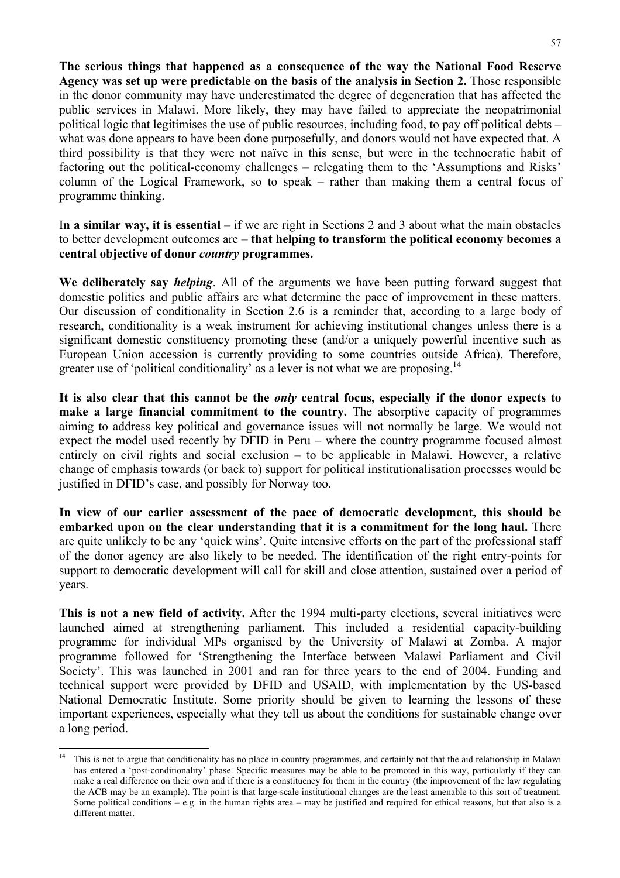**The serious things that happened as a consequence of the way the National Food Reserve Agency was set up were predictable on the basis of the analysis in Section 2.** Those responsible in the donor community may have underestimated the degree of degeneration that has affected the public services in Malawi. More likely, they may have failed to appreciate the neopatrimonial political logic that legitimises the use of public resources, including food, to pay off political debts – what was done appears to have been done purposefully, and donors would not have expected that. A third possibility is that they were not naïve in this sense, but were in the technocratic habit of factoring out the political-economy challenges – relegating them to the 'Assumptions and Risks' column of the Logical Framework, so to speak – rather than making them a central focus of programme thinking.

I**n a similar way, it is essential** – if we are right in Sections 2 and 3 about what the main obstacles to better development outcomes are – **that helping to transform the political economy becomes a central objective of donor *country* programmes.**

**We deliberately say *helping*.** All of the arguments we have been putting forward suggest that domestic politics and public affairs are what determine the pace of improvement in these matters. Our discussion of conditionality in Section 2.6 is a reminder that, according to a large body of research, conditionality is a weak instrument for achieving institutional changes unless there is a significant domestic constituency promoting these (and/or a uniquely powerful incentive such as European Union accession is currently providing to some countries outside Africa). Therefore, greater use of 'political conditionality' as a lever is not what we are proposing.[14]

**It is also clear that this cannot be the *only* central focus, especially if the donor expects to make a large financial commitment to the country.** The absorptive capacity of programmes aiming to address key political and governance issues will not normally be large. We would not expect the model used recently by DFID in Peru – where the country programme focused almost entirely on civil rights and social exclusion – to be applicable in Malawi. However, a relative change of emphasis towards (or back to) support for political institutionalisation processes would be justified in DFID's case, and possibly for Norway too.

**In view of our earlier assessment of the pace of democratic development, this should be embarked upon on the clear understanding that it is a commitment for the long haul.** There are quite unlikely to be any 'quick wins'. Quite intensive efforts on the part of the professional staff of the donor agency are also likely to be needed. The identification of the right entry-points for support to democratic development will call for skill and close attention, sustained over a period of years.

**This is not a new field of activity.** After the 1994 multi-party elections, several initiatives were launched aimed at strengthening parliament. This included a residential capacity-building programme for individual MPs organised by the University of Malawi at Zomba. A major programme followed for 'Strengthening the Interface between Malawi Parliament and Civil Society'. This was launched in 2001 and ran for three years to the end of 2004. Funding and technical support were provided by DFID and USAID, with implementation by the US-based National Democratic Institute. Some priority should be given to learning the lessons of these important experiences, especially what they tell us about the conditions for sustainable change over a long period.

---

[14] This is not to argue that conditionality has no place in country programmes, and certainly not that the aid relationship in Malawi has entered a 'post-conditionality' phase. Specific measures may be able to be promoted in this way, particularly if they can make a real difference on their own and if there is a constituency for them in the country (the improvement of the law regulating the ACB may be an example). The point is that large-scale institutional changes are the least amenable to this sort of treatment. Some political conditions – e.g. in the human rights area – may be justified and required for ethical reasons, but that also is a different matter.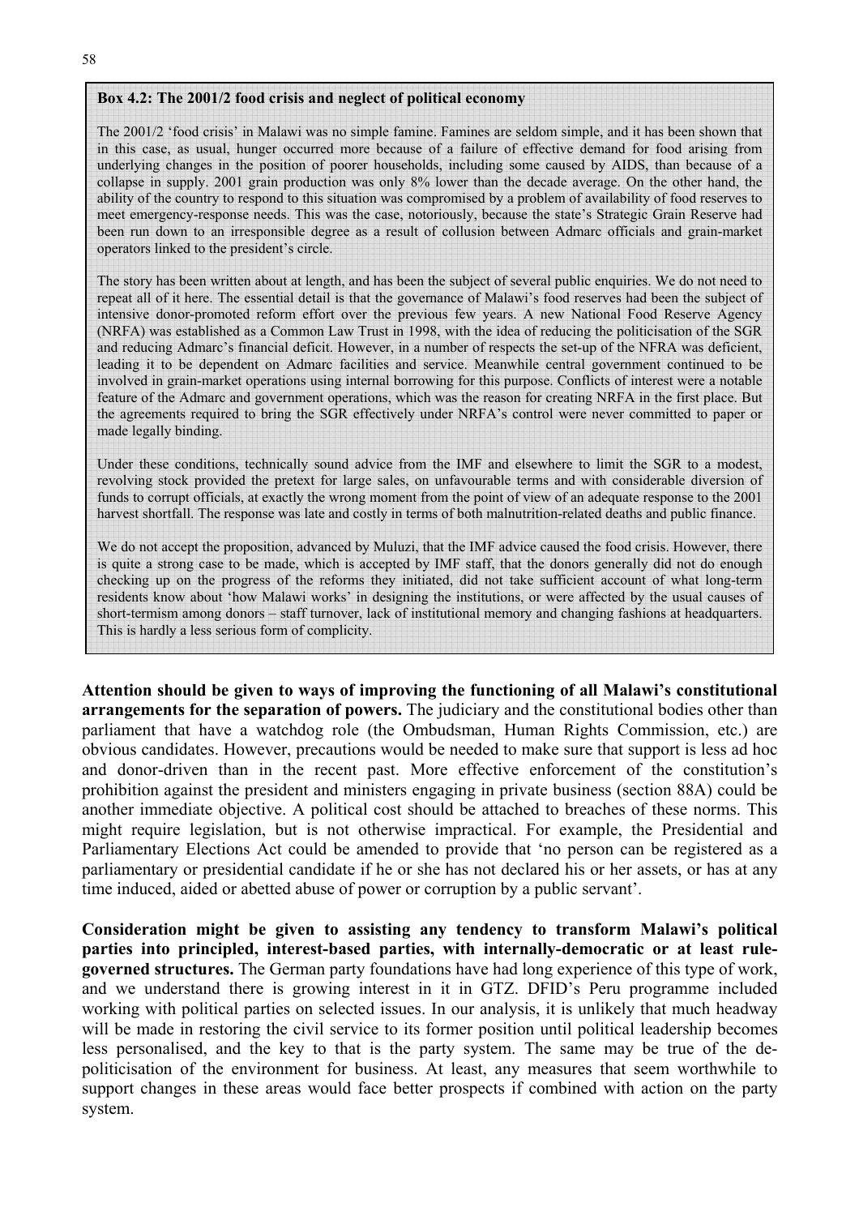**Box 4.2: The 2001/2 food crisis and neglect of political economy**

The 2001/2 'food crisis' in Malawi was no simple famine. Famines are seldom simple, and it has been shown that in this case, as usual, hunger occurred more because of a failure of effective demand for food arising from underlying changes in the position of poorer households, including some caused by AIDS, than because of a collapse in supply. 2001 grain production was only 8% lower than the decade average. On the other hand, the ability of the country to respond to this situation was compromised by a problem of availability of food reserves to meet emergency-response needs. This was the case, notoriously, because the state's Strategic Grain Reserve had been run down to an irresponsible degree as a result of collusion between Admarc officials and grain-market operators linked to the president's circle.

The story has been written about at length, and has been the subject of several public enquiries. We do not need to repeat all of it here. The essential detail is that the governance of Malawi's food reserves had been the subject of intensive donor-promoted reform effort over the previous few years. A new National Food Reserve Agency (NRFA) was established as a Common Law Trust in 1998, with the idea of reducing the politicisation of the SGR and reducing Admarc's financial deficit. However, in a number of respects the set-up of the NFRA was deficient, leading it to be dependent on Admarc facilities and service. Meanwhile central government continued to be involved in grain-market operations using internal borrowing for this purpose. Conflicts of interest were a notable feature of the Admarc and government operations, which was the reason for creating NRFA in the first place. But the agreements required to bring the SGR effectively under NRFA's control were never committed to paper or made legally binding.

Under these conditions, technically sound advice from the IMF and elsewhere to limit the SGR to a modest, revolving stock provided the pretext for large sales, on unfavourable terms and with considerable diversion of funds to corrupt officials, at exactly the wrong moment from the point of view of an adequate response to the 2001 harvest shortfall. The response was late and costly in terms of both malnutrition-related deaths and public finance.

We do not accept the proposition, advanced by Muluzi, that the IMF advice caused the food crisis. However, there is quite a strong case to be made, which is accepted by IMF staff, that the donors generally did not do enough checking up on the progress of the reforms they initiated, did not take sufficient account of what long-term residents know about 'how Malawi works' in designing the institutions, or were affected by the usual causes of short-termism among donors – staff turnover, lack of institutional memory and changing fashions at headquarters. This is hardly a less serious form of complicity.

**Attention should be given to ways of improving the functioning of all Malawi's constitutional arrangements for the separation of powers.** The judiciary and the constitutional bodies other than parliament that have a watchdog role (the Ombudsman, Human Rights Commission, etc.) are obvious candidates. However, precautions would be needed to make sure that support is less ad hoc and donor-driven than in the recent past. More effective enforcement of the constitution's prohibition against the president and ministers engaging in private business (section 88A) could be another immediate objective. A political cost should be attached to breaches of these norms. This might require legislation, but is not otherwise impractical. For example, the Presidential and Parliamentary Elections Act could be amended to provide that 'no person can be registered as a parliamentary or presidential candidate if he or she has not declared his or her assets, or has at any time induced, aided or abetted abuse of power or corruption by a public servant'.

**Consideration might be given to assisting any tendency to transform Malawi's political parties into principled, interest-based parties, with internally-democratic or at least rule-governed structures.** The German party foundations have had long experience of this type of work, and we understand there is growing interest in it in GTZ. DFID's Peru programme included working with political parties on selected issues. In our analysis, it is unlikely that much headway will be made in restoring the civil service to its former position until political leadership becomes less personalised, and the key to that is the party system. The same may be true of the de-politicisation of the environment for business. At least, any measures that seem worthwhile to support changes in these areas would face better prospects if combined with action on the party system.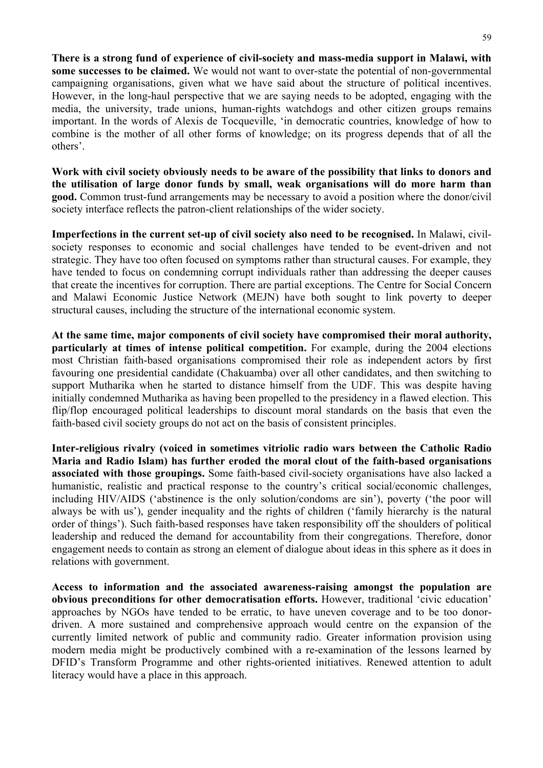**There is a strong fund of experience of civil-society and mass-media support in Malawi, with some successes to be claimed.** We would not want to over-state the potential of non-governmental campaigning organisations, given what we have said about the structure of political incentives. However, in the long-haul perspective that we are saying needs to be adopted, engaging with the media, the university, trade unions, human-rights watchdogs and other citizen groups remains important. In the words of Alexis de Tocqueville, 'in democratic countries, knowledge of how to combine is the mother of all other forms of knowledge; on its progress depends that of all the others'.

**Work with civil society obviously needs to be aware of the possibility that links to donors and the utilisation of large donor funds by small, weak organisations will do more harm than good.** Common trust-fund arrangements may be necessary to avoid a position where the donor/civil society interface reflects the patron-client relationships of the wider society.

**Imperfections in the current set-up of civil society also need to be recognised.** In Malawi, civil-society responses to economic and social challenges have tended to be event-driven and not strategic. They have too often focused on symptoms rather than structural causes. For example, they have tended to focus on condemning corrupt individuals rather than addressing the deeper causes that create the incentives for corruption. There are partial exceptions. The Centre for Social Concern and Malawi Economic Justice Network (MEJN) have both sought to link poverty to deeper structural causes, including the structure of the international economic system.

**At the same time, major components of civil society have compromised their moral authority, particularly at times of intense political competition.** For example, during the 2004 elections most Christian faith-based organisations compromised their role as independent actors by first favouring one presidential candidate (Chakuamba) over all other candidates, and then switching to support Mutharika when he started to distance himself from the UDF. This was despite having initially condemned Mutharika as having been propelled to the presidency in a flawed election. This flip/flop encouraged political leaderships to discount moral standards on the basis that even the faith-based civil society groups do not act on the basis of consistent principles.

**Inter-religious rivalry (voiced in sometimes vitriolic radio wars between the Catholic Radio Maria and Radio Islam) has further eroded the moral clout of the faith-based organisations associated with those groupings.** Some faith-based civil-society organisations have also lacked a humanistic, realistic and practical response to the country's critical social/economic challenges, including HIV/AIDS ('abstinence is the only solution/condoms are sin'), poverty ('the poor will always be with us'), gender inequality and the rights of children ('family hierarchy is the natural order of things'). Such faith-based responses have taken responsibility off the shoulders of political leadership and reduced the demand for accountability from their congregations. Therefore, donor engagement needs to contain as strong an element of dialogue about ideas in this sphere as it does in relations with government.

**Access to information and the associated awareness-raising amongst the population are obvious preconditions for other democratisation efforts.** However, traditional 'civic education' approaches by NGOs have tended to be erratic, to have uneven coverage and to be too donor-driven. A more sustained and comprehensive approach would centre on the expansion of the currently limited network of public and community radio. Greater information provision using modern media might be productively combined with a re-examination of the lessons learned by DFID's Transform Programme and other rights-oriented initiatives. Renewed attention to adult literacy would have a place in this approach.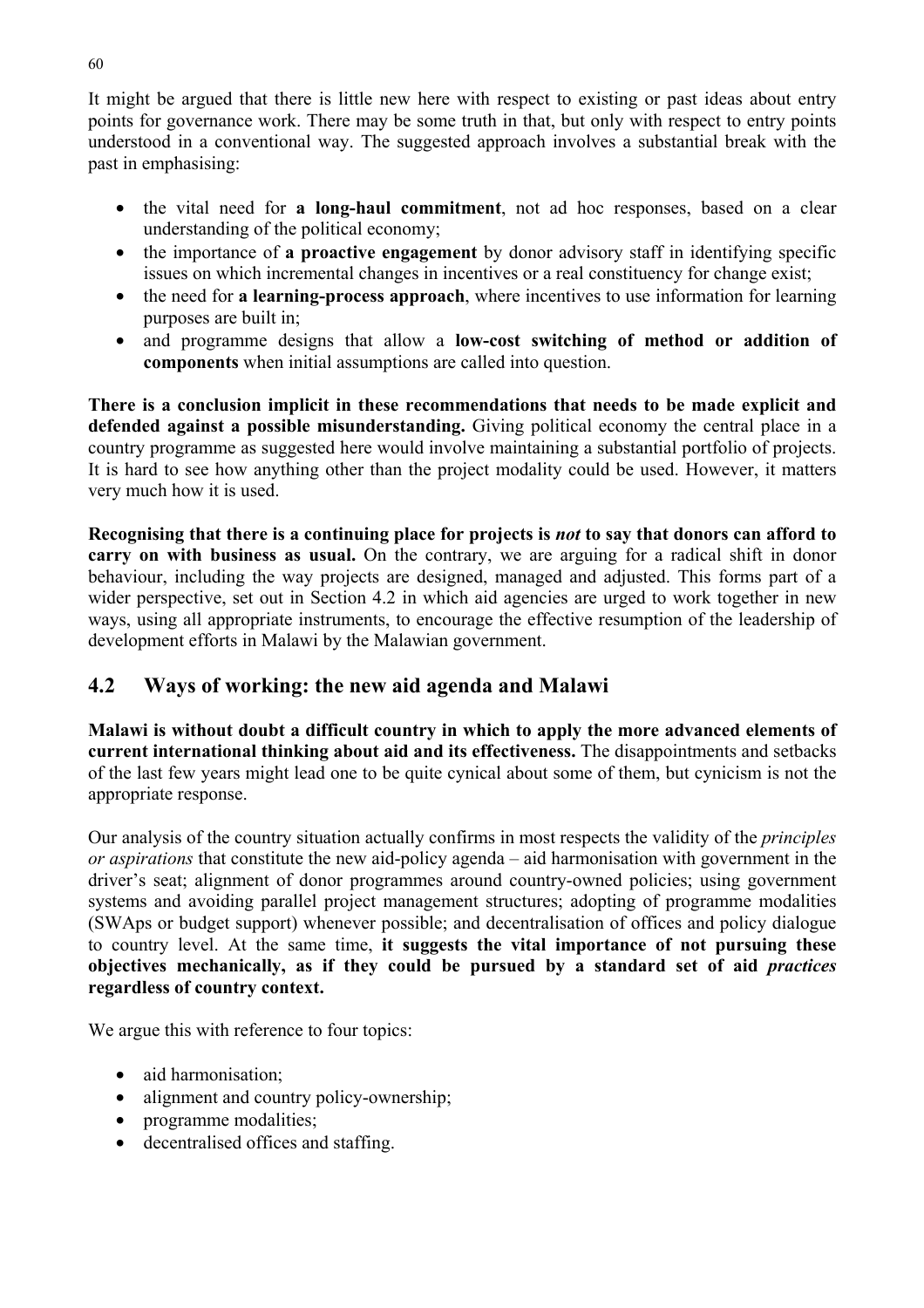It might be argued that there is little new here with respect to existing or past ideas about entry points for governance work. There may be some truth in that, but only with respect to entry points understood in a conventional way. The suggested approach involves a substantial break with the past in emphasising:

- the vital need for **a long-haul commitment**, not ad hoc responses, based on a clear understanding of the political economy;
- the importance of **a proactive engagement** by donor advisory staff in identifying specific issues on which incremental changes in incentives or a real constituency for change exist;
- the need for **a learning-process approach**, where incentives to use information for learning purposes are built in;
- and programme designs that allow a **low-cost switching of method or addition of components** when initial assumptions are called into question.

**There is a conclusion implicit in these recommendations that needs to be made explicit and defended against a possible misunderstanding.** Giving political economy the central place in a country programme as suggested here would involve maintaining a substantial portfolio of projects. It is hard to see how anything other than the project modality could be used. However, it matters very much how it is used.

**Recognising that there is a continuing place for projects is *not* to say that donors can afford to carry on with business as usual.** On the contrary, we are arguing for a radical shift in donor behaviour, including the way projects are designed, managed and adjusted. This forms part of a wider perspective, set out in Section 4.2 in which aid agencies are urged to work together in new ways, using all appropriate instruments, to encourage the effective resumption of the leadership of development efforts in Malawi by the Malawian government.

## 4.2 Ways of working: the new aid agenda and Malawi

**Malawi is without doubt a difficult country in which to apply the more advanced elements of current international thinking about aid and its effectiveness.** The disappointments and setbacks of the last few years might lead one to be quite cynical about some of them, but cynicism is not the appropriate response.

Our analysis of the country situation actually confirms in most respects the validity of the *principles or aspirations* that constitute the new aid-policy agenda – aid harmonisation with government in the driver's seat; alignment of donor programmes around country-owned policies; using government systems and avoiding parallel project management structures; adopting of programme modalities (SWAps or budget support) whenever possible; and decentralisation of offices and policy dialogue to country level. At the same time, **it suggests the vital importance of not pursuing these objectives mechanically, as if they could be pursued by a standard set of aid *practices* regardless of country context.**

We argue this with reference to four topics:

- aid harmonisation;
- alignment and country policy-ownership;
- programme modalities;
- decentralised offices and staffing.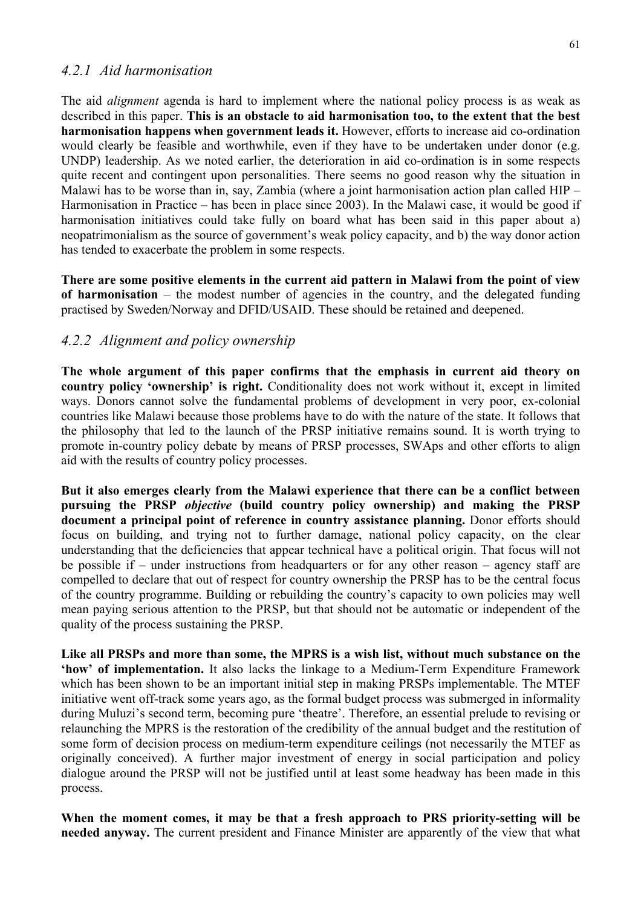### *4.2.1 Aid harmonisation*

The aid *alignment* agenda is hard to implement where the national policy process is as weak as described in this paper. **This is an obstacle to aid harmonisation too, to the extent that the best harmonisation happens when government leads it.** However, efforts to increase aid co-ordination would clearly be feasible and worthwhile, even if they have to be undertaken under donor (e.g. UNDP) leadership. As we noted earlier, the deterioration in aid co-ordination is in some respects quite recent and contingent upon personalities. There seems no good reason why the situation in Malawi has to be worse than in, say, Zambia (where a joint harmonisation action plan called HIP – Harmonisation in Practice – has been in place since 2003). In the Malawi case, it would be good if harmonisation initiatives could take fully on board what has been said in this paper about a) neopatrimonialism as the source of government's weak policy capacity, and b) the way donor action has tended to exacerbate the problem in some respects.

**There are some positive elements in the current aid pattern in Malawi from the point of view of harmonisation** – the modest number of agencies in the country, and the delegated funding practised by Sweden/Norway and DFID/USAID. These should be retained and deepened.

### *4.2.2 Alignment and policy ownership*

**The whole argument of this paper confirms that the emphasis in current aid theory on country policy 'ownership' is right.** Conditionality does not work without it, except in limited ways. Donors cannot solve the fundamental problems of development in very poor, ex-colonial countries like Malawi because those problems have to do with the nature of the state. It follows that the philosophy that led to the launch of the PRSP initiative remains sound. It is worth trying to promote in-country policy debate by means of PRSP processes, SWAps and other efforts to align aid with the results of country policy processes.

**But it also emerges clearly from the Malawi experience that there can be a conflict between pursuing the PRSP *objective* (build country policy ownership) and making the PRSP document a principal point of reference in country assistance planning.** Donor efforts should focus on building, and trying not to further damage, national policy capacity, on the clear understanding that the deficiencies that appear technical have a political origin. That focus will not be possible if – under instructions from headquarters or for any other reason – agency staff are compelled to declare that out of respect for country ownership the PRSP has to be the central focus of the country programme. Building or rebuilding the country's capacity to own policies may well mean paying serious attention to the PRSP, but that should not be automatic or independent of the quality of the process sustaining the PRSP.

**Like all PRSPs and more than some, the MPRS is a wish list, without much substance on the 'how' of implementation.** It also lacks the linkage to a Medium-Term Expenditure Framework which has been shown to be an important initial step in making PRSPs implementable. The MTEF initiative went off-track some years ago, as the formal budget process was submerged in informality during Muluzi's second term, becoming pure 'theatre'. Therefore, an essential prelude to revising or relaunching the MPRS is the restoration of the credibility of the annual budget and the restitution of some form of decision process on medium-term expenditure ceilings (not necessarily the MTEF as originally conceived). A further major investment of energy in social participation and policy dialogue around the PRSP will not be justified until at least some headway has been made in this process.

**When the moment comes, it may be that a fresh approach to PRS priority-setting will be needed anyway.** The current president and Finance Minister are apparently of the view that what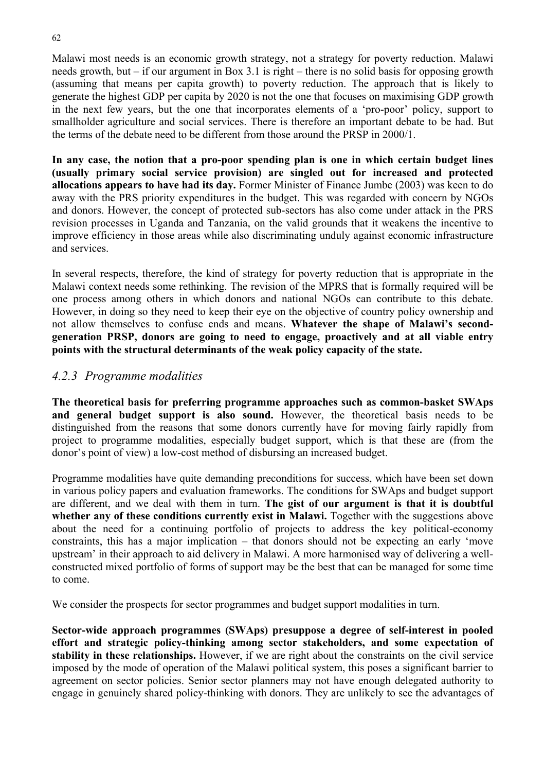Malawi most needs is an economic growth strategy, not a strategy for poverty reduction. Malawi needs growth, but – if our argument in Box 3.1 is right – there is no solid basis for opposing growth (assuming that means per capita growth) to poverty reduction. The approach that is likely to generate the highest GDP per capita by 2020 is not the one that focuses on maximising GDP growth in the next few years, but the one that incorporates elements of a 'pro-poor' policy, support to smallholder agriculture and social services. There is therefore an important debate to be had. But the terms of the debate need to be different from those around the PRSP in 2000/1.

**In any case, the notion that a pro-poor spending plan is one in which certain budget lines (usually primary social service provision) are singled out for increased and protected allocations appears to have had its day.** Former Minister of Finance Jumbe (2003) was keen to do away with the PRS priority expenditures in the budget. This was regarded with concern by NGOs and donors. However, the concept of protected sub-sectors has also come under attack in the PRS revision processes in Uganda and Tanzania, on the valid grounds that it weakens the incentive to improve efficiency in those areas while also discriminating unduly against economic infrastructure and services.

In several respects, therefore, the kind of strategy for poverty reduction that is appropriate in the Malawi context needs some rethinking. The revision of the MPRS that is formally required will be one process among others in which donors and national NGOs can contribute to this debate. However, in doing so they need to keep their eye on the objective of country policy ownership and not allow themselves to confuse ends and means. **Whatever the shape of Malawi's second-generation PRSP, donors are going to need to engage, proactively and at all viable entry points with the structural determinants of the weak policy capacity of the state.**

### *4.2.3 Programme modalities*

**The theoretical basis for preferring programme approaches such as common-basket SWAps and general budget support is also sound.** However, the theoretical basis needs to be distinguished from the reasons that some donors currently have for moving fairly rapidly from project to programme modalities, especially budget support, which is that these are (from the donor's point of view) a low-cost method of disbursing an increased budget.

Programme modalities have quite demanding preconditions for success, which have been set down in various policy papers and evaluation frameworks. The conditions for SWAps and budget support are different, and we deal with them in turn. **The gist of our argument is that it is doubtful whether any of these conditions currently exist in Malawi.** Together with the suggestions above about the need for a continuing portfolio of projects to address the key political-economy constraints, this has a major implication – that donors should not be expecting an early 'move upstream' in their approach to aid delivery in Malawi. A more harmonised way of delivering a well-constructed mixed portfolio of forms of support may be the best that can be managed for some time to come.

We consider the prospects for sector programmes and budget support modalities in turn.

**Sector-wide approach programmes (SWAps) presuppose a degree of self-interest in pooled effort and strategic policy-thinking among sector stakeholders, and some expectation of stability in these relationships.** However, if we are right about the constraints on the civil service imposed by the mode of operation of the Malawi political system, this poses a significant barrier to agreement on sector policies. Senior sector planners may not have enough delegated authority to engage in genuinely shared policy-thinking with donors. They are unlikely to see the advantages of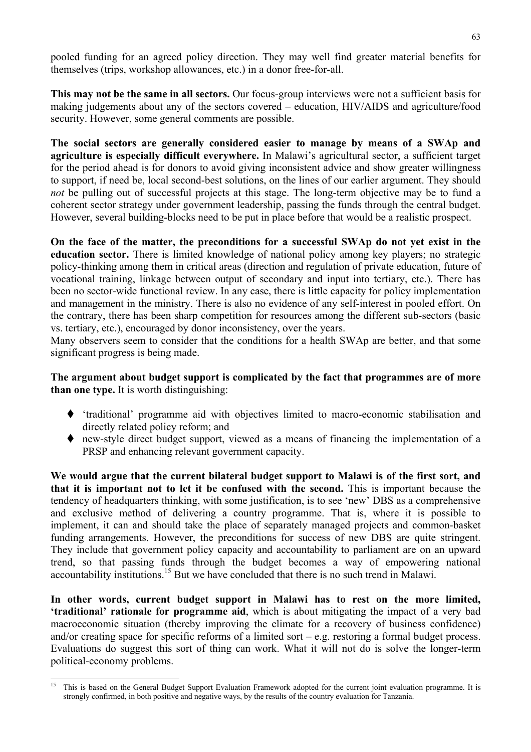pooled funding for an agreed policy direction. They may well find greater material benefits for themselves (trips, workshop allowances, etc.) in a donor free-for-all.

**This may not be the same in all sectors.** Our focus-group interviews were not a sufficient basis for making judgements about any of the sectors covered – education, HIV/AIDS and agriculture/food security. However, some general comments are possible.

**The social sectors are generally considered easier to manage by means of a SWAp and agriculture is especially difficult everywhere.** In Malawi's agricultural sector, a sufficient target for the period ahead is for donors to avoid giving inconsistent advice and show greater willingness to support, if need be, local second-best solutions, on the lines of our earlier argument. They should *not* be pulling out of successful projects at this stage. The long-term objective may be to fund a coherent sector strategy under government leadership, passing the funds through the central budget. However, several building-blocks need to be put in place before that would be a realistic prospect.

**On the face of the matter, the preconditions for a successful SWAp do not yet exist in the education sector.** There is limited knowledge of national policy among key players; no strategic policy-thinking among them in critical areas (direction and regulation of private education, future of vocational training, linkage between output of secondary and input into tertiary, etc.). There has been no sector-wide functional review. In any case, there is little capacity for policy implementation and management in the ministry. There is also no evidence of any self-interest in pooled effort. On the contrary, there has been sharp competition for resources among the different sub-sectors (basic vs. tertiary, etc.), encouraged by donor inconsistency, over the years.
Many observers seem to consider that the conditions for a health SWAp are better, and that some significant progress is being made.

**The argument about budget support is complicated by the fact that programmes are of more than one type.** It is worth distinguishing:

- 'traditional' programme aid with objectives limited to macro-economic stabilisation and directly related policy reform; and
- new-style direct budget support, viewed as a means of financing the implementation of a PRSP and enhancing relevant government capacity.

**We would argue that the current bilateral budget support to Malawi is of the first sort, and that it is important not to let it be confused with the second.** This is important because the tendency of headquarters thinking, with some justification, is to see 'new' DBS as a comprehensive and exclusive method of delivering a country programme. That is, where it is possible to implement, it can and should take the place of separately managed projects and common-basket funding arrangements. However, the preconditions for success of new DBS are quite stringent. They include that government policy capacity and accountability to parliament are on an upward trend, so that passing funds through the budget becomes a way of empowering national accountability institutions.[15] But we have concluded that there is no such trend in Malawi.

**In other words, current budget support in Malawi has to rest on the more limited, 'traditional' rationale for programme aid**, which is about mitigating the impact of a very bad macroeconomic situation (thereby improving the climate for a recovery of business confidence) and/or creating space for specific reforms of a limited sort – e.g. restoring a formal budget process. Evaluations do suggest this sort of thing can work. What it will not do is solve the longer-term political-economy problems.

[15] This is based on the General Budget Support Evaluation Framework adopted for the current joint evaluation programme. It is strongly confirmed, in both positive and negative ways, by the results of the country evaluation for Tanzania.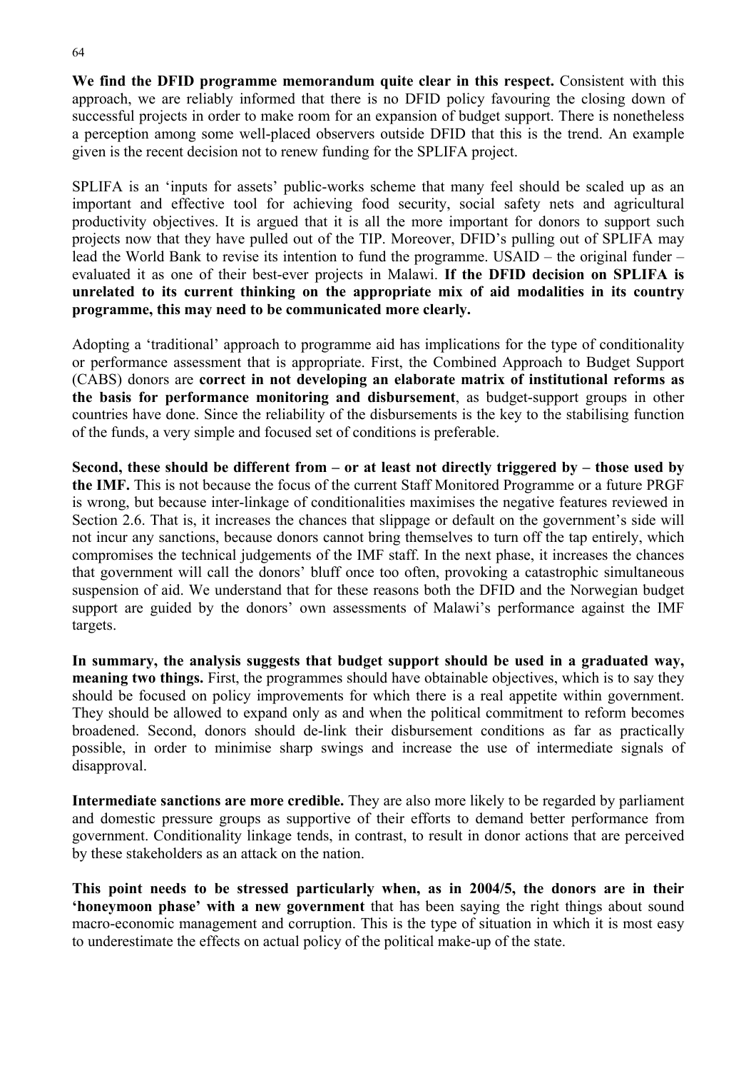**We find the DFID programme memorandum quite clear in this respect.** Consistent with this approach, we are reliably informed that there is no DFID policy favouring the closing down of successful projects in order to make room for an expansion of budget support. There is nonetheless a perception among some well-placed observers outside DFID that this is the trend. An example given is the recent decision not to renew funding for the SPLIFA project.

SPLIFA is an 'inputs for assets' public-works scheme that many feel should be scaled up as an important and effective tool for achieving food security, social safety nets and agricultural productivity objectives. It is argued that it is all the more important for donors to support such projects now that they have pulled out of the TIP. Moreover, DFID's pulling out of SPLIFA may lead the World Bank to revise its intention to fund the programme. USAID – the original funder – evaluated it as one of their best-ever projects in Malawi. **If the DFID decision on SPLIFA is unrelated to its current thinking on the appropriate mix of aid modalities in its country programme, this may need to be communicated more clearly.**

Adopting a 'traditional' approach to programme aid has implications for the type of conditionality or performance assessment that is appropriate. First, the Combined Approach to Budget Support (CABS) donors are **correct in not developing an elaborate matrix of institutional reforms as the basis for performance monitoring and disbursement**, as budget-support groups in other countries have done. Since the reliability of the disbursements is the key to the stabilising function of the funds, a very simple and focused set of conditions is preferable.

**Second, these should be different from – or at least not directly triggered by – those used by the IMF.** This is not because the focus of the current Staff Monitored Programme or a future PRGF is wrong, but because inter-linkage of conditionalities maximises the negative features reviewed in Section 2.6. That is, it increases the chances that slippage or default on the government's side will not incur any sanctions, because donors cannot bring themselves to turn off the tap entirely, which compromises the technical judgements of the IMF staff. In the next phase, it increases the chances that government will call the donors' bluff once too often, provoking a catastrophic simultaneous suspension of aid. We understand that for these reasons both the DFID and the Norwegian budget support are guided by the donors' own assessments of Malawi's performance against the IMF targets.

**In summary, the analysis suggests that budget support should be used in a graduated way, meaning two things.** First, the programmes should have obtainable objectives, which is to say they should be focused on policy improvements for which there is a real appetite within government. They should be allowed to expand only as and when the political commitment to reform becomes broadened. Second, donors should de-link their disbursement conditions as far as practically possible, in order to minimise sharp swings and increase the use of intermediate signals of disapproval.

**Intermediate sanctions are more credible.** They are also more likely to be regarded by parliament and domestic pressure groups as supportive of their efforts to demand better performance from government. Conditionality linkage tends, in contrast, to result in donor actions that are perceived by these stakeholders as an attack on the nation.

**This point needs to be stressed particularly when, as in 2004/5, the donors are in their 'honeymoon phase' with a new government** that has been saying the right things about sound macro-economic management and corruption. This is the type of situation in which it is most easy to underestimate the effects on actual policy of the political make-up of the state.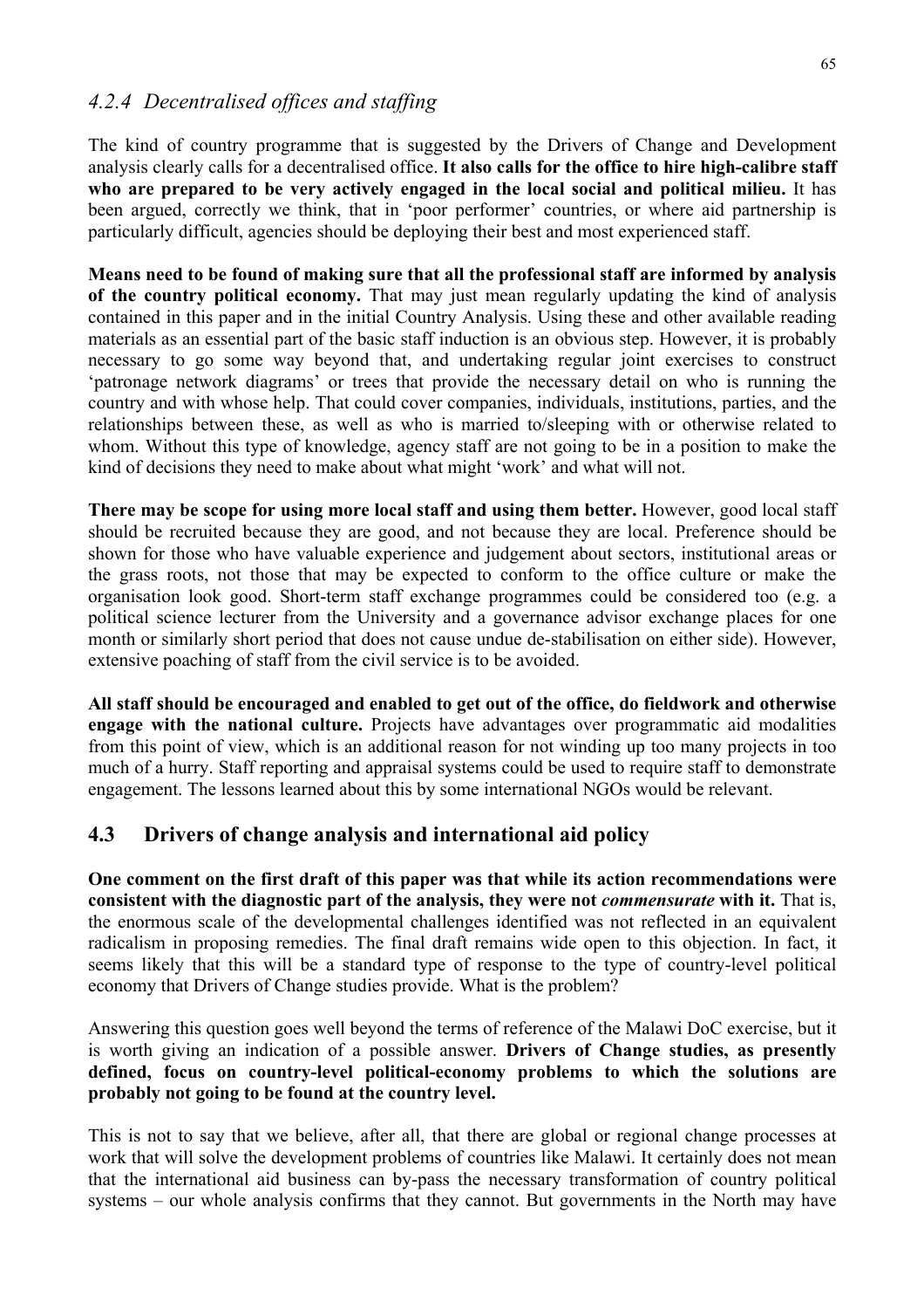### 4.2.4 *Decentralised offices and staffing*

The kind of country programme that is suggested by the Drivers of Change and Development analysis clearly calls for a decentralised office. **It also calls for the office to hire high-calibre staff who are prepared to be very actively engaged in the local social and political milieu.** It has been argued, correctly we think, that in 'poor performer' countries, or where aid partnership is particularly difficult, agencies should be deploying their best and most experienced staff.

**Means need to be found of making sure that all the professional staff are informed by analysis of the country political economy.** That may just mean regularly updating the kind of analysis contained in this paper and in the initial Country Analysis. Using these and other available reading materials as an essential part of the basic staff induction is an obvious step. However, it is probably necessary to go some way beyond that, and undertaking regular joint exercises to construct 'patronage network diagrams' or trees that provide the necessary detail on who is running the country and with whose help. That could cover companies, individuals, institutions, parties, and the relationships between these, as well as who is married to/sleeping with or otherwise related to whom. Without this type of knowledge, agency staff are not going to be in a position to make the kind of decisions they need to make about what might 'work' and what will not.

**There may be scope for using more local staff and using them better.** However, good local staff should be recruited because they are good, and not because they are local. Preference should be shown for those who have valuable experience and judgement about sectors, institutional areas or the grass roots, not those that may be expected to conform to the office culture or make the organisation look good. Short-term staff exchange programmes could be considered too (e.g. a political science lecturer from the University and a governance advisor exchange places for one month or similarly short period that does not cause undue de-stabilisation on either side). However, extensive poaching of staff from the civil service is to be avoided.

**All staff should be encouraged and enabled to get out of the office, do fieldwork and otherwise engage with the national culture.** Projects have advantages over programmatic aid modalities from this point of view, which is an additional reason for not winding up too many projects in too much of a hurry. Staff reporting and appraisal systems could be used to require staff to demonstrate engagement. The lessons learned about this by some international NGOs would be relevant.

## 4.3 Drivers of change analysis and international aid policy

**One comment on the first draft of this paper was that while its action recommendations were consistent with the diagnostic part of the analysis, they were not *commensurate* with it.** That is, the enormous scale of the developmental challenges identified was not reflected in an equivalent radicalism in proposing remedies. The final draft remains wide open to this objection. In fact, it seems likely that this will be a standard type of response to the type of country-level political economy that Drivers of Change studies provide. What is the problem?

Answering this question goes well beyond the terms of reference of the Malawi DoC exercise, but it is worth giving an indication of a possible answer. **Drivers of Change studies, as presently defined, focus on country-level political-economy problems to which the solutions are probably not going to be found at the country level.**

This is not to say that we believe, after all, that there are global or regional change processes at work that will solve the development problems of countries like Malawi. It certainly does not mean that the international aid business can by-pass the necessary transformation of country political systems – our whole analysis confirms that they cannot. But governments in the North may have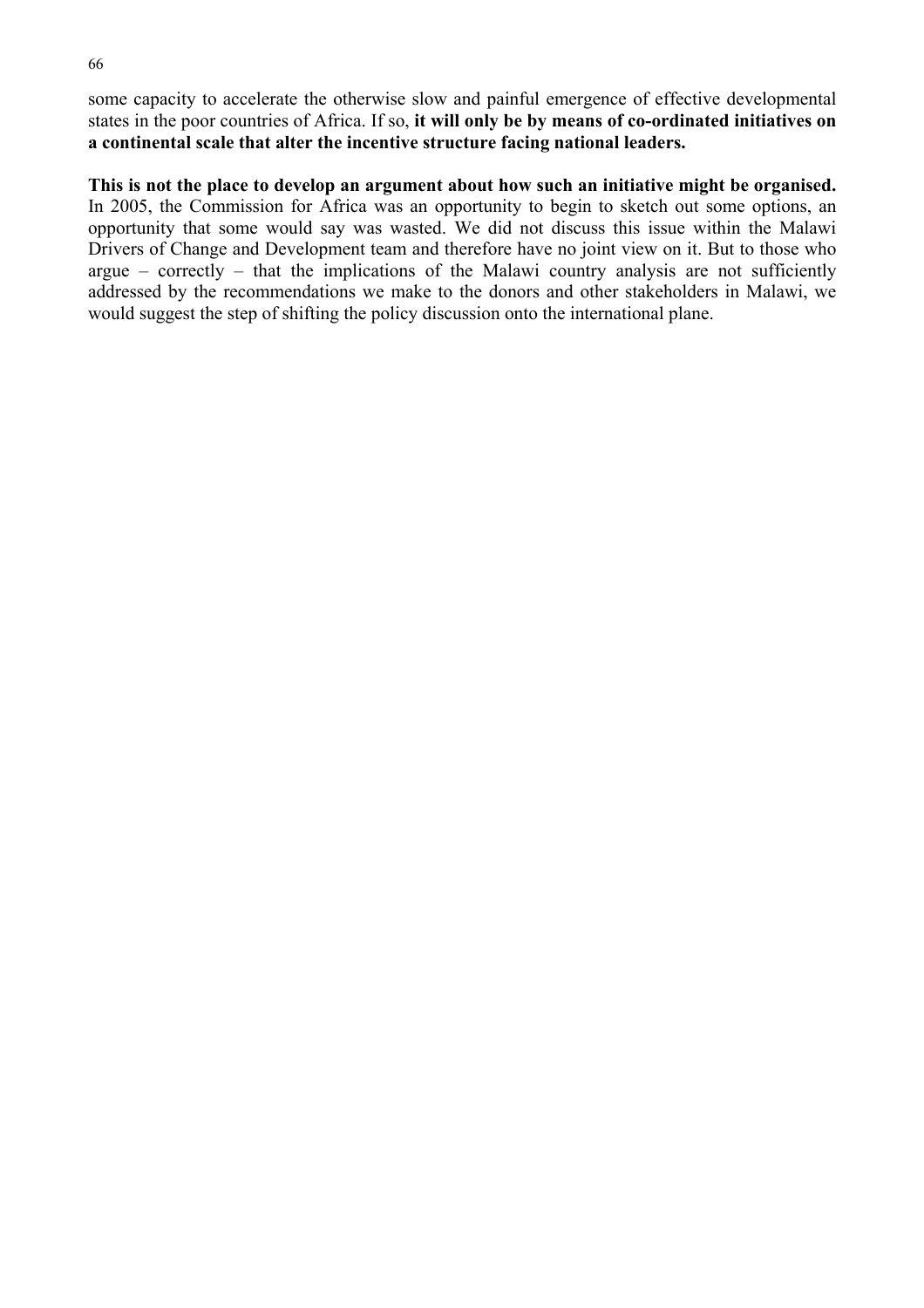some capacity to accelerate the otherwise slow and painful emergence of effective developmental states in the poor countries of Africa. If so, **it will only be by means of co-ordinated initiatives on a continental scale that alter the incentive structure facing national leaders.**

**This is not the place to develop an argument about how such an initiative might be organised.** In 2005, the Commission for Africa was an opportunity to begin to sketch out some options, an opportunity that some would say was wasted. We did not discuss this issue within the Malawi Drivers of Change and Development team and therefore have no joint view on it. But to those who argue – correctly – that the implications of the Malawi country analysis are not sufficiently addressed by the recommendations we make to the donors and other stakeholders in Malawi, we would suggest the step of shifting the policy discussion onto the international plane.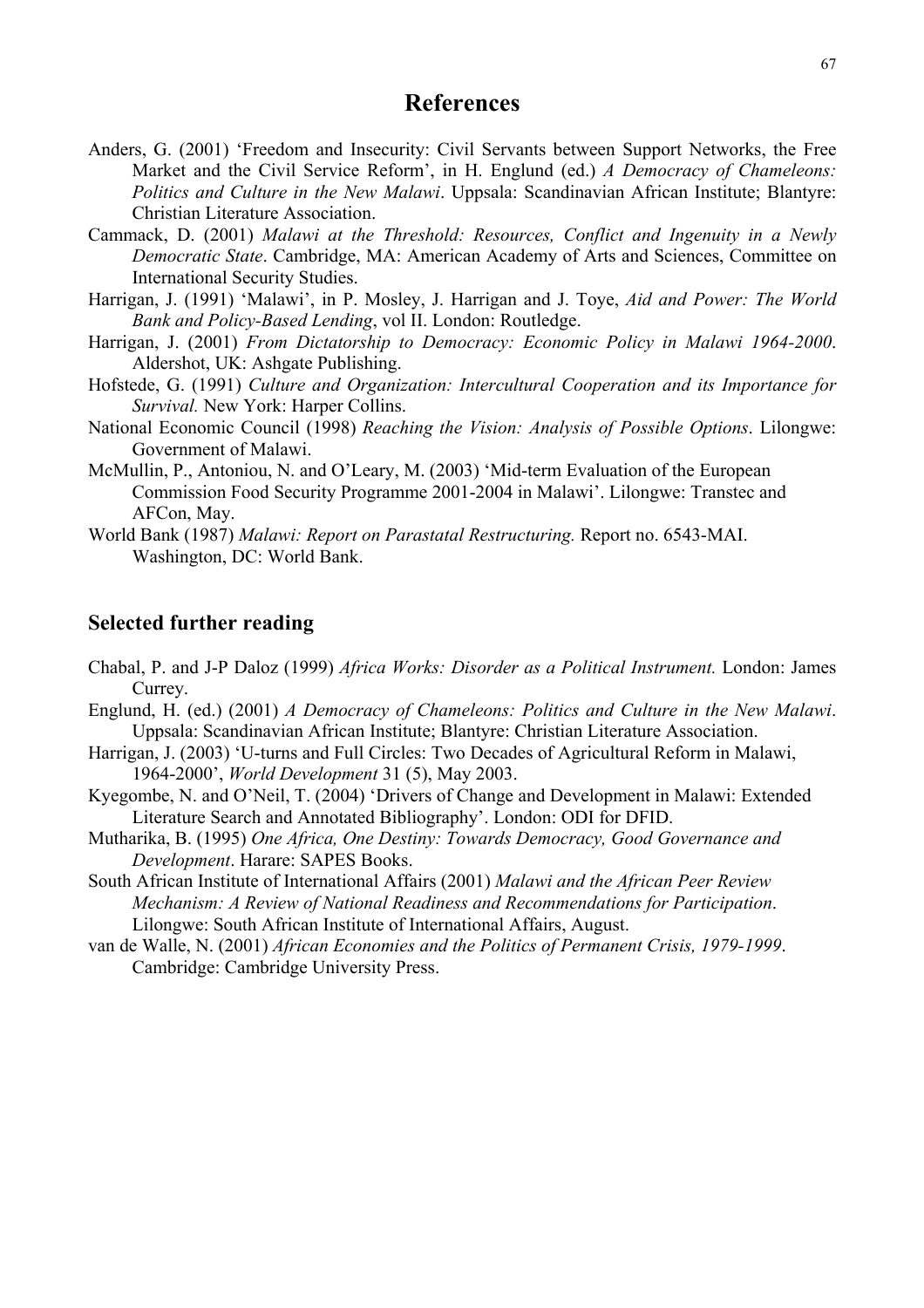## References

Anders, G. (2001) 'Freedom and Insecurity: Civil Servants between Support Networks, the Free Market and the Civil Service Reform', in H. Englund (ed.) *A Democracy of Chameleons: Politics and Culture in the New Malawi*. Uppsala: Scandinavian African Institute; Blantyre: Christian Literature Association.

Cammack, D. (2001) *Malawi at the Threshold: Resources, Conflict and Ingenuity in a Newly Democratic State*. Cambridge, MA: American Academy of Arts and Sciences, Committee on International Security Studies.

Harrigan, J. (1991) 'Malawi', in P. Mosley, J. Harrigan and J. Toye, *Aid and Power: The World Bank and Policy-Based Lending*, vol II. London: Routledge.

Harrigan, J. (2001) *From Dictatorship to Democracy: Economic Policy in Malawi 1964-2000*. Aldershot, UK: Ashgate Publishing.

Hofstede, G. (1991) *Culture and Organization: Intercultural Cooperation and its Importance for Survival.* New York: Harper Collins.

National Economic Council (1998) *Reaching the Vision: Analysis of Possible Options*. Lilongwe: Government of Malawi.

McMullin, P., Antoniou, N. and O'Leary, M. (2003) 'Mid-term Evaluation of the European Commission Food Security Programme 2001-2004 in Malawi'. Lilongwe: Transtec and AFCon, May.

World Bank (1987) *Malawi: Report on Parastatal Restructuring.* Report no. 6543-MAI. Washington, DC: World Bank.

### Selected further reading

Chabal, P. and J-P Daloz (1999) *Africa Works: Disorder as a Political Instrument.* London: James Currey.

Englund, H. (ed.) (2001) *A Democracy of Chameleons: Politics and Culture in the New Malawi*. Uppsala: Scandinavian African Institute; Blantyre: Christian Literature Association.

Harrigan, J. (2003) 'U-turns and Full Circles: Two Decades of Agricultural Reform in Malawi, 1964-2000', *World Development* 31 (5), May 2003.

Kyegombe, N. and O'Neil, T. (2004) 'Drivers of Change and Development in Malawi: Extended Literature Search and Annotated Bibliography'. London: ODI for DFID.

Mutharika, B. (1995) *One Africa, One Destiny: Towards Democracy, Good Governance and Development*. Harare: SAPES Books.

South African Institute of International Affairs (2001) *Malawi and the African Peer Review Mechanism: A Review of National Readiness and Recommendations for Participation*. Lilongwe: South African Institute of International Affairs, August.

van de Walle, N. (2001) *African Economies and the Politics of Permanent Crisis, 1979-1999*. Cambridge: Cambridge University Press.